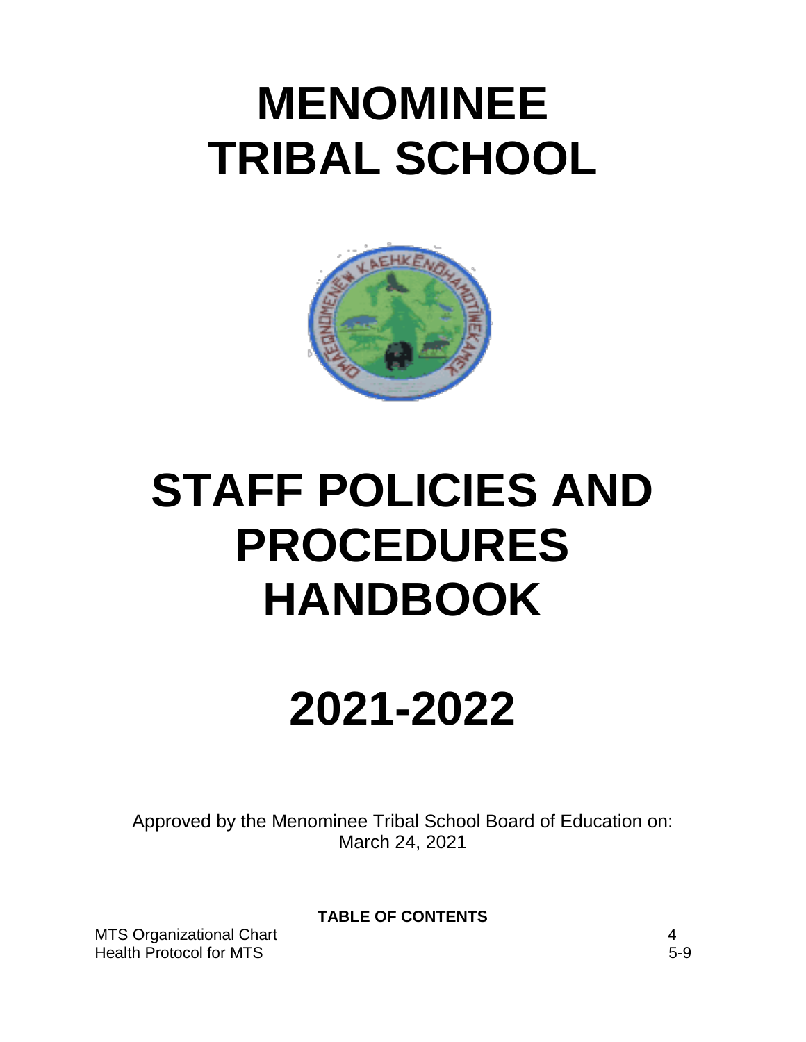# MENOMINEE TRIBAL SCHOOL

# STAFF POLICIES AND PROCEDURES HANDBOOK

# 2021-2022

Approved by the Menominee Tribal School Board of Education on:
March 24, 2021

**TABLE OF CONTENTS**

| | |
|---|---|
| MTS Organizational Chart | 4 |
| Health Protocol for MTS | 5-9 |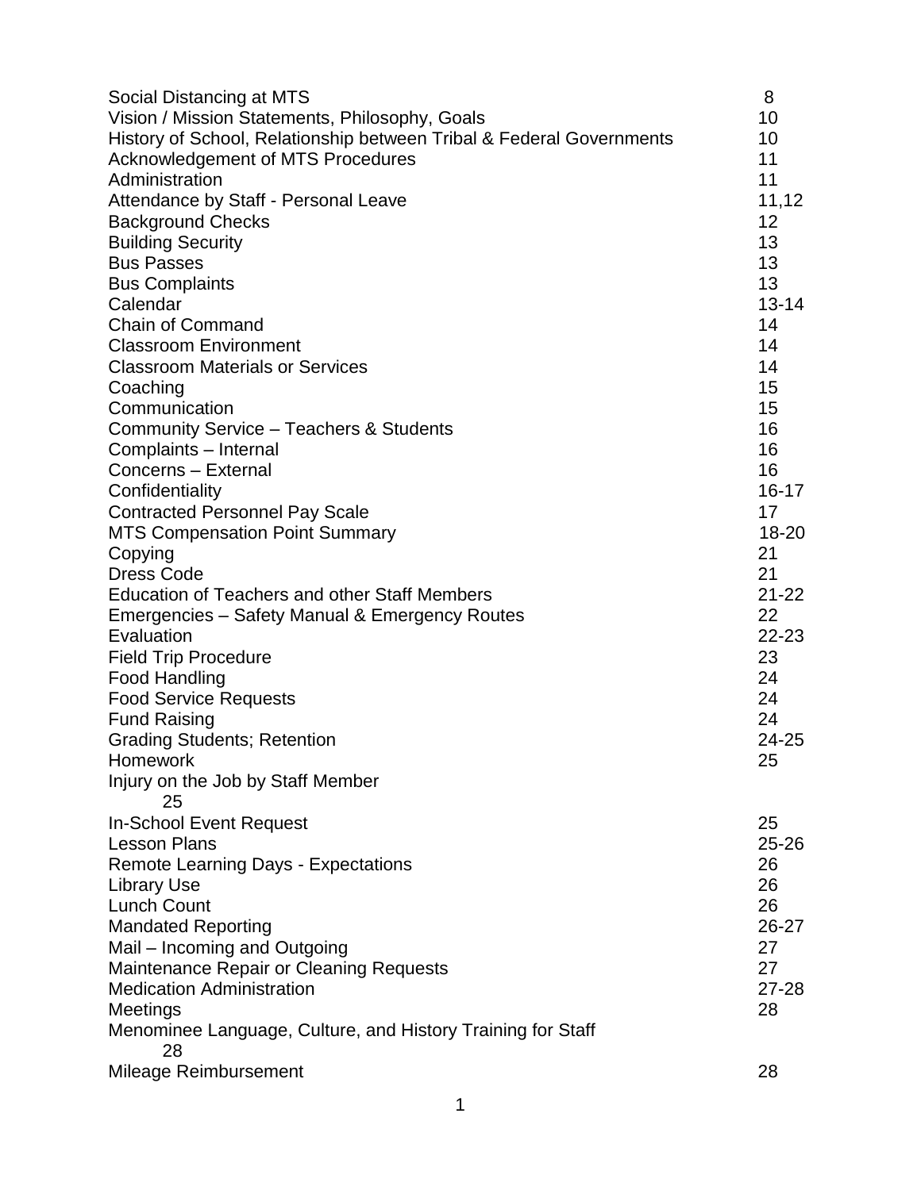| | |
|---|---|
| Social Distancing at MTS | 8 |
| Vision / Mission Statements, Philosophy, Goals | 10 |
| History of School, Relationship between Tribal & Federal Governments | 10 |
| Acknowledgement of MTS Procedures | 11 |
| Administration | 11 |
| Attendance by Staff - Personal Leave | 11,12 |
| Background Checks | 12 |
| Building Security | 13 |
| Bus Passes | 13 |
| Bus Complaints | 13 |
| Calendar | 13-14 |
| Chain of Command | 14 |
| Classroom Environment | 14 |
| Classroom Materials or Services | 14 |
| Coaching | 15 |
| Communication | 15 |
| Community Service – Teachers & Students | 16 |
| Complaints – Internal | 16 |
| Concerns – External | 16 |
| Confidentiality | 16-17 |
| Contracted Personnel Pay Scale | 17 |
| MTS Compensation Point Summary | 18-20 |
| Copying | 21 |
| Dress Code | 21 |
| Education of Teachers and other Staff Members | 21-22 |
| Emergencies – Safety Manual & Emergency Routes | 22 |
| Evaluation | 22-23 |
| Field Trip Procedure | 23 |
| Food Handling | 24 |
| Food Service Requests | 24 |
| Fund Raising | 24 |
| Grading Students; Retention | 24-25 |
| Homework | 25 |
| Injury on the Job by Staff Member | 25 |
| In-School Event Request | 25 |
| Lesson Plans | 25-26 |
| Remote Learning Days - Expectations | 26 |
| Library Use | 26 |
| Lunch Count | 26 |
| Mandated Reporting | 26-27 |
| Mail – Incoming and Outgoing | 27 |
| Maintenance Repair or Cleaning Requests | 27 |
| Medication Administration | 27-28 |
| Meetings | 28 |
| Menominee Language, Culture, and History Training for Staff | 28 |
| Mileage Reimbursement | 28 |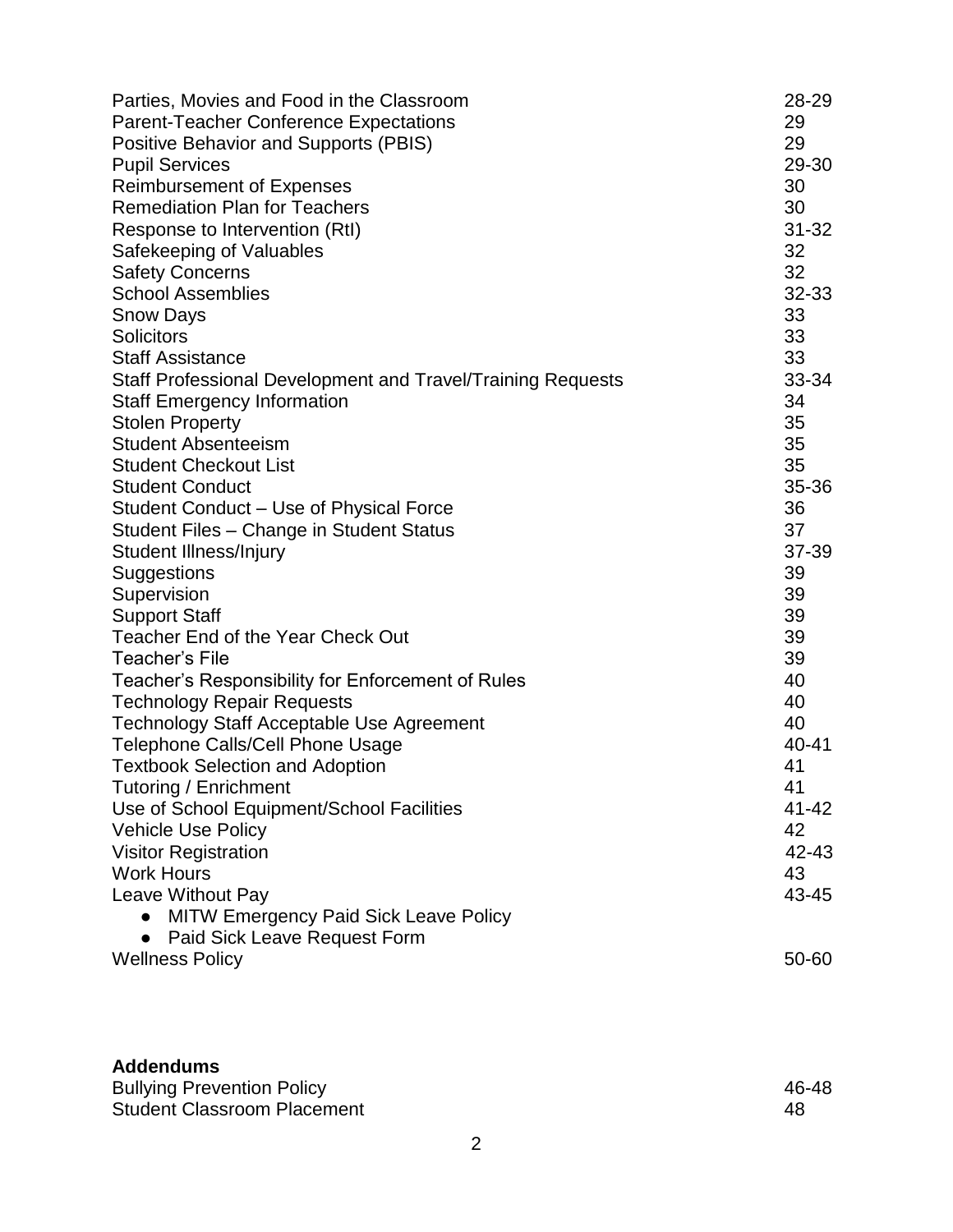| | |
|---|---|
| Parties, Movies and Food in the Classroom | 28-29 |
| Parent-Teacher Conference Expectations | 29 |
| Positive Behavior and Supports (PBIS) | 29 |
| Pupil Services | 29-30 |
| Reimbursement of Expenses | 30 |
| Remediation Plan for Teachers | 30 |
| Response to Intervention (RtI) | 31-32 |
| Safekeeping of Valuables | 32 |
| Safety Concerns | 32 |
| School Assemblies | 32-33 |
| Snow Days | 33 |
| Solicitors | 33 |
| Staff Assistance | 33 |
| Staff Professional Development and Travel/Training Requests | 33-34 |
| Staff Emergency Information | 34 |
| Stolen Property | 35 |
| Student Absenteeism | 35 |
| Student Checkout List | 35 |
| Student Conduct | 35-36 |
| Student Conduct – Use of Physical Force | 36 |
| Student Files – Change in Student Status | 37 |
| Student Illness/Injury | 37-39 |
| Suggestions | 39 |
| Supervision | 39 |
| Support Staff | 39 |
| Teacher End of the Year Check Out | 39 |
| Teacher's File | 39 |
| Teacher's Responsibility for Enforcement of Rules | 40 |
| Technology Repair Requests | 40 |
| Technology Staff Acceptable Use Agreement | 40 |
| Telephone Calls/Cell Phone Usage | 40-41 |
| Textbook Selection and Adoption | 41 |
| Tutoring / Enrichment | 41 |
| Use of School Equipment/School Facilities | 41-42 |
| Vehicle Use Policy | 42 |
| Visitor Registration | 42-43 |
| Work Hours | 43 |
| Leave Without Pay | 43-45 |
| ● MITW Emergency Paid Sick Leave Policy | |
| ● Paid Sick Leave Request Form | |
| Wellness Policy | 50-60 |

**Addendums**

| | |
|---|---|
| Bullying Prevention Policy | 46-48 |
| Student Classroom Placement | 48 |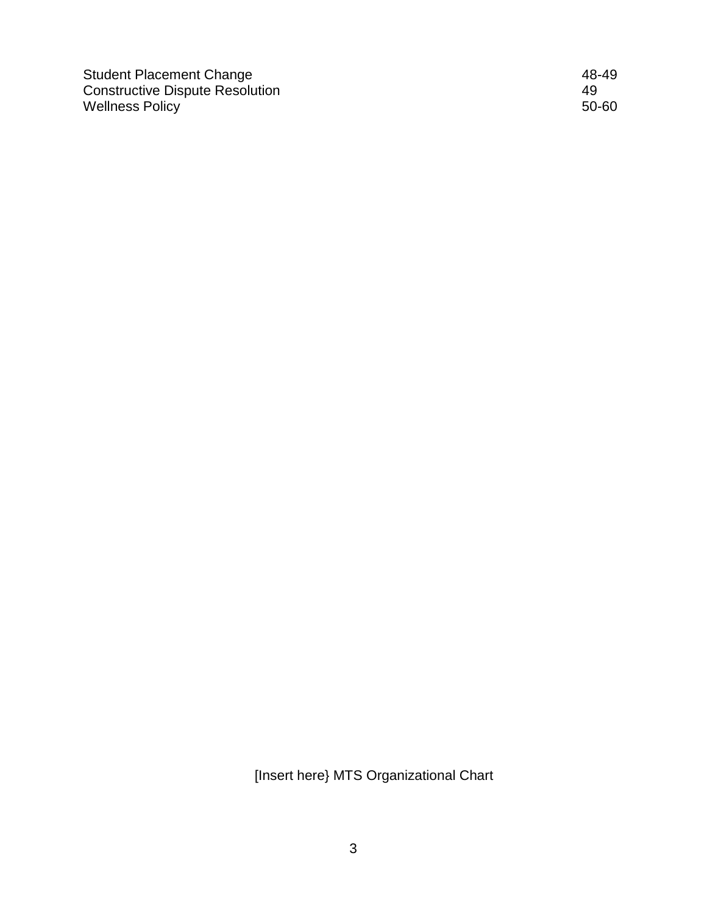| | |
|---|---|
| Student Placement Change | 48-49 |
| Constructive Dispute Resolution | 49 |
| Wellness Policy | 50-60 |

[Insert here} MTS Organizational Chart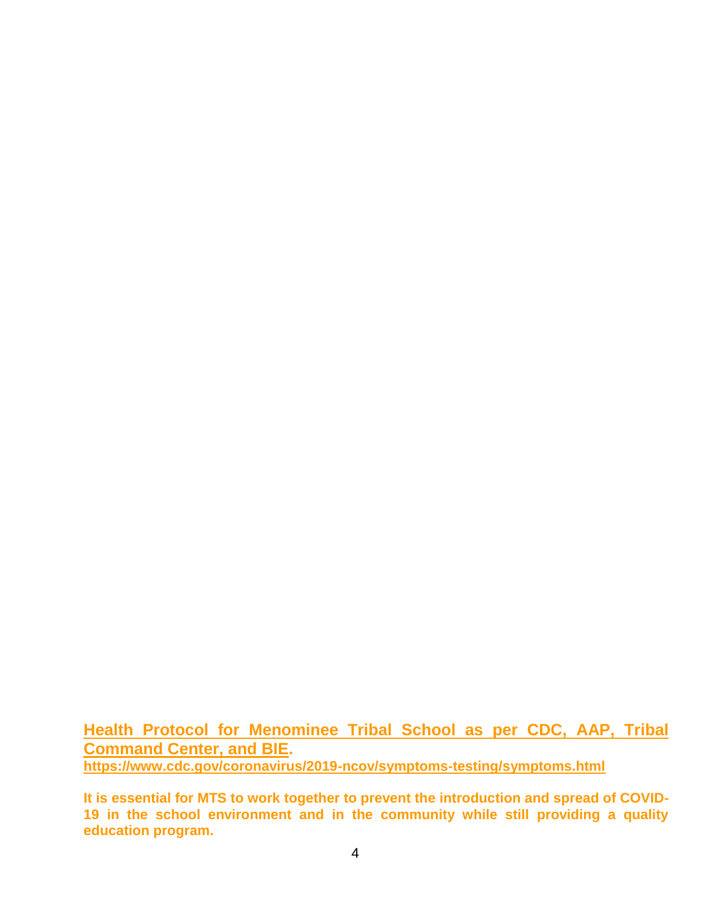**Health Protocol for Menominee Tribal School as per CDC, AAP, Tribal Command Center, and BIE.**

**https://www.cdc.gov/coronavirus/2019-ncov/symptoms-testing/symptoms.html**

**It is essential for MTS to work together to prevent the introduction and spread of COVID-19 in the school environment and in the community while still providing a quality education program.**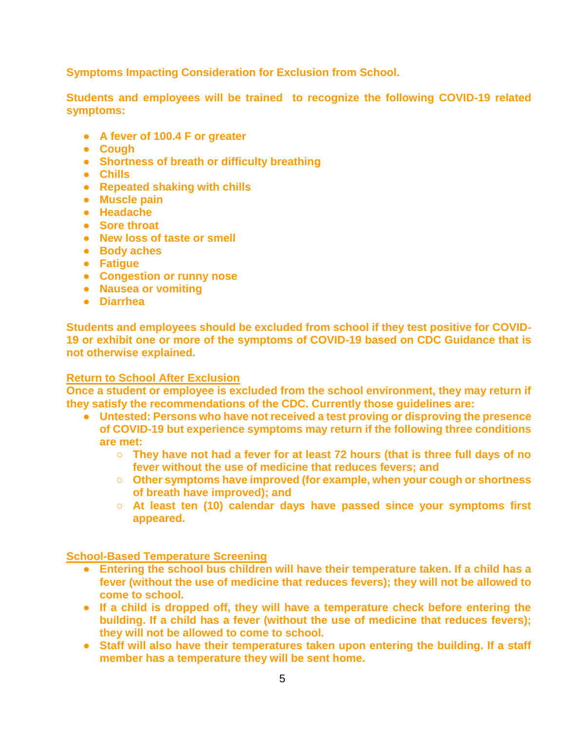**Symptoms Impacting Consideration for Exclusion from School.**

**Students and employees will be trained to recognize the following COVID-19 related symptoms:**

- **A fever of 100.4 F or greater**
- **Cough**
- **Shortness of breath or difficulty breathing**
- **Chills**
- **Repeated shaking with chills**
- **Muscle pain**
- **Headache**
- **Sore throat**
- **New loss of taste or smell**
- **Body aches**
- **Fatigue**
- **Congestion or runny nose**
- **Nausea or vomiting**
- **Diarrhea**

**Students and employees should be excluded from school if they test positive for COVID-19 or exhibit one or more of the symptoms of COVID-19 based on CDC Guidance that is not otherwise explained.**

**Return to School After Exclusion**

**Once a student or employee is excluded from the school environment, they may return if they satisfy the recommendations of the CDC. Currently those guidelines are:**

- **Untested: Persons who have not received a test proving or disproving the presence of COVID-19 but experience symptoms may return if the following three conditions are met:**
  - **They have not had a fever for at least 72 hours (that is three full days of no fever without the use of medicine that reduces fevers; and**
  - **Other symptoms have improved (for example, when your cough or shortness of breath have improved); and**
  - **At least ten (10) calendar days have passed since your symptoms first appeared.**

**School-Based Temperature Screening**

- **Entering the school bus children will have their temperature taken. If a child has a fever (without the use of medicine that reduces fevers); they will not be allowed to come to school.**
- **If a child is dropped off, they will have a temperature check before entering the building. If a child has a fever (without the use of medicine that reduces fevers); they will not be allowed to come to school.**
- **Staff will also have their temperatures taken upon entering the building. If a staff member has a temperature they will be sent home.**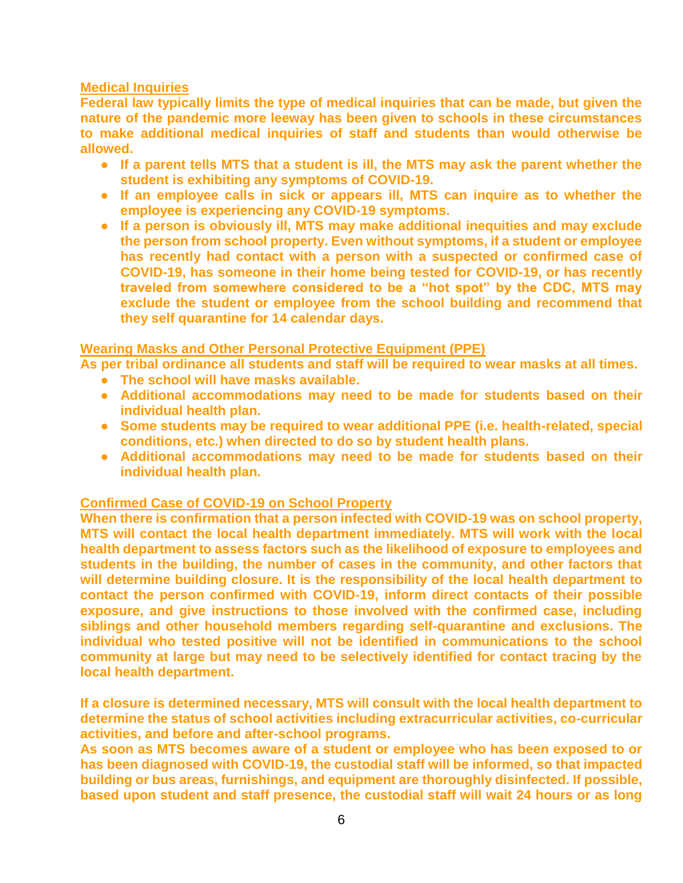**Medical Inquiries**

**Federal law typically limits the type of medical inquiries that can be made, but given the nature of the pandemic more leeway has been given to schools in these circumstances to make additional medical inquiries of staff and students than would otherwise be allowed.**

- **If a parent tells MTS that a student is ill, the MTS may ask the parent whether the student is exhibiting any symptoms of COVID-19.**
- **If an employee calls in sick or appears ill, MTS can inquire as to whether the employee is experiencing any COVID-19 symptoms.**
- **If a person is obviously ill, MTS may make additional inequities and may exclude the person from school property. Even without symptoms, if a student or employee has recently had contact with a person with a suspected or confirmed case of COVID-19, has someone in their home being tested for COVID-19, or has recently traveled from somewhere considered to be a "hot spot" by the CDC, MTS may exclude the student or employee from the school building and recommend that they self quarantine for 14 calendar days.**

**Wearing Masks and Other Personal Protective Equipment (PPE)**

**As per tribal ordinance all students and staff will be required to wear masks at all times.**

- **The school will have masks available.**
- **Additional accommodations may need to be made for students based on their individual health plan.**
- **Some students may be required to wear additional PPE (i.e. health-related, special conditions, etc.) when directed to do so by student health plans.**
- **Additional accommodations may need to be made for students based on their individual health plan.**

**Confirmed Case of COVID-19 on School Property**

**When there is confirmation that a person infected with COVID-19 was on school property, MTS will contact the local health department immediately. MTS will work with the local health department to assess factors such as the likelihood of exposure to employees and students in the building, the number of cases in the community, and other factors that will determine building closure. It is the responsibility of the local health department to contact the person confirmed with COVID-19, inform direct contacts of their possible exposure, and give instructions to those involved with the confirmed case, including siblings and other household members regarding self-quarantine and exclusions. The individual who tested positive will not be identified in communications to the school community at large but may need to be selectively identified for contact tracing by the local health department.**

**If a closure is determined necessary, MTS will consult with the local health department to determine the status of school activities including extracurricular activities, co-curricular activities, and before and after-school programs.**

**As soon as MTS becomes aware of a student or employee who has been exposed to or has been diagnosed with COVID-19, the custodial staff will be informed, so that impacted building or bus areas, furnishings, and equipment are thoroughly disinfected. If possible, based upon student and staff presence, the custodial staff will wait 24 hours or as long**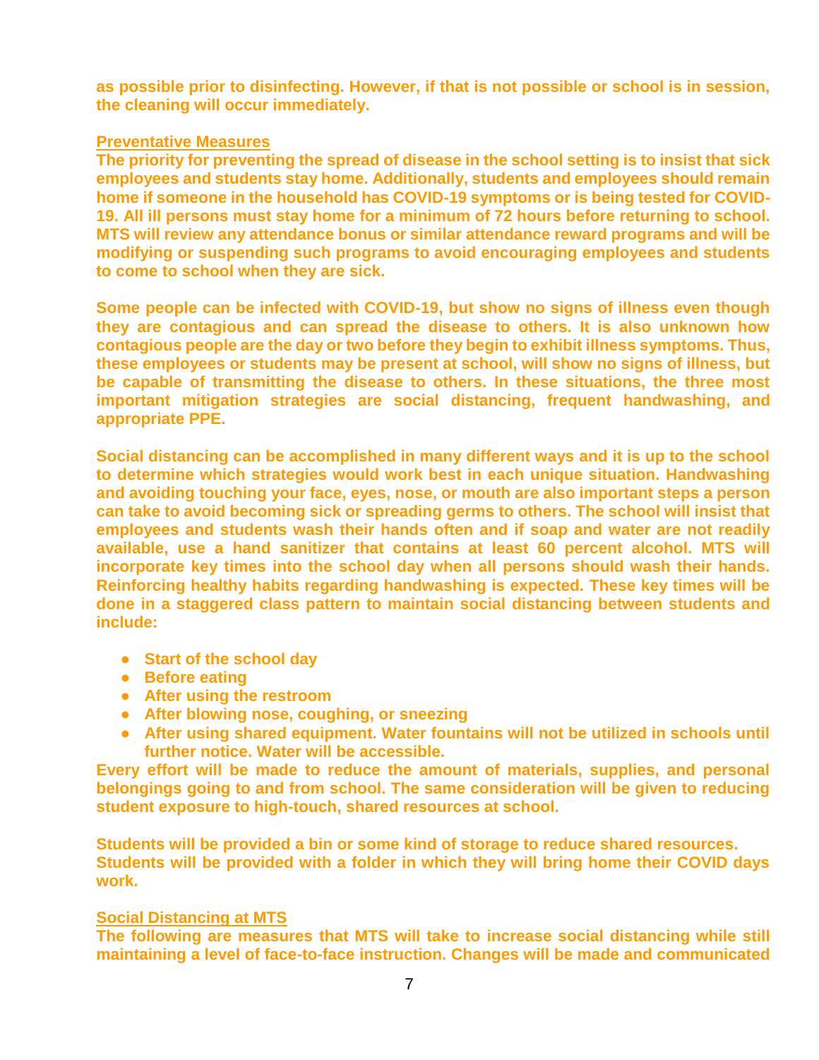**as possible prior to disinfecting. However, if that is not possible or school is in session, the cleaning will occur immediately.**

**Preventative Measures**

**The priority for preventing the spread of disease in the school setting is to insist that sick employees and students stay home. Additionally, students and employees should remain home if someone in the household has COVID-19 symptoms or is being tested for COVID-19. All ill persons must stay home for a minimum of 72 hours before returning to school. MTS will review any attendance bonus or similar attendance reward programs and will be modifying or suspending such programs to avoid encouraging employees and students to come to school when they are sick.**

**Some people can be infected with COVID-19, but show no signs of illness even though they are contagious and can spread the disease to others. It is also unknown how contagious people are the day or two before they begin to exhibit illness symptoms. Thus, these employees or students may be present at school, will show no signs of illness, but be capable of transmitting the disease to others. In these situations, the three most important mitigation strategies are social distancing, frequent handwashing, and appropriate PPE.**

**Social distancing can be accomplished in many different ways and it is up to the school to determine which strategies would work best in each unique situation. Handwashing and avoiding touching your face, eyes, nose, or mouth are also important steps a person can take to avoid becoming sick or spreading germs to others. The school will insist that employees and students wash their hands often and if soap and water are not readily available, use a hand sanitizer that contains at least 60 percent alcohol. MTS will incorporate key times into the school day when all persons should wash their hands. Reinforcing healthy habits regarding handwashing is expected. These key times will be done in a staggered class pattern to maintain social distancing between students and include:**

- **Start of the school day**
- **Before eating**
- **After using the restroom**
- **After blowing nose, coughing, or sneezing**
- **After using shared equipment. Water fountains will not be utilized in schools until further notice. Water will be accessible.**

**Every effort will be made to reduce the amount of materials, supplies, and personal belongings going to and from school. The same consideration will be given to reducing student exposure to high-touch, shared resources at school.**

**Students will be provided a bin or some kind of storage to reduce shared resources. Students will be provided with a folder in which they will bring home their COVID days work.**

**Social Distancing at MTS**

**The following are measures that MTS will take to increase social distancing while still maintaining a level of face-to-face instruction. Changes will be made and communicated**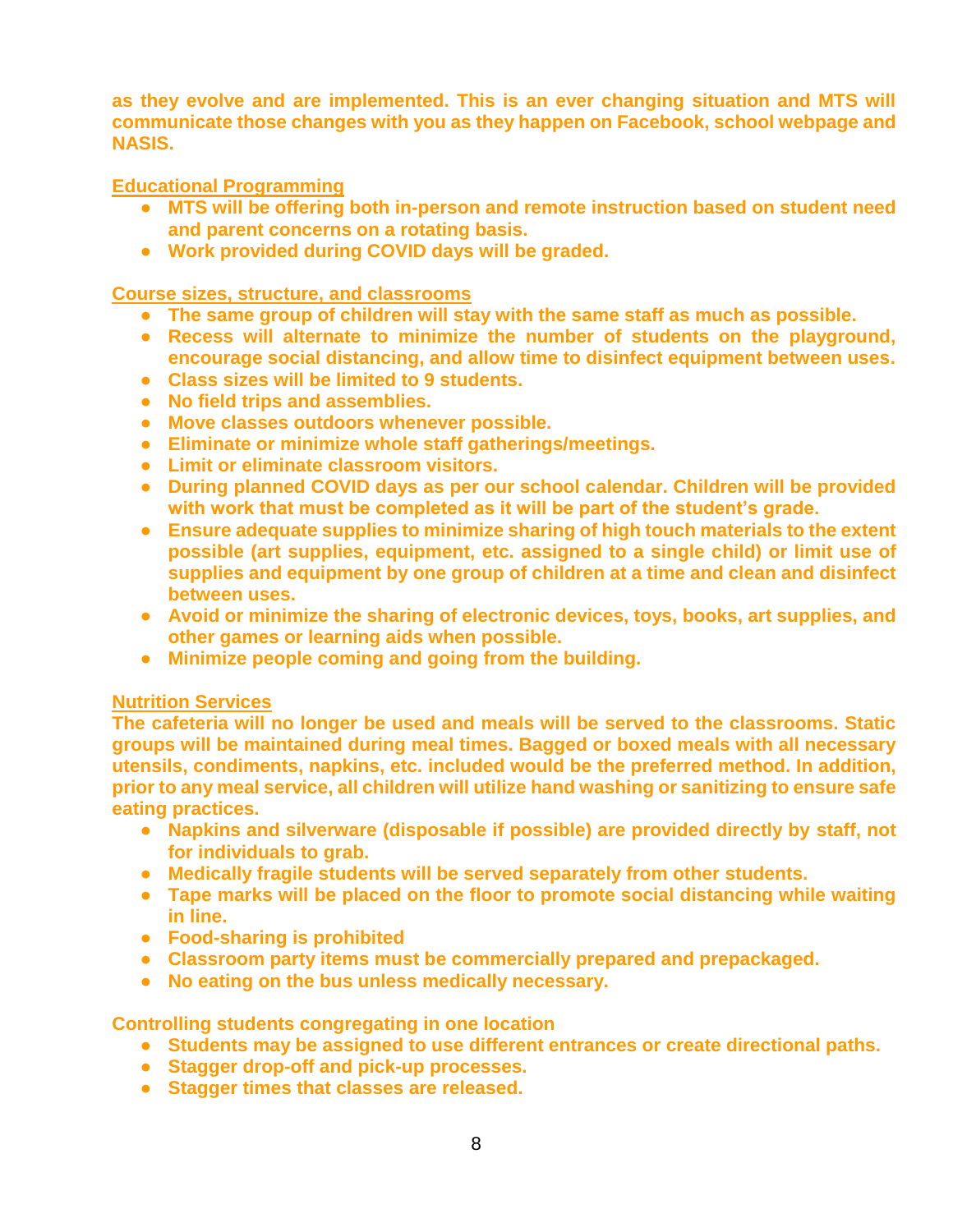**as they evolve and are implemented. This is an ever changing situation and MTS will communicate those changes with you as they happen on Facebook, school webpage and NASIS.**

**Educational Programming**

- **MTS will be offering both in-person and remote instruction based on student need and parent concerns on a rotating basis.**
- **Work provided during COVID days will be graded.**

**Course sizes, structure, and classrooms**

- **The same group of children will stay with the same staff as much as possible.**
- **Recess will alternate to minimize the number of students on the playground, encourage social distancing, and allow time to disinfect equipment between uses.**
- **Class sizes will be limited to 9 students.**
- **No field trips and assemblies.**
- **Move classes outdoors whenever possible.**
- **Eliminate or minimize whole staff gatherings/meetings.**
- **Limit or eliminate classroom visitors.**
- **During planned COVID days as per our school calendar. Children will be provided with work that must be completed as it will be part of the student's grade.**
- **Ensure adequate supplies to minimize sharing of high touch materials to the extent possible (art supplies, equipment, etc. assigned to a single child) or limit use of supplies and equipment by one group of children at a time and clean and disinfect between uses.**
- **Avoid or minimize the sharing of electronic devices, toys, books, art supplies, and other games or learning aids when possible.**
- **Minimize people coming and going from the building.**

**Nutrition Services**

**The cafeteria will no longer be used and meals will be served to the classrooms. Static groups will be maintained during meal times. Bagged or boxed meals with all necessary utensils, condiments, napkins, etc. included would be the preferred method. In addition, prior to any meal service, all children will utilize hand washing or sanitizing to ensure safe eating practices.**

- **Napkins and silverware (disposable if possible) are provided directly by staff, not for individuals to grab.**
- **Medically fragile students will be served separately from other students.**
- **Tape marks will be placed on the floor to promote social distancing while waiting in line.**
- **Food-sharing is prohibited**
- **Classroom party items must be commercially prepared and prepackaged.**
- **No eating on the bus unless medically necessary.**

**Controlling students congregating in one location**

- **Students may be assigned to use different entrances or create directional paths.**
- **Stagger drop-off and pick-up processes.**
- **Stagger times that classes are released.**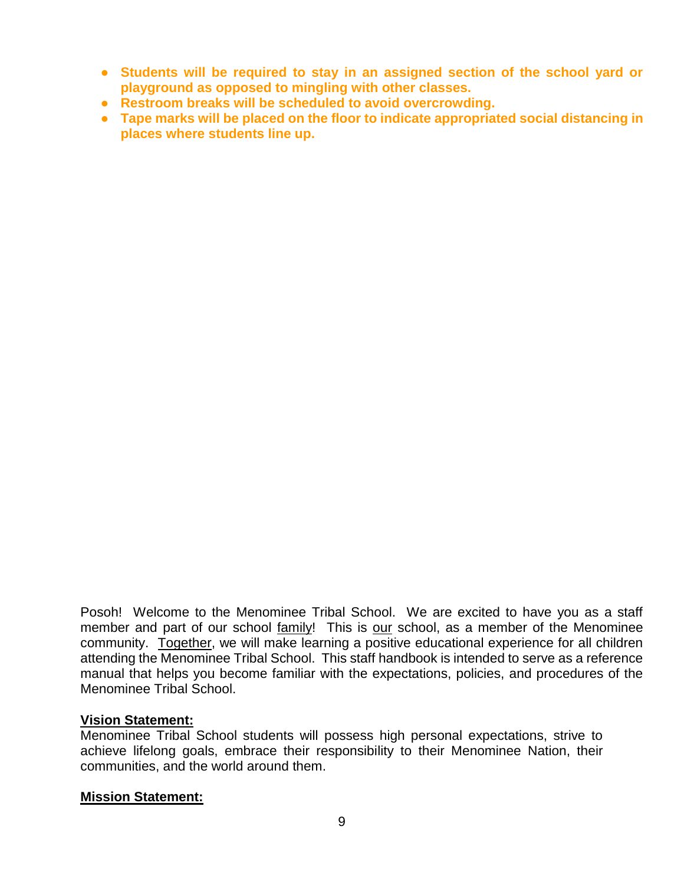- **Students will be required to stay in an assigned section of the school yard or playground as opposed to mingling with other classes.**
- **Restroom breaks will be scheduled to avoid overcrowding.**
- **Tape marks will be placed on the floor to indicate appropriated social distancing in places where students line up.**

Posoh! Welcome to the Menominee Tribal School. We are excited to have you as a staff member and part of our school family! This is our school, as a member of the Menominee community. Together, we will make learning a positive educational experience for all children attending the Menominee Tribal School. This staff handbook is intended to serve as a reference manual that helps you become familiar with the expectations, policies, and procedures of the Menominee Tribal School.

**Vision Statement:**

Menominee Tribal School students will possess high personal expectations, strive to achieve lifelong goals, embrace their responsibility to their Menominee Nation, their communities, and the world around them.

**Mission Statement:**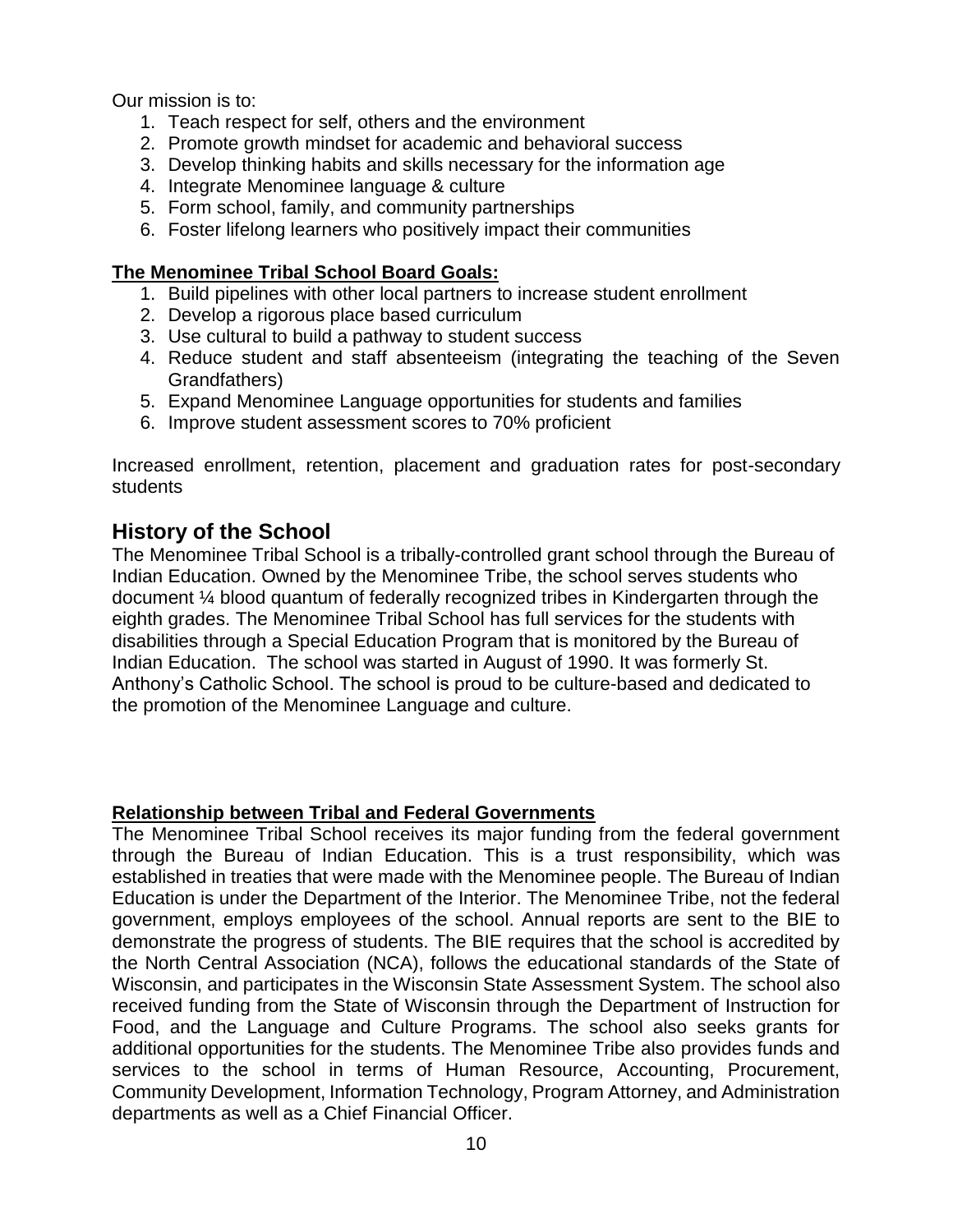Our mission is to:

1. Teach respect for self, others and the environment
2. Promote growth mindset for academic and behavioral success
3. Develop thinking habits and skills necessary for the information age
4. Integrate Menominee language & culture
5. Form school, family, and community partnerships
6. Foster lifelong learners who positively impact their communities

**The Menominee Tribal School Board Goals:**

1. Build pipelines with other local partners to increase student enrollment
2. Develop a rigorous place based curriculum
3. Use cultural to build a pathway to student success
4. Reduce student and staff absenteeism (integrating the teaching of the Seven Grandfathers)
5. Expand Menominee Language opportunities for students and families
6. Improve student assessment scores to 70% proficient

Increased enrollment, retention, placement and graduation rates for post-secondary students

## History of the School

The Menominee Tribal School is a tribally-controlled grant school through the Bureau of Indian Education. Owned by the Menominee Tribe, the school serves students who document ¼ blood quantum of federally recognized tribes in Kindergarten through the eighth grades. The Menominee Tribal School has full services for the students with disabilities through a Special Education Program that is monitored by the Bureau of Indian Education. The school was started in August of 1990. It was formerly St. Anthony's Catholic School. The school is proud to be culture-based and dedicated to the promotion of the Menominee Language and culture.

**Relationship between Tribal and Federal Governments**

The Menominee Tribal School receives its major funding from the federal government through the Bureau of Indian Education. This is a trust responsibility, which was established in treaties that were made with the Menominee people. The Bureau of Indian Education is under the Department of the Interior. The Menominee Tribe, not the federal government, employs employees of the school. Annual reports are sent to the BIE to demonstrate the progress of students. The BIE requires that the school is accredited by the North Central Association (NCA), follows the educational standards of the State of Wisconsin, and participates in the Wisconsin State Assessment System. The school also received funding from the State of Wisconsin through the Department of Instruction for Food, and the Language and Culture Programs. The school also seeks grants for additional opportunities for the students. The Menominee Tribe also provides funds and services to the school in terms of Human Resource, Accounting, Procurement, Community Development, Information Technology, Program Attorney, and Administration departments as well as a Chief Financial Officer.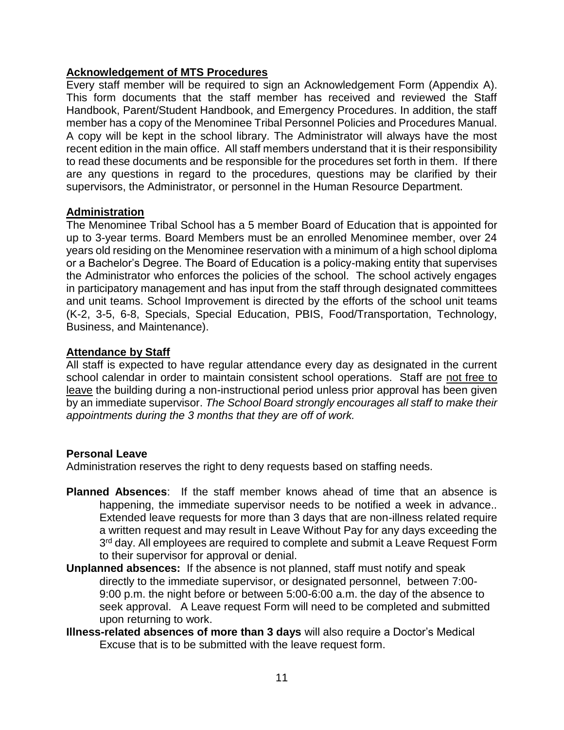## Acknowledgement of MTS Procedures

Every staff member will be required to sign an Acknowledgement Form (Appendix A). This form documents that the staff member has received and reviewed the Staff Handbook, Parent/Student Handbook, and Emergency Procedures. In addition, the staff member has a copy of the Menominee Tribal Personnel Policies and Procedures Manual. A copy will be kept in the school library. The Administrator will always have the most recent edition in the main office. All staff members understand that it is their responsibility to read these documents and be responsible for the procedures set forth in them. If there are any questions in regard to the procedures, questions may be clarified by their supervisors, the Administrator, or personnel in the Human Resource Department.

## Administration

The Menominee Tribal School has a 5 member Board of Education that is appointed for up to 3-year terms. Board Members must be an enrolled Menominee member, over 24 years old residing on the Menominee reservation with a minimum of a high school diploma or a Bachelor's Degree. The Board of Education is a policy-making entity that supervises the Administrator who enforces the policies of the school. The school actively engages in participatory management and has input from the staff through designated committees and unit teams. School Improvement is directed by the efforts of the school unit teams (K-2, 3-5, 6-8, Specials, Special Education, PBIS, Food/Transportation, Technology, Business, and Maintenance).

## Attendance by Staff

All staff is expected to have regular attendance every day as designated in the current school calendar in order to maintain consistent school operations. Staff are not free to leave the building during a non-instructional period unless prior approval has been given by an immediate supervisor. *The School Board strongly encourages all staff to make their appointments during the 3 months that they are off of work.*

### Personal Leave

Administration reserves the right to deny requests based on staffing needs.

**Planned Absences**: If the staff member knows ahead of time that an absence is happening, the immediate supervisor needs to be notified a week in advance.. Extended leave requests for more than 3 days that are non-illness related require a written request and may result in Leave Without Pay for any days exceeding the 3rd day. All employees are required to complete and submit a Leave Request Form to their supervisor for approval or denial.

**Unplanned absences:** If the absence is not planned, staff must notify and speak directly to the immediate supervisor, or designated personnel, between 7:00-9:00 p.m. the night before or between 5:00-6:00 a.m. the day of the absence to seek approval. A Leave request Form will need to be completed and submitted upon returning to work.

**Illness-related absences of more than 3 days** will also require a Doctor's Medical Excuse that is to be submitted with the leave request form.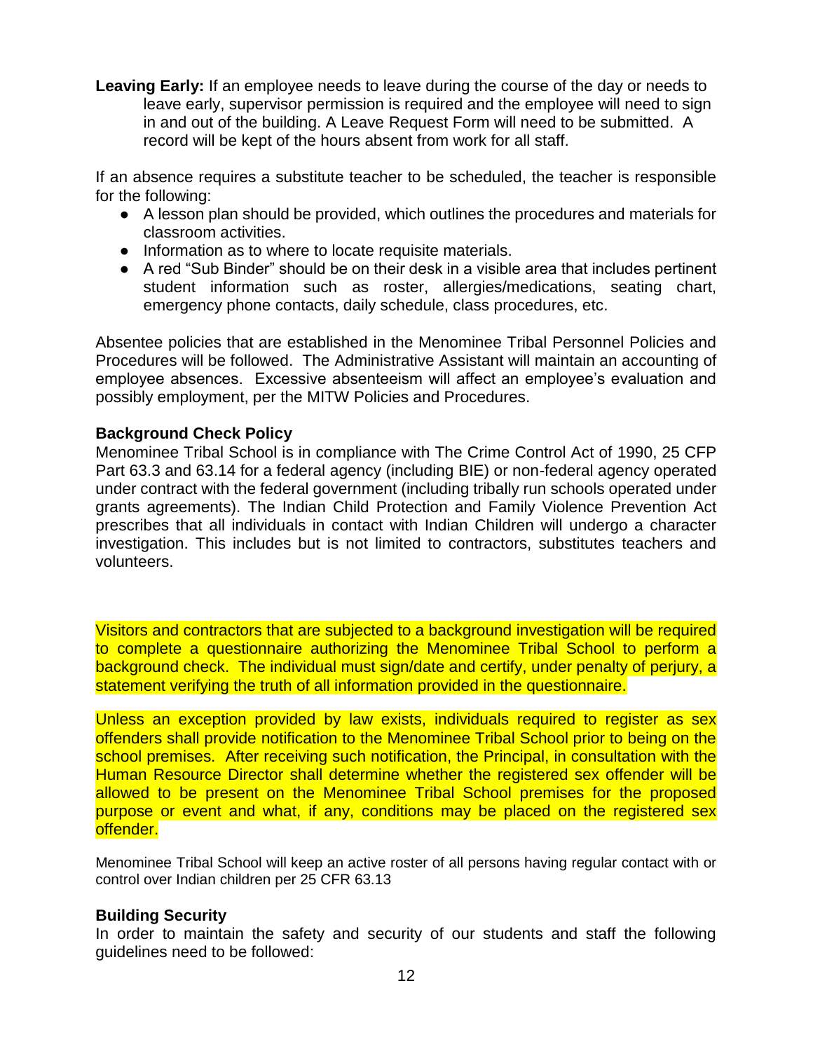**Leaving Early:** If an employee needs to leave during the course of the day or needs to leave early, supervisor permission is required and the employee will need to sign in and out of the building. A Leave Request Form will need to be submitted. A record will be kept of the hours absent from work for all staff.

If an absence requires a substitute teacher to be scheduled, the teacher is responsible for the following:

- A lesson plan should be provided, which outlines the procedures and materials for classroom activities.
- Information as to where to locate requisite materials.
- A red "Sub Binder" should be on their desk in a visible area that includes pertinent student information such as roster, allergies/medications, seating chart, emergency phone contacts, daily schedule, class procedures, etc.

Absentee policies that are established in the Menominee Tribal Personnel Policies and Procedures will be followed. The Administrative Assistant will maintain an accounting of employee absences. Excessive absenteeism will affect an employee's evaluation and possibly employment, per the MITW Policies and Procedures.

**Background Check Policy**

Menominee Tribal School is in compliance with The Crime Control Act of 1990, 25 CFP Part 63.3 and 63.14 for a federal agency (including BIE) or non-federal agency operated under contract with the federal government (including tribally run schools operated under grants agreements). The Indian Child Protection and Family Violence Prevention Act prescribes that all individuals in contact with Indian Children will undergo a character investigation. This includes but is not limited to contractors, substitutes teachers and volunteers.

Visitors and contractors that are subjected to a background investigation will be required to complete a questionnaire authorizing the Menominee Tribal School to perform a background check. The individual must sign/date and certify, under penalty of perjury, a statement verifying the truth of all information provided in the questionnaire.

Unless an exception provided by law exists, individuals required to register as sex offenders shall provide notification to the Menominee Tribal School prior to being on the school premises. After receiving such notification, the Principal, in consultation with the Human Resource Director shall determine whether the registered sex offender will be allowed to be present on the Menominee Tribal School premises for the proposed purpose or event and what, if any, conditions may be placed on the registered sex offender.

Menominee Tribal School will keep an active roster of all persons having regular contact with or control over Indian children per 25 CFR 63.13

**Building Security**

In order to maintain the safety and security of our students and staff the following guidelines need to be followed: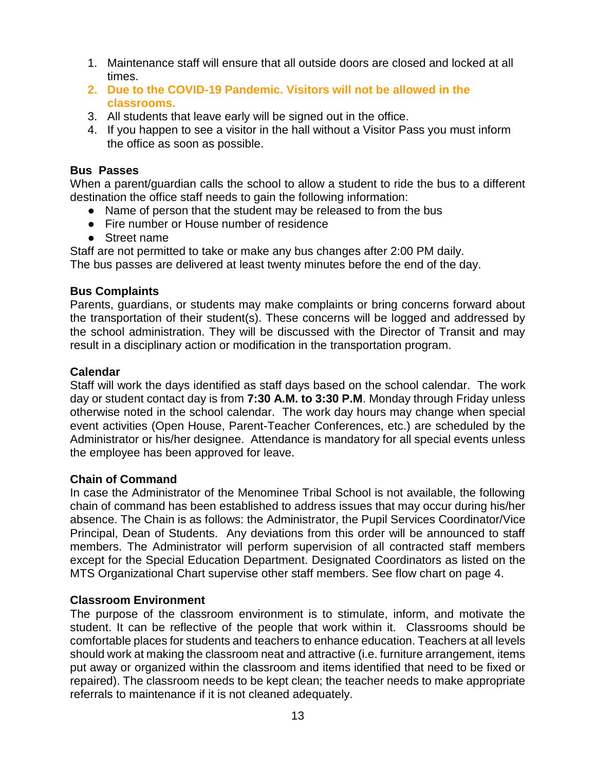1. Maintenance staff will ensure that all outside doors are closed and locked at all times.
2. **Due to the COVID-19 Pandemic. Visitors will not be allowed in the classrooms.**
3. All students that leave early will be signed out in the office.
4. If you happen to see a visitor in the hall without a Visitor Pass you must inform the office as soon as possible.

**Bus Passes**

When a parent/guardian calls the school to allow a student to ride the bus to a different destination the office staff needs to gain the following information:

- Name of person that the student may be released to from the bus
- Fire number or House number of residence
- Street name

Staff are not permitted to take or make any bus changes after 2:00 PM daily.
The bus passes are delivered at least twenty minutes before the end of the day.

**Bus Complaints**

Parents, guardians, or students may make complaints or bring concerns forward about the transportation of their student(s). These concerns will be logged and addressed by the school administration. They will be discussed with the Director of Transit and may result in a disciplinary action or modification in the transportation program.

**Calendar**

Staff will work the days identified as staff days based on the school calendar. The work day or student contact day is from **7:30 A.M. to 3:30 P.M**. Monday through Friday unless otherwise noted in the school calendar. The work day hours may change when special event activities (Open House, Parent-Teacher Conferences, etc.) are scheduled by the Administrator or his/her designee. Attendance is mandatory for all special events unless the employee has been approved for leave.

**Chain of Command**

In case the Administrator of the Menominee Tribal School is not available, the following chain of command has been established to address issues that may occur during his/her absence. The Chain is as follows: the Administrator, the Pupil Services Coordinator/Vice Principal, Dean of Students. Any deviations from this order will be announced to staff members. The Administrator will perform supervision of all contracted staff members except for the Special Education Department. Designated Coordinators as listed on the MTS Organizational Chart supervise other staff members. See flow chart on page 4.

**Classroom Environment**

The purpose of the classroom environment is to stimulate, inform, and motivate the student. It can be reflective of the people that work within it. Classrooms should be comfortable places for students and teachers to enhance education. Teachers at all levels should work at making the classroom neat and attractive (i.e. furniture arrangement, items put away or organized within the classroom and items identified that need to be fixed or repaired). The classroom needs to be kept clean; the teacher needs to make appropriate referrals to maintenance if it is not cleaned adequately.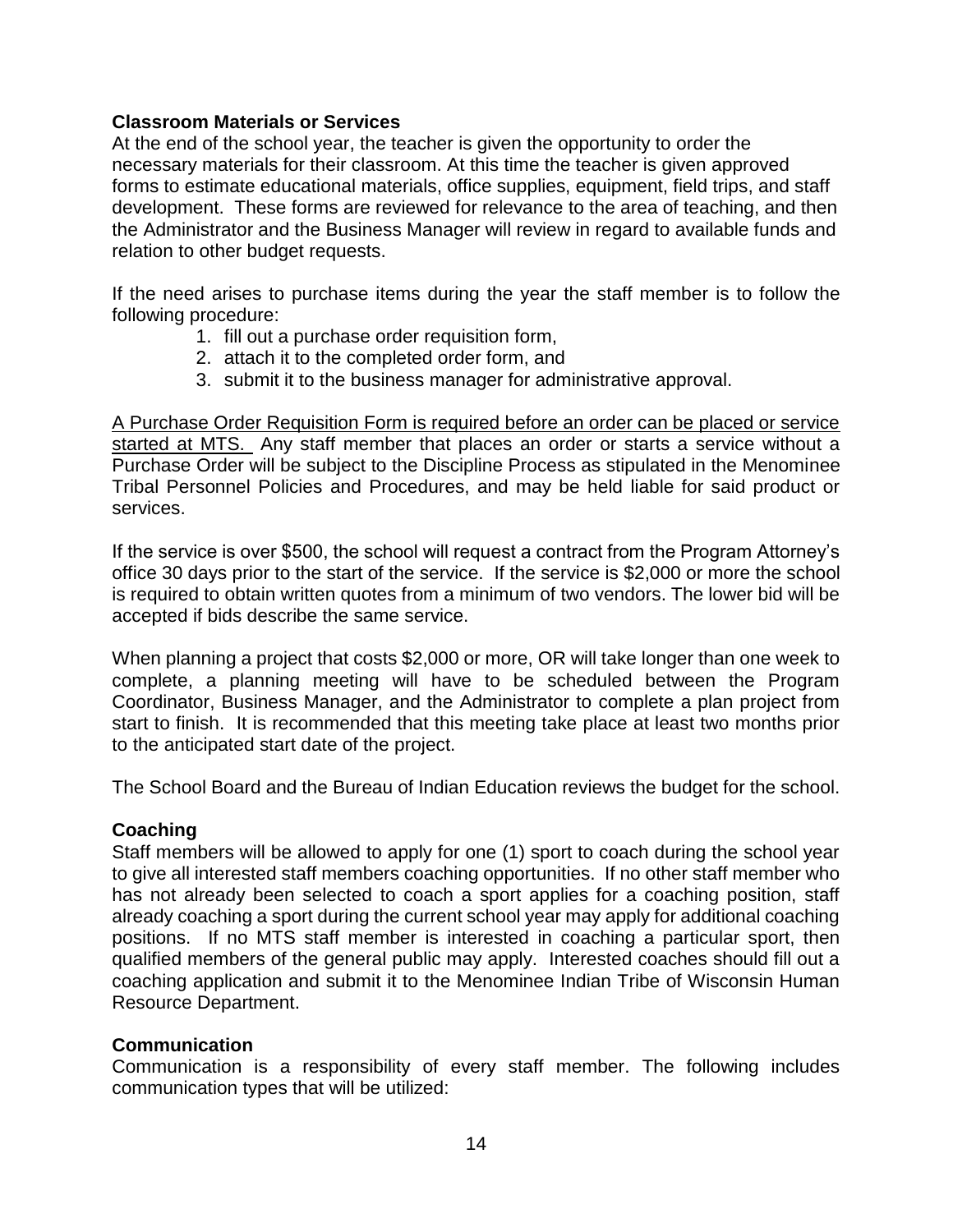**Classroom Materials or Services**

At the end of the school year, the teacher is given the opportunity to order the necessary materials for their classroom. At this time the teacher is given approved forms to estimate educational materials, office supplies, equipment, field trips, and staff development. These forms are reviewed for relevance to the area of teaching, and then the Administrator and the Business Manager will review in regard to available funds and relation to other budget requests.

If the need arises to purchase items during the year the staff member is to follow the following procedure:

1. fill out a purchase order requisition form,
2. attach it to the completed order form, and
3. submit it to the business manager for administrative approval.

<u>A Purchase Order Requisition Form is required before an order can be placed or service started at MTS.</u> Any staff member that places an order or starts a service without a Purchase Order will be subject to the Discipline Process as stipulated in the Menominee Tribal Personnel Policies and Procedures, and may be held liable for said product or services.

If the service is over $500, the school will request a contract from the Program Attorney's office 30 days prior to the start of the service. If the service is $2,000 or more the school is required to obtain written quotes from a minimum of two vendors. The lower bid will be accepted if bids describe the same service.

When planning a project that costs $2,000 or more, OR will take longer than one week to complete, a planning meeting will have to be scheduled between the Program Coordinator, Business Manager, and the Administrator to complete a plan project from start to finish. It is recommended that this meeting take place at least two months prior to the anticipated start date of the project.

The School Board and the Bureau of Indian Education reviews the budget for the school.

**Coaching**

Staff members will be allowed to apply for one (1) sport to coach during the school year to give all interested staff members coaching opportunities. If no other staff member who has not already been selected to coach a sport applies for a coaching position, staff already coaching a sport during the current school year may apply for additional coaching positions. If no MTS staff member is interested in coaching a particular sport, then qualified members of the general public may apply. Interested coaches should fill out a coaching application and submit it to the Menominee Indian Tribe of Wisconsin Human Resource Department.

**Communication**

Communication is a responsibility of every staff member. The following includes communication types that will be utilized: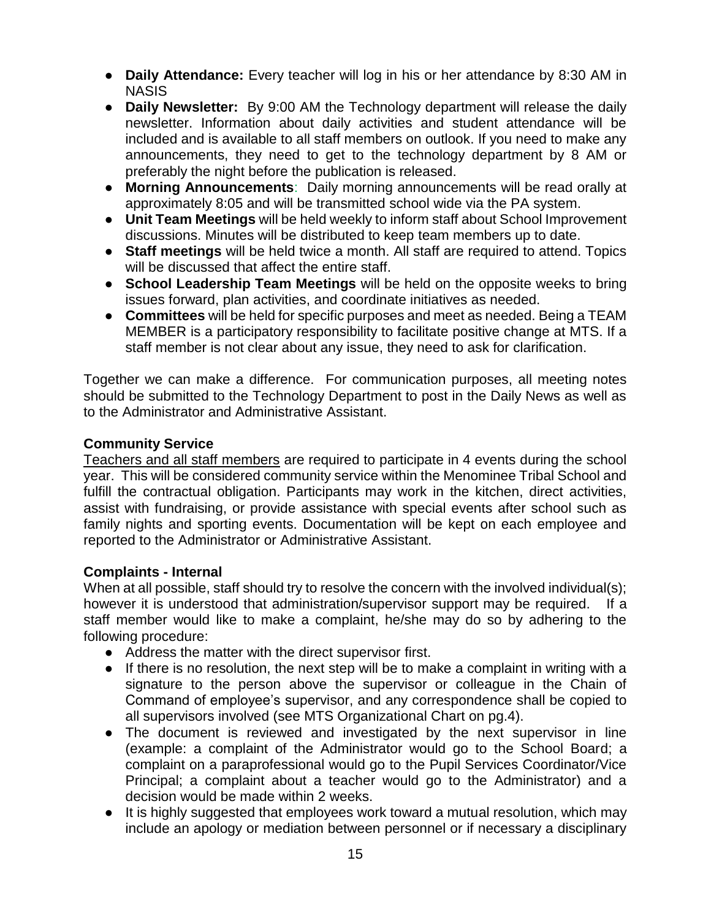- **Daily Attendance:** Every teacher will log in his or her attendance by 8:30 AM in NASIS
- **Daily Newsletter:** By 9:00 AM the Technology department will release the daily newsletter. Information about daily activities and student attendance will be included and is available to all staff members on outlook. If you need to make any announcements, they need to get to the technology department by 8 AM or preferably the night before the publication is released.
- **Morning Announcements**: Daily morning announcements will be read orally at approximately 8:05 and will be transmitted school wide via the PA system.
- **Unit Team Meetings** will be held weekly to inform staff about School Improvement discussions. Minutes will be distributed to keep team members up to date.
- **Staff meetings** will be held twice a month. All staff are required to attend. Topics will be discussed that affect the entire staff.
- **School Leadership Team Meetings** will be held on the opposite weeks to bring issues forward, plan activities, and coordinate initiatives as needed.
- **Committees** will be held for specific purposes and meet as needed. Being a TEAM MEMBER is a participatory responsibility to facilitate positive change at MTS. If a staff member is not clear about any issue, they need to ask for clarification.

Together we can make a difference. For communication purposes, all meeting notes should be submitted to the Technology Department to post in the Daily News as well as to the Administrator and Administrative Assistant.

### Community Service

Teachers and all staff members are required to participate in 4 events during the school year. This will be considered community service within the Menominee Tribal School and fulfill the contractual obligation. Participants may work in the kitchen, direct activities, assist with fundraising, or provide assistance with special events after school such as family nights and sporting events. Documentation will be kept on each employee and reported to the Administrator or Administrative Assistant.

### Complaints - Internal

When at all possible, staff should try to resolve the concern with the involved individual(s); however it is understood that administration/supervisor support may be required. If a staff member would like to make a complaint, he/she may do so by adhering to the following procedure:

- Address the matter with the direct supervisor first.
- If there is no resolution, the next step will be to make a complaint in writing with a signature to the person above the supervisor or colleague in the Chain of Command of employee's supervisor, and any correspondence shall be copied to all supervisors involved (see MTS Organizational Chart on pg.4).
- The document is reviewed and investigated by the next supervisor in line (example: a complaint of the Administrator would go to the School Board; a complaint on a paraprofessional would go to the Pupil Services Coordinator/Vice Principal; a complaint about a teacher would go to the Administrator) and a decision would be made within 2 weeks.
- It is highly suggested that employees work toward a mutual resolution, which may include an apology or mediation between personnel or if necessary a disciplinary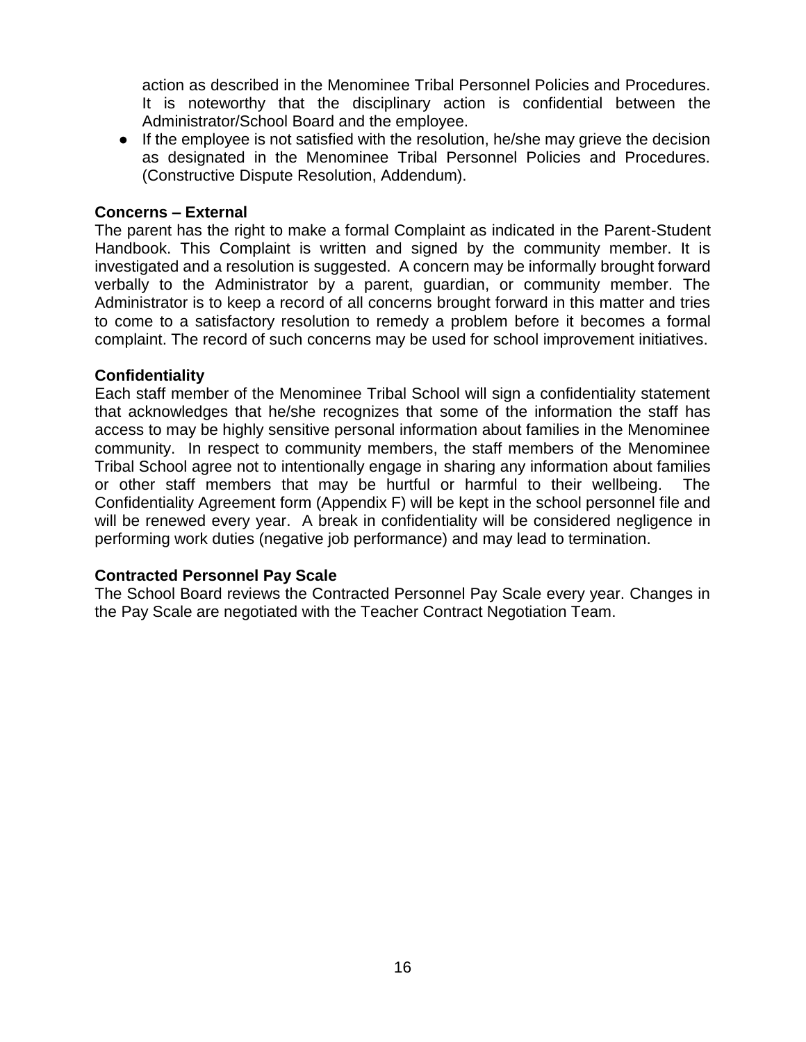action as described in the Menominee Tribal Personnel Policies and Procedures. It is noteworthy that the disciplinary action is confidential between the Administrator/School Board and the employee.

- If the employee is not satisfied with the resolution, he/she may grieve the decision as designated in the Menominee Tribal Personnel Policies and Procedures. (Constructive Dispute Resolution, Addendum).

**Concerns – External**

The parent has the right to make a formal Complaint as indicated in the Parent-Student Handbook. This Complaint is written and signed by the community member. It is investigated and a resolution is suggested. A concern may be informally brought forward verbally to the Administrator by a parent, guardian, or community member. The Administrator is to keep a record of all concerns brought forward in this matter and tries to come to a satisfactory resolution to remedy a problem before it becomes a formal complaint. The record of such concerns may be used for school improvement initiatives.

**Confidentiality**

Each staff member of the Menominee Tribal School will sign a confidentiality statement that acknowledges that he/she recognizes that some of the information the staff has access to may be highly sensitive personal information about families in the Menominee community. In respect to community members, the staff members of the Menominee Tribal School agree not to intentionally engage in sharing any information about families or other staff members that may be hurtful or harmful to their wellbeing. The Confidentiality Agreement form (Appendix F) will be kept in the school personnel file and will be renewed every year. A break in confidentiality will be considered negligence in performing work duties (negative job performance) and may lead to termination.

**Contracted Personnel Pay Scale**

The School Board reviews the Contracted Personnel Pay Scale every year. Changes in the Pay Scale are negotiated with the Teacher Contract Negotiation Team.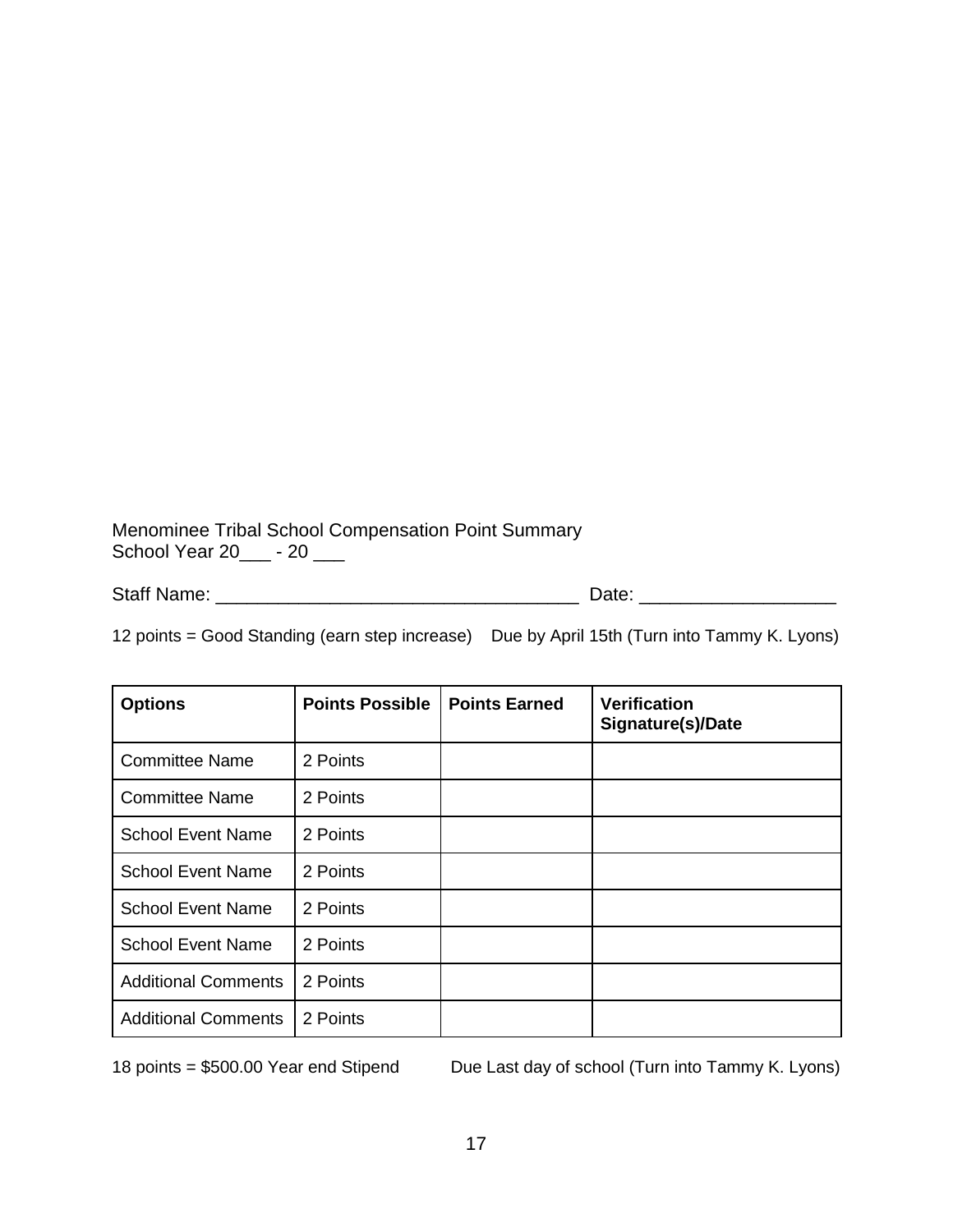Menominee Tribal School Compensation Point Summary
School Year 20___ - 20 ___

Staff Name: ___________________________________ Date: ___________________

12 points = Good Standing (earn step increase)    Due by April 15th (Turn into Tammy K. Lyons)

| **Options** | **Points Possible** | **Points Earned** | **Verification Signature(s)/Date** |
|---|---|---|---|
| Committee Name | 2 Points | | |
| Committee Name | 2 Points | | |
| School Event Name | 2 Points | | |
| School Event Name | 2 Points | | |
| School Event Name | 2 Points | | |
| School Event Name | 2 Points | | |
| Additional Comments | 2 Points | | |
| Additional Comments | 2 Points | | |

18 points = $500.00 Year end Stipend    Due Last day of school (Turn into Tammy K. Lyons)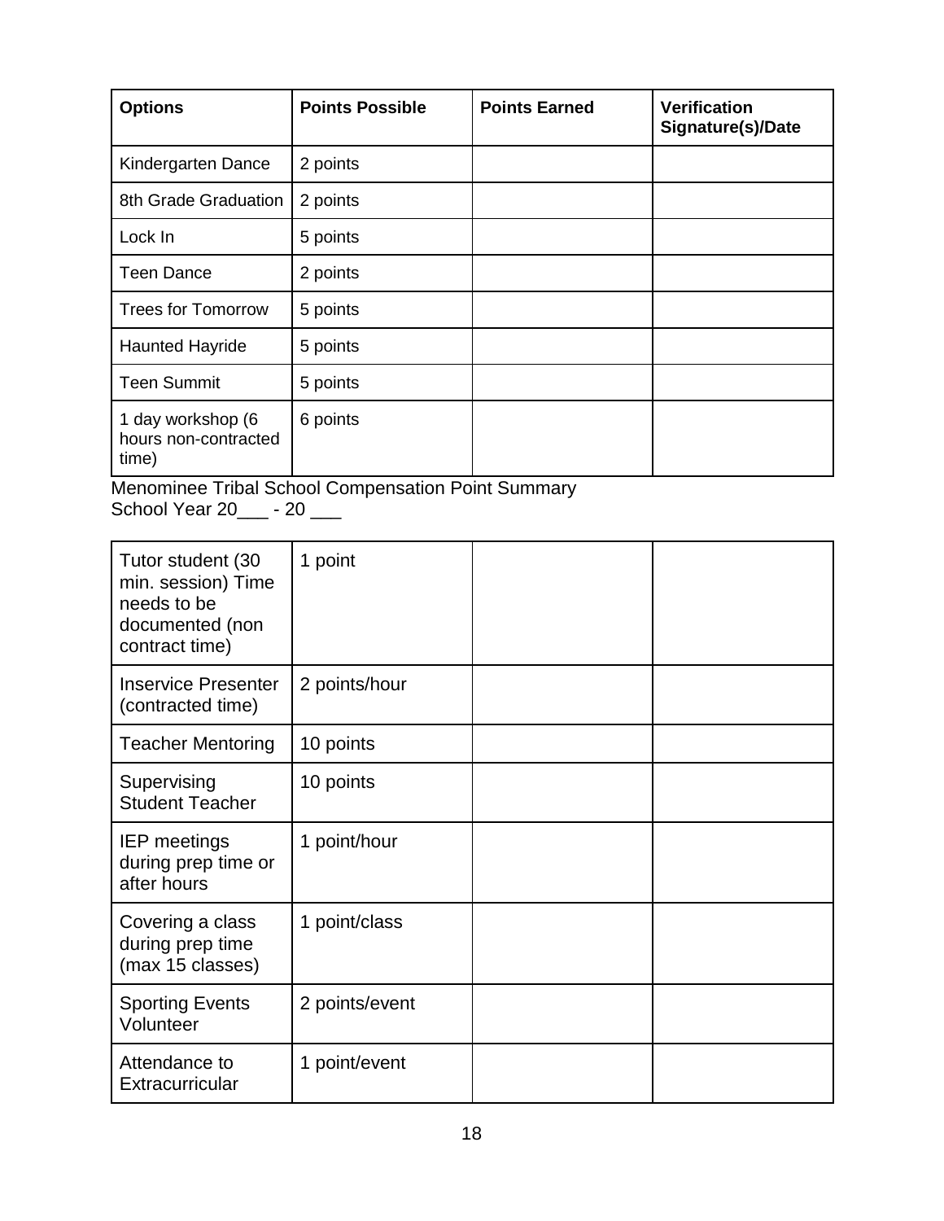| Options | Points Possible | Points Earned | Verification Signature(s)/Date |
| --- | --- | --- | --- |
| Kindergarten Dance | 2 points | | |
| 8th Grade Graduation | 2 points | | |
| Lock In | 5 points | | |
| Teen Dance | 2 points | | |
| Trees for Tomorrow | 5 points | | |
| Haunted Hayride | 5 points | | |
| Teen Summit | 5 points | | |
| 1 day workshop (6 hours non-contracted time) | 6 points | | |

Menominee Tribal School Compensation Point Summary
School Year 20___ - 20 ___

| | | | |
| --- | --- | --- | --- |
| Tutor student (30 min. session) Time needs to be documented (non contract time) | 1 point | | |
| Inservice Presenter (contracted time) | 2 points/hour | | |
| Teacher Mentoring | 10 points | | |
| Supervising Student Teacher | 10 points | | |
| IEP meetings during prep time or after hours | 1 point/hour | | |
| Covering a class during prep time (max 15 classes) | 1 point/class | | |
| Sporting Events Volunteer | 2 points/event | | |
| Attendance to Extracurricular | 1 point/event | | |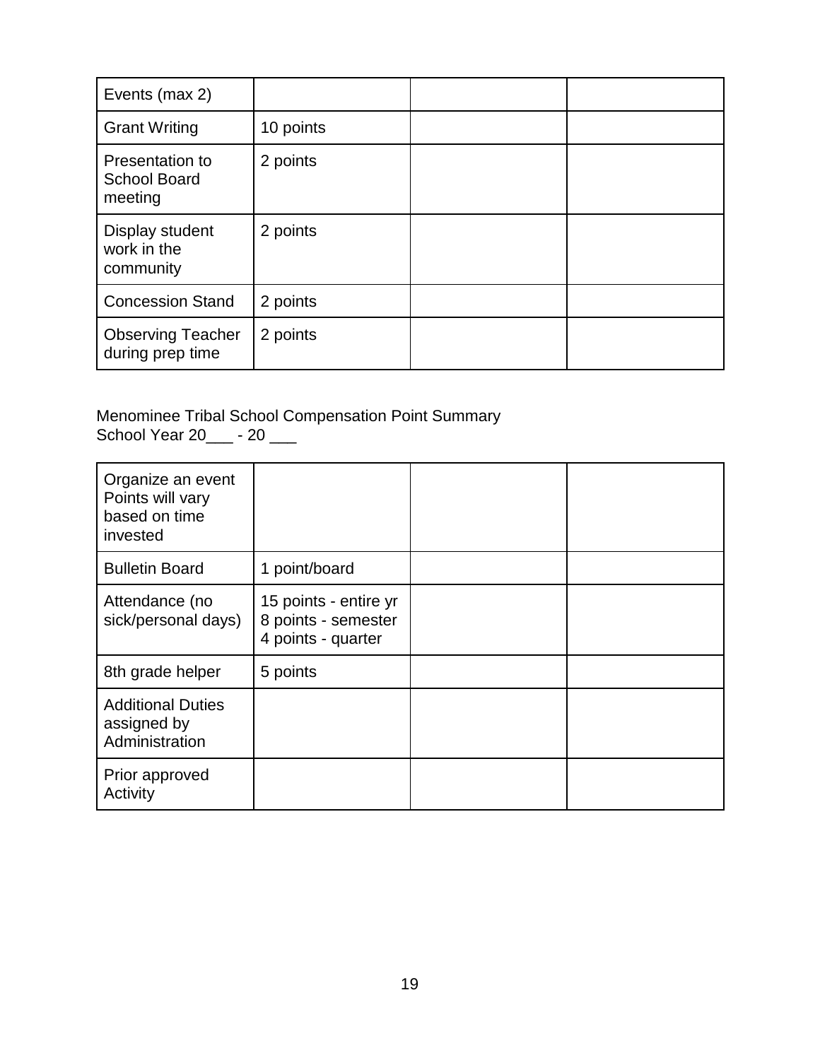| Events (max 2) | | | |
|---|---|---|---|
| Grant Writing | 10 points | | |
| Presentation to School Board meeting | 2 points | | |
| Display student work in the community | 2 points | | |
| Concession Stand | 2 points | | |
| Observing Teacher during prep time | 2 points | | |

Menominee Tribal School Compensation Point Summary
School Year 20___ - 20 ___

| Organize an event Points will vary based on time invested | | | |
|---|---|---|---|
| Bulletin Board | 1 point/board | | |
| Attendance (no sick/personal days) | 15 points - entire yr<br>8 points - semester<br>4 points - quarter | | |
| 8th grade helper | 5 points | | |
| Additional Duties assigned by Administration | | | |
| Prior approved Activity | | | |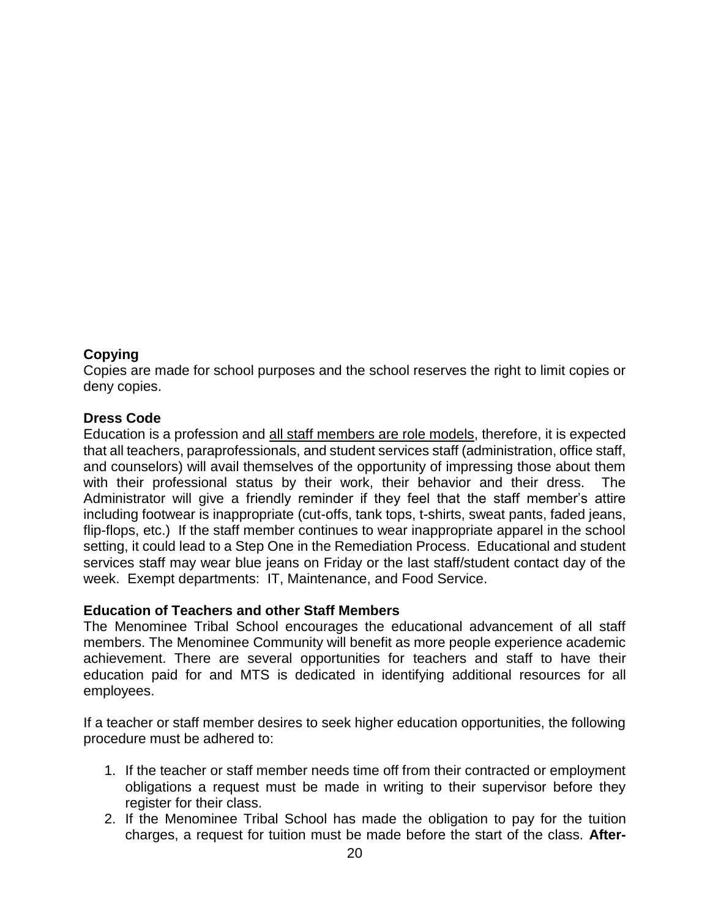**Copying**
Copies are made for school purposes and the school reserves the right to limit copies or deny copies.

**Dress Code**
Education is a profession and <u>all staff members are role models</u>, therefore, it is expected that all teachers, paraprofessionals, and student services staff (administration, office staff, and counselors) will avail themselves of the opportunity of impressing those about them with their professional status by their work, their behavior and their dress. The Administrator will give a friendly reminder if they feel that the staff member's attire including footwear is inappropriate (cut-offs, tank tops, t-shirts, sweat pants, faded jeans, flip-flops, etc.) If the staff member continues to wear inappropriate apparel in the school setting, it could lead to a Step One in the Remediation Process. Educational and student services staff may wear blue jeans on Friday or the last staff/student contact day of the week. Exempt departments: IT, Maintenance, and Food Service.

**Education of Teachers and other Staff Members**
The Menominee Tribal School encourages the educational advancement of all staff members. The Menominee Community will benefit as more people experience academic achievement. There are several opportunities for teachers and staff to have their education paid for and MTS is dedicated in identifying additional resources for all employees.

If a teacher or staff member desires to seek higher education opportunities, the following procedure must be adhered to:

1. If the teacher or staff member needs time off from their contracted or employment obligations a request must be made in writing to their supervisor before they register for their class.
2. If the Menominee Tribal School has made the obligation to pay for the tuition charges, a request for tuition must be made before the start of the class. **After-**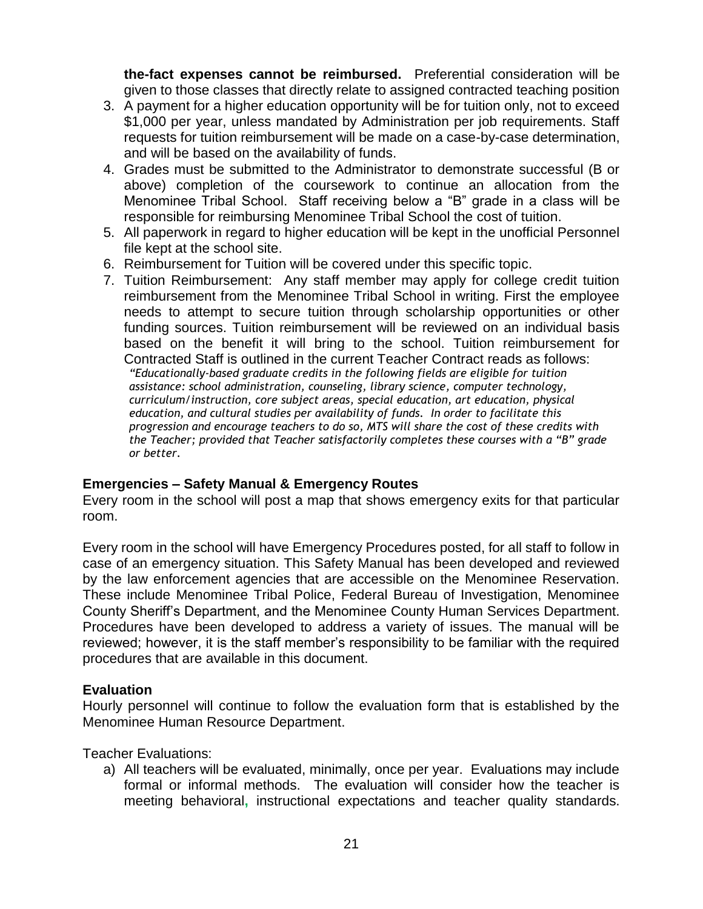**the-fact expenses cannot be reimbursed.** Preferential consideration will be given to those classes that directly relate to assigned contracted teaching position

3. A payment for a higher education opportunity will be for tuition only, not to exceed $1,000 per year, unless mandated by Administration per job requirements. Staff requests for tuition reimbursement will be made on a case-by-case determination, and will be based on the availability of funds.
4. Grades must be submitted to the Administrator to demonstrate successful (B or above) completion of the coursework to continue an allocation from the Menominee Tribal School. Staff receiving below a "B" grade in a class will be responsible for reimbursing Menominee Tribal School the cost of tuition.
5. All paperwork in regard to higher education will be kept in the unofficial Personnel file kept at the school site.
6. Reimbursement for Tuition will be covered under this specific topic.
7. Tuition Reimbursement: Any staff member may apply for college credit tuition reimbursement from the Menominee Tribal School in writing. First the employee needs to attempt to secure tuition through scholarship opportunities or other funding sources. Tuition reimbursement will be reviewed on an individual basis based on the benefit it will bring to the school. Tuition reimbursement for Contracted Staff is outlined in the current Teacher Contract reads as follows:
   *"Educationally-based graduate credits in the following fields are eligible for tuition assistance: school administration, counseling, library science, computer technology, curriculum/instruction, core subject areas, special education, art education, physical education, and cultural studies per availability of funds. In order to facilitate this progression and encourage teachers to do so, MTS will share the cost of these credits with the Teacher; provided that Teacher satisfactorily completes these courses with a "B" grade or better.*

### Emergencies – Safety Manual & Emergency Routes

Every room in the school will post a map that shows emergency exits for that particular room.

Every room in the school will have Emergency Procedures posted, for all staff to follow in case of an emergency situation. This Safety Manual has been developed and reviewed by the law enforcement agencies that are accessible on the Menominee Reservation. These include Menominee Tribal Police, Federal Bureau of Investigation, Menominee County Sheriff's Department, and the Menominee County Human Services Department. Procedures have been developed to address a variety of issues. The manual will be reviewed; however, it is the staff member's responsibility to be familiar with the required procedures that are available in this document.

### Evaluation

Hourly personnel will continue to follow the evaluation form that is established by the Menominee Human Resource Department.

Teacher Evaluations:

a) All teachers will be evaluated, minimally, once per year. Evaluations may include formal or informal methods. The evaluation will consider how the teacher is meeting behavioral, instructional expectations and teacher quality standards.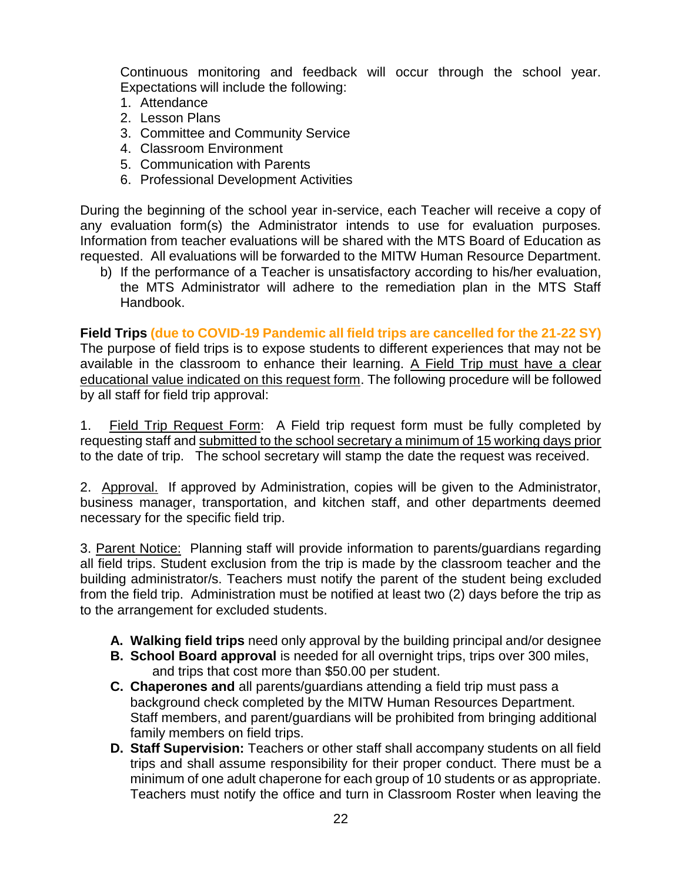Continuous monitoring and feedback will occur through the school year. Expectations will include the following:

1. Attendance
2. Lesson Plans
3. Committee and Community Service
4. Classroom Environment
5. Communication with Parents
6. Professional Development Activities

During the beginning of the school year in-service, each Teacher will receive a copy of any evaluation form(s) the Administrator intends to use for evaluation purposes. Information from teacher evaluations will be shared with the MTS Board of Education as requested. All evaluations will be forwarded to the MITW Human Resource Department.

b) If the performance of a Teacher is unsatisfactory according to his/her evaluation, the MTS Administrator will adhere to the remediation plan in the MTS Staff Handbook.

**Field Trips (due to COVID-19 Pandemic all field trips are cancelled for the 21-22 SY)**
The purpose of field trips is to expose students to different experiences that may not be available in the classroom to enhance their learning. A Field Trip must have a clear educational value indicated on this request form. The following procedure will be followed by all staff for field trip approval:

1. Field Trip Request Form: A Field trip request form must be fully completed by requesting staff and submitted to the school secretary a minimum of 15 working days prior to the date of trip. The school secretary will stamp the date the request was received.

2. Approval. If approved by Administration, copies will be given to the Administrator, business manager, transportation, and kitchen staff, and other departments deemed necessary for the specific field trip.

3. Parent Notice: Planning staff will provide information to parents/guardians regarding all field trips. Student exclusion from the trip is made by the classroom teacher and the building administrator/s. Teachers must notify the parent of the student being excluded from the field trip. Administration must be notified at least two (2) days before the trip as to the arrangement for excluded students.

A. **Walking field trips** need only approval by the building principal and/or designee
B. **School Board approval** is needed for all overnight trips, trips over 300 miles, and trips that cost more than $50.00 per student.
C. **Chaperones and** all parents/guardians attending a field trip must pass a background check completed by the MITW Human Resources Department. Staff members, and parent/guardians will be prohibited from bringing additional family members on field trips.
D. **Staff Supervision:** Teachers or other staff shall accompany students on all field trips and shall assume responsibility for their proper conduct. There must be a minimum of one adult chaperone for each group of 10 students or as appropriate. Teachers must notify the office and turn in Classroom Roster when leaving the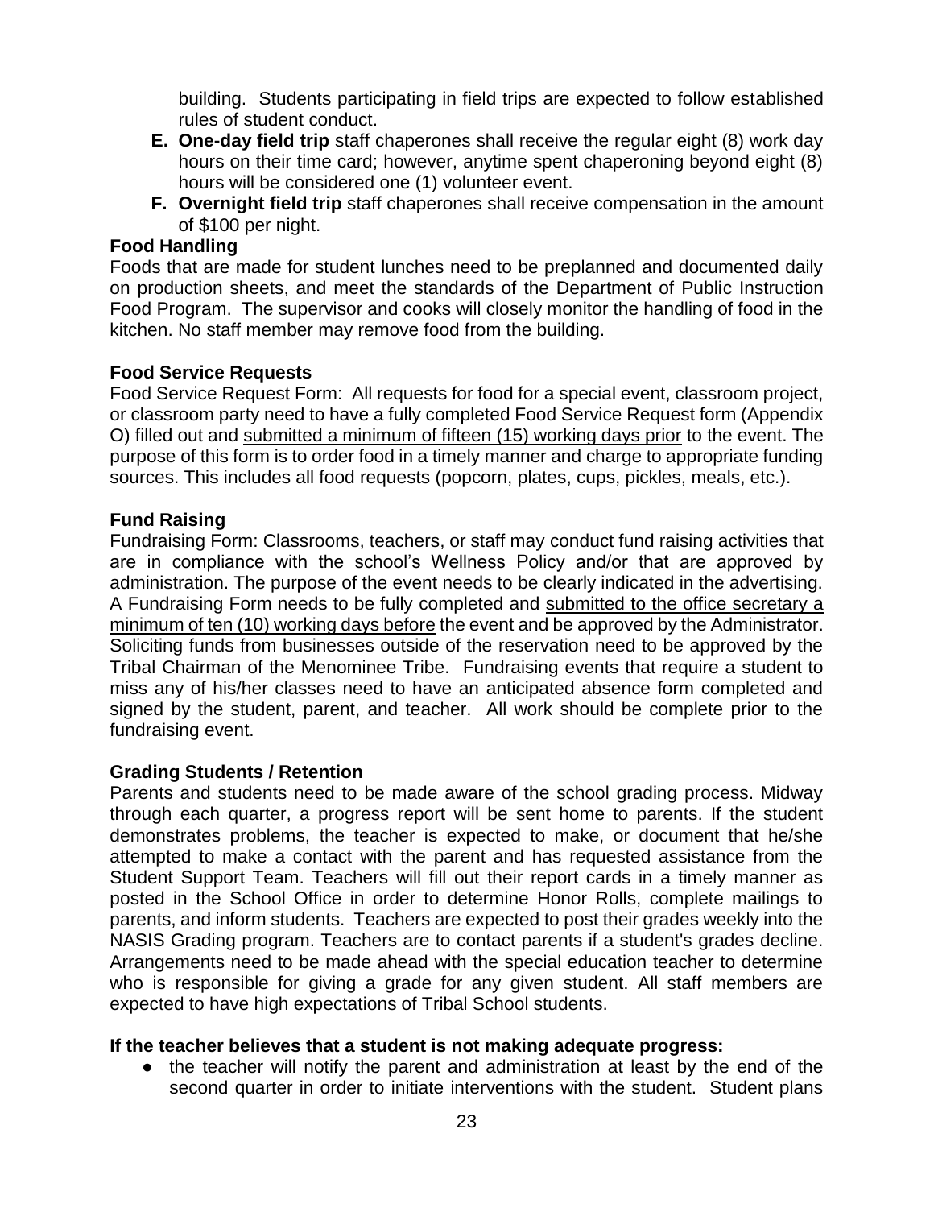building. Students participating in field trips are expected to follow established rules of student conduct.

**E. One-day field trip** staff chaperones shall receive the regular eight (8) work day hours on their time card; however, anytime spent chaperoning beyond eight (8) hours will be considered one (1) volunteer event.

**F. Overnight field trip** staff chaperones shall receive compensation in the amount of $100 per night.

**Food Handling**

Foods that are made for student lunches need to be preplanned and documented daily on production sheets, and meet the standards of the Department of Public Instruction Food Program. The supervisor and cooks will closely monitor the handling of food in the kitchen. No staff member may remove food from the building.

**Food Service Requests**

Food Service Request Form: All requests for food for a special event, classroom project, or classroom party need to have a fully completed Food Service Request form (Appendix O) filled out and submitted a minimum of fifteen (15) working days prior to the event. The purpose of this form is to order food in a timely manner and charge to appropriate funding sources. This includes all food requests (popcorn, plates, cups, pickles, meals, etc.).

**Fund Raising**

Fundraising Form: Classrooms, teachers, or staff may conduct fund raising activities that are in compliance with the school's Wellness Policy and/or that are approved by administration. The purpose of the event needs to be clearly indicated in the advertising. A Fundraising Form needs to be fully completed and submitted to the office secretary a minimum of ten (10) working days before the event and be approved by the Administrator. Soliciting funds from businesses outside of the reservation need to be approved by the Tribal Chairman of the Menominee Tribe. Fundraising events that require a student to miss any of his/her classes need to have an anticipated absence form completed and signed by the student, parent, and teacher. All work should be complete prior to the fundraising event.

**Grading Students / Retention**

Parents and students need to be made aware of the school grading process. Midway through each quarter, a progress report will be sent home to parents. If the student demonstrates problems, the teacher is expected to make, or document that he/she attempted to make a contact with the parent and has requested assistance from the Student Support Team. Teachers will fill out their report cards in a timely manner as posted in the School Office in order to determine Honor Rolls, complete mailings to parents, and inform students. Teachers are expected to post their grades weekly into the NASIS Grading program. Teachers are to contact parents if a student's grades decline. Arrangements need to be made ahead with the special education teacher to determine who is responsible for giving a grade for any given student. All staff members are expected to have high expectations of Tribal School students.

**If the teacher believes that a student is not making adequate progress:**

- the teacher will notify the parent and administration at least by the end of the second quarter in order to initiate interventions with the student. Student plans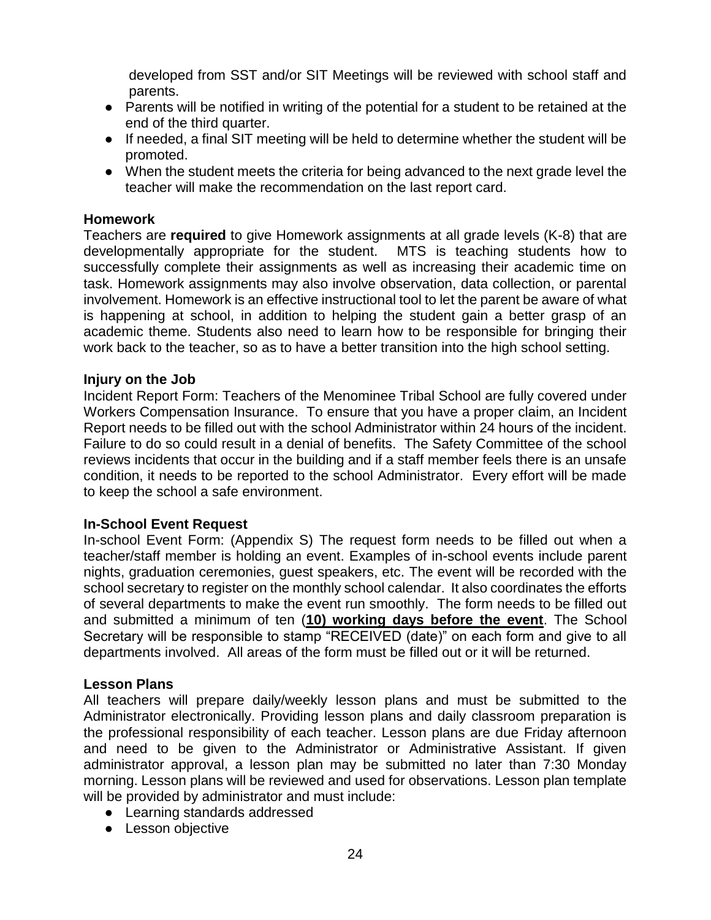developed from SST and/or SIT Meetings will be reviewed with school staff and parents.

- Parents will be notified in writing of the potential for a student to be retained at the end of the third quarter.
- If needed, a final SIT meeting will be held to determine whether the student will be promoted.
- When the student meets the criteria for being advanced to the next grade level the teacher will make the recommendation on the last report card.

### Homework

Teachers are **required** to give Homework assignments at all grade levels (K-8) that are developmentally appropriate for the student. MTS is teaching students how to successfully complete their assignments as well as increasing their academic time on task. Homework assignments may also involve observation, data collection, or parental involvement. Homework is an effective instructional tool to let the parent be aware of what is happening at school, in addition to helping the student gain a better grasp of an academic theme. Students also need to learn how to be responsible for bringing their work back to the teacher, so as to have a better transition into the high school setting.

### Injury on the Job

Incident Report Form: Teachers of the Menominee Tribal School are fully covered under Workers Compensation Insurance. To ensure that you have a proper claim, an Incident Report needs to be filled out with the school Administrator within 24 hours of the incident. Failure to do so could result in a denial of benefits. The Safety Committee of the school reviews incidents that occur in the building and if a staff member feels there is an unsafe condition, it needs to be reported to the school Administrator. Every effort will be made to keep the school a safe environment.

### In-School Event Request

In-school Event Form: (Appendix S) The request form needs to be filled out when a teacher/staff member is holding an event. Examples of in-school events include parent nights, graduation ceremonies, guest speakers, etc. The event will be recorded with the school secretary to register on the monthly school calendar. It also coordinates the efforts of several departments to make the event run smoothly. The form needs to be filled out and submitted a minimum of ten (**<u>10) working days before the event</u>**. The School Secretary will be responsible to stamp "RECEIVED (date)" on each form and give to all departments involved. All areas of the form must be filled out or it will be returned.

### Lesson Plans

All teachers will prepare daily/weekly lesson plans and must be submitted to the Administrator electronically. Providing lesson plans and daily classroom preparation is the professional responsibility of each teacher. Lesson plans are due Friday afternoon and need to be given to the Administrator or Administrative Assistant. If given administrator approval, a lesson plan may be submitted no later than 7:30 Monday morning. Lesson plans will be reviewed and used for observations. Lesson plan template will be provided by administrator and must include:

- Learning standards addressed
- Lesson objective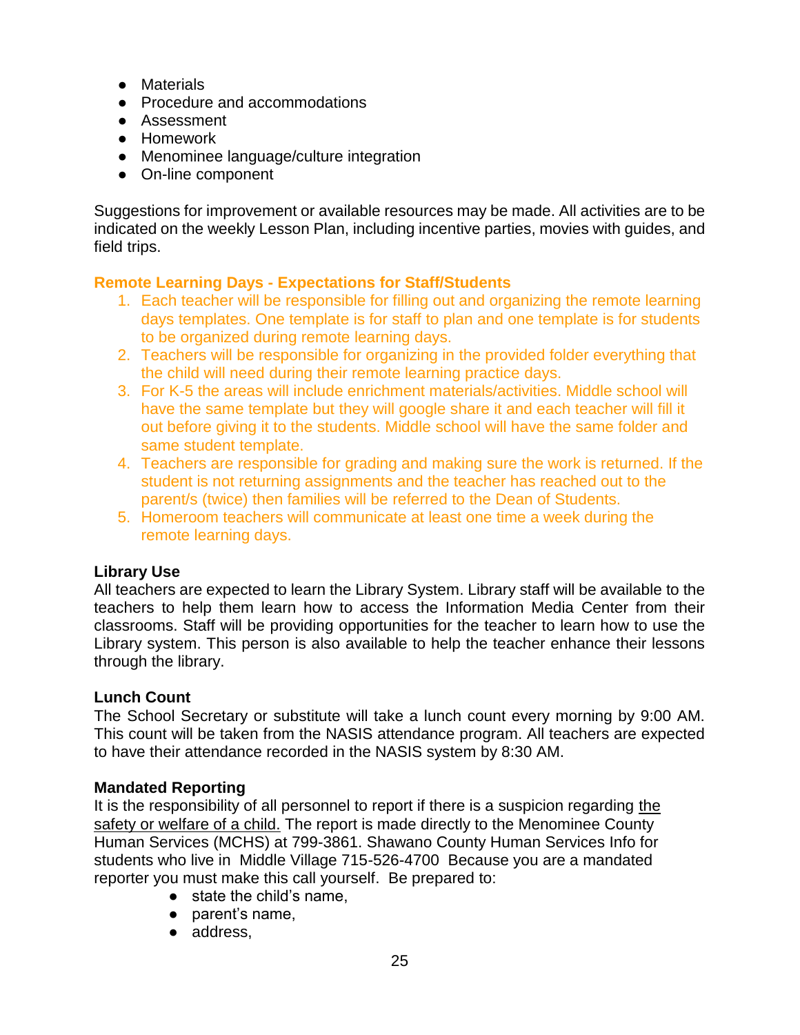- Materials
- Procedure and accommodations
- Assessment
- Homework
- Menominee language/culture integration
- On-line component

Suggestions for improvement or available resources may be made. All activities are to be indicated on the weekly Lesson Plan, including incentive parties, movies with guides, and field trips.

**Remote Learning Days - Expectations for Staff/Students**

1. Each teacher will be responsible for filling out and organizing the remote learning days templates. One template is for staff to plan and one template is for students to be organized during remote learning days.
2. Teachers will be responsible for organizing in the provided folder everything that the child will need during their remote learning practice days.
3. For K-5 the areas will include enrichment materials/activities. Middle school will have the same template but they will google share it and each teacher will fill it out before giving it to the students. Middle school will have the same folder and same student template.
4. Teachers are responsible for grading and making sure the work is returned. If the student is not returning assignments and the teacher has reached out to the parent/s (twice) then families will be referred to the Dean of Students.
5. Homeroom teachers will communicate at least one time a week during the remote learning days.

**Library Use**

All teachers are expected to learn the Library System. Library staff will be available to the teachers to help them learn how to access the Information Media Center from their classrooms. Staff will be providing opportunities for the teacher to learn how to use the Library system. This person is also available to help the teacher enhance their lessons through the library.

**Lunch Count**

The School Secretary or substitute will take a lunch count every morning by 9:00 AM. This count will be taken from the NASIS attendance program. All teachers are expected to have their attendance recorded in the NASIS system by 8:30 AM.

**Mandated Reporting**

It is the responsibility of all personnel to report if there is a suspicion regarding the safety or welfare of a child. The report is made directly to the Menominee County Human Services (MCHS) at 799-3861. Shawano County Human Services Info for students who live in Middle Village 715-526-4700 Because you are a mandated reporter you must make this call yourself. Be prepared to:

- state the child's name,
- parent's name,
- address,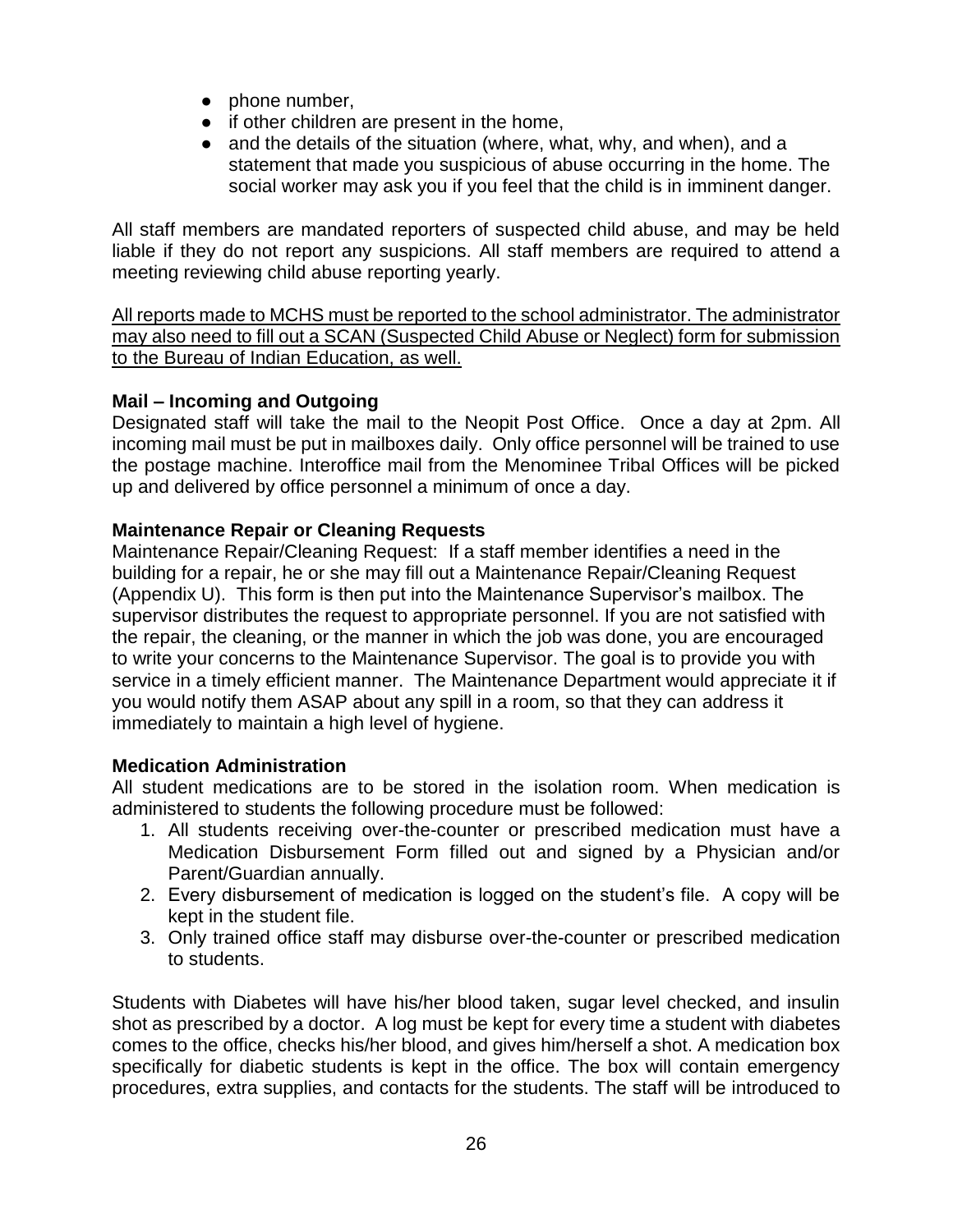- phone number,
- if other children are present in the home,
- and the details of the situation (where, what, why, and when), and a statement that made you suspicious of abuse occurring in the home. The social worker may ask you if you feel that the child is in imminent danger.

All staff members are mandated reporters of suspected child abuse, and may be held liable if they do not report any suspicions. All staff members are required to attend a meeting reviewing child abuse reporting yearly.

<u>All reports made to MCHS must be reported to the school administrator. The administrator may also need to fill out a SCAN (Suspected Child Abuse or Neglect) form for submission to the Bureau of Indian Education, as well.</u>

**Mail – Incoming and Outgoing**

Designated staff will take the mail to the Neopit Post Office. Once a day at 2pm. All incoming mail must be put in mailboxes daily. Only office personnel will be trained to use the postage machine. Interoffice mail from the Menominee Tribal Offices will be picked up and delivered by office personnel a minimum of once a day.

**Maintenance Repair or Cleaning Requests**

Maintenance Repair/Cleaning Request: If a staff member identifies a need in the building for a repair, he or she may fill out a Maintenance Repair/Cleaning Request (Appendix U). This form is then put into the Maintenance Supervisor's mailbox. The supervisor distributes the request to appropriate personnel. If you are not satisfied with the repair, the cleaning, or the manner in which the job was done, you are encouraged to write your concerns to the Maintenance Supervisor. The goal is to provide you with service in a timely efficient manner. The Maintenance Department would appreciate it if you would notify them ASAP about any spill in a room, so that they can address it immediately to maintain a high level of hygiene.

**Medication Administration**

All student medications are to be stored in the isolation room. When medication is administered to students the following procedure must be followed:

1. All students receiving over-the-counter or prescribed medication must have a Medication Disbursement Form filled out and signed by a Physician and/or Parent/Guardian annually.
2. Every disbursement of medication is logged on the student's file. A copy will be kept in the student file.
3. Only trained office staff may disburse over-the-counter or prescribed medication to students.

Students with Diabetes will have his/her blood taken, sugar level checked, and insulin shot as prescribed by a doctor. A log must be kept for every time a student with diabetes comes to the office, checks his/her blood, and gives him/herself a shot. A medication box specifically for diabetic students is kept in the office. The box will contain emergency procedures, extra supplies, and contacts for the students. The staff will be introduced to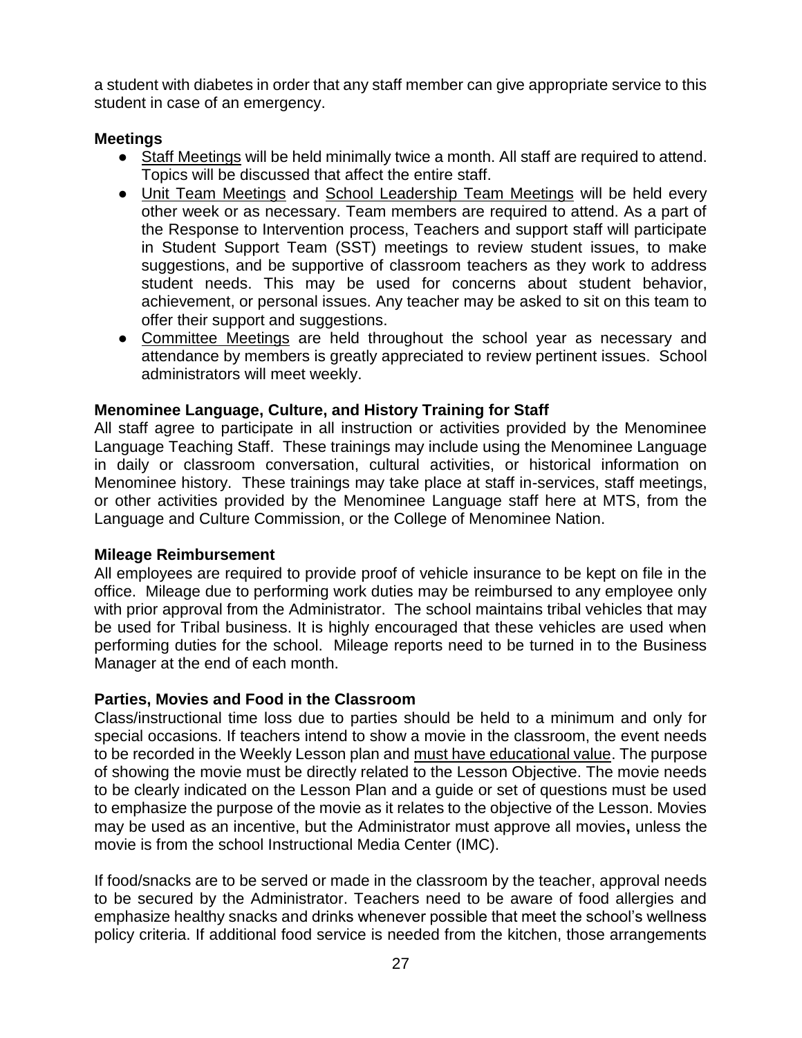a student with diabetes in order that any staff member can give appropriate service to this student in case of an emergency.

**Meetings**

- <u>Staff Meetings</u> will be held minimally twice a month. All staff are required to attend. Topics will be discussed that affect the entire staff.
- <u>Unit Team Meetings</u> and <u>School Leadership Team Meetings</u> will be held every other week or as necessary. Team members are required to attend. As a part of the Response to Intervention process, Teachers and support staff will participate in Student Support Team (SST) meetings to review student issues, to make suggestions, and be supportive of classroom teachers as they work to address student needs. This may be used for concerns about student behavior, achievement, or personal issues. Any teacher may be asked to sit on this team to offer their support and suggestions.
- <u>Committee Meetings</u> are held throughout the school year as necessary and attendance by members is greatly appreciated to review pertinent issues. School administrators will meet weekly.

**Menominee Language, Culture, and History Training for Staff**

All staff agree to participate in all instruction or activities provided by the Menominee Language Teaching Staff. These trainings may include using the Menominee Language in daily or classroom conversation, cultural activities, or historical information on Menominee history. These trainings may take place at staff in-services, staff meetings, or other activities provided by the Menominee Language staff here at MTS, from the Language and Culture Commission, or the College of Menominee Nation.

**Mileage Reimbursement**

All employees are required to provide proof of vehicle insurance to be kept on file in the office. Mileage due to performing work duties may be reimbursed to any employee only with prior approval from the Administrator. The school maintains tribal vehicles that may be used for Tribal business. It is highly encouraged that these vehicles are used when performing duties for the school. Mileage reports need to be turned in to the Business Manager at the end of each month.

**Parties, Movies and Food in the Classroom**

Class/instructional time loss due to parties should be held to a minimum and only for special occasions. If teachers intend to show a movie in the classroom, the event needs to be recorded in the Weekly Lesson plan and <u>must have educational value</u>. The purpose of showing the movie must be directly related to the Lesson Objective. The movie needs to be clearly indicated on the Lesson Plan and a guide or set of questions must be used to emphasize the purpose of the movie as it relates to the objective of the Lesson. Movies may be used as an incentive, but the Administrator must approve all movies**,** unless the movie is from the school Instructional Media Center (IMC).

If food/snacks are to be served or made in the classroom by the teacher, approval needs to be secured by the Administrator. Teachers need to be aware of food allergies and emphasize healthy snacks and drinks whenever possible that meet the school's wellness policy criteria. If additional food service is needed from the kitchen, those arrangements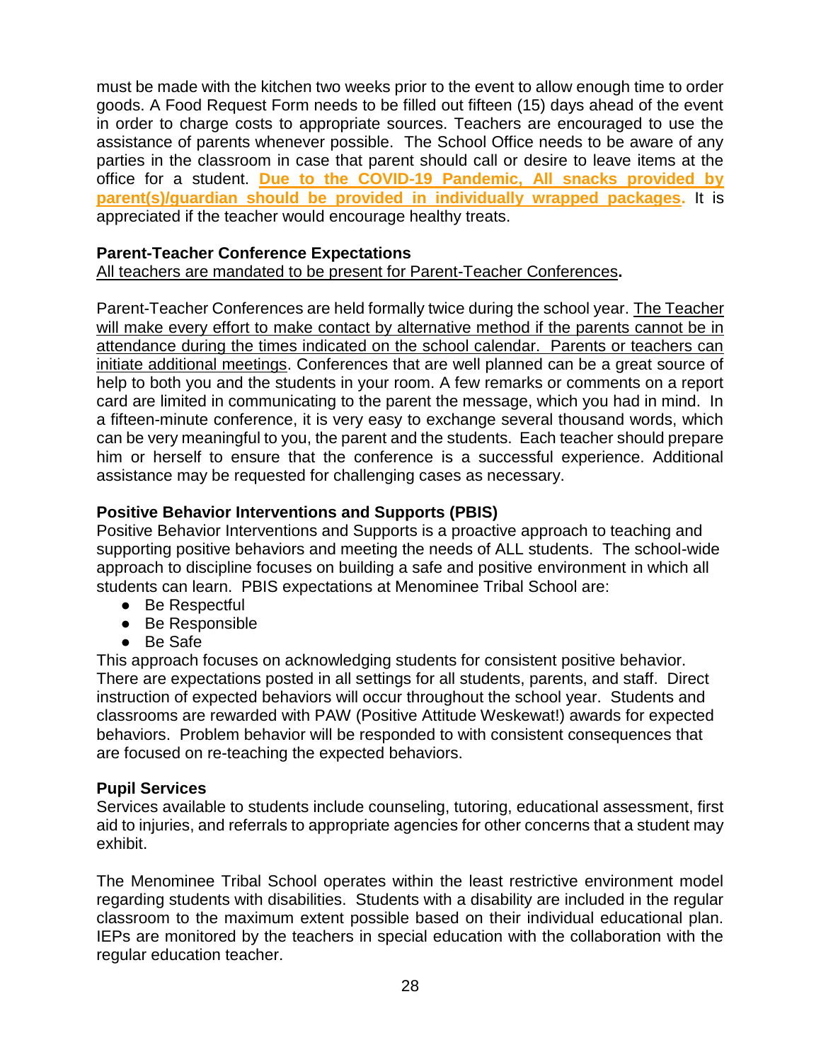must be made with the kitchen two weeks prior to the event to allow enough time to order goods. A Food Request Form needs to be filled out fifteen (15) days ahead of the event in order to charge costs to appropriate sources. Teachers are encouraged to use the assistance of parents whenever possible. The School Office needs to be aware of any parties in the classroom in case that parent should call or desire to leave items at the office for a student. **Due to the COVID-19 Pandemic, All snacks provided by parent(s)/guardian should be provided in individually wrapped packages.** It is appreciated if the teacher would encourage healthy treats.

**Parent-Teacher Conference Expectations**

All teachers are mandated to be present for Parent-Teacher Conferences**.**

Parent-Teacher Conferences are held formally twice during the school year. The Teacher will make every effort to make contact by alternative method if the parents cannot be in attendance during the times indicated on the school calendar. Parents or teachers can initiate additional meetings. Conferences that are well planned can be a great source of help to both you and the students in your room. A few remarks or comments on a report card are limited in communicating to the parent the message, which you had in mind. In a fifteen-minute conference, it is very easy to exchange several thousand words, which can be very meaningful to you, the parent and the students. Each teacher should prepare him or herself to ensure that the conference is a successful experience. Additional assistance may be requested for challenging cases as necessary.

**Positive Behavior Interventions and Supports (PBIS)**

Positive Behavior Interventions and Supports is a proactive approach to teaching and supporting positive behaviors and meeting the needs of ALL students. The school-wide approach to discipline focuses on building a safe and positive environment in which all students can learn. PBIS expectations at Menominee Tribal School are:

- Be Respectful
- Be Responsible
- Be Safe

This approach focuses on acknowledging students for consistent positive behavior. There are expectations posted in all settings for all students, parents, and staff. Direct instruction of expected behaviors will occur throughout the school year. Students and classrooms are rewarded with PAW (Positive Attitude Weskewat!) awards for expected behaviors. Problem behavior will be responded to with consistent consequences that are focused on re-teaching the expected behaviors.

**Pupil Services**

Services available to students include counseling, tutoring, educational assessment, first aid to injuries, and referrals to appropriate agencies for other concerns that a student may exhibit.

The Menominee Tribal School operates within the least restrictive environment model regarding students with disabilities. Students with a disability are included in the regular classroom to the maximum extent possible based on their individual educational plan. IEPs are monitored by the teachers in special education with the collaboration with the regular education teacher.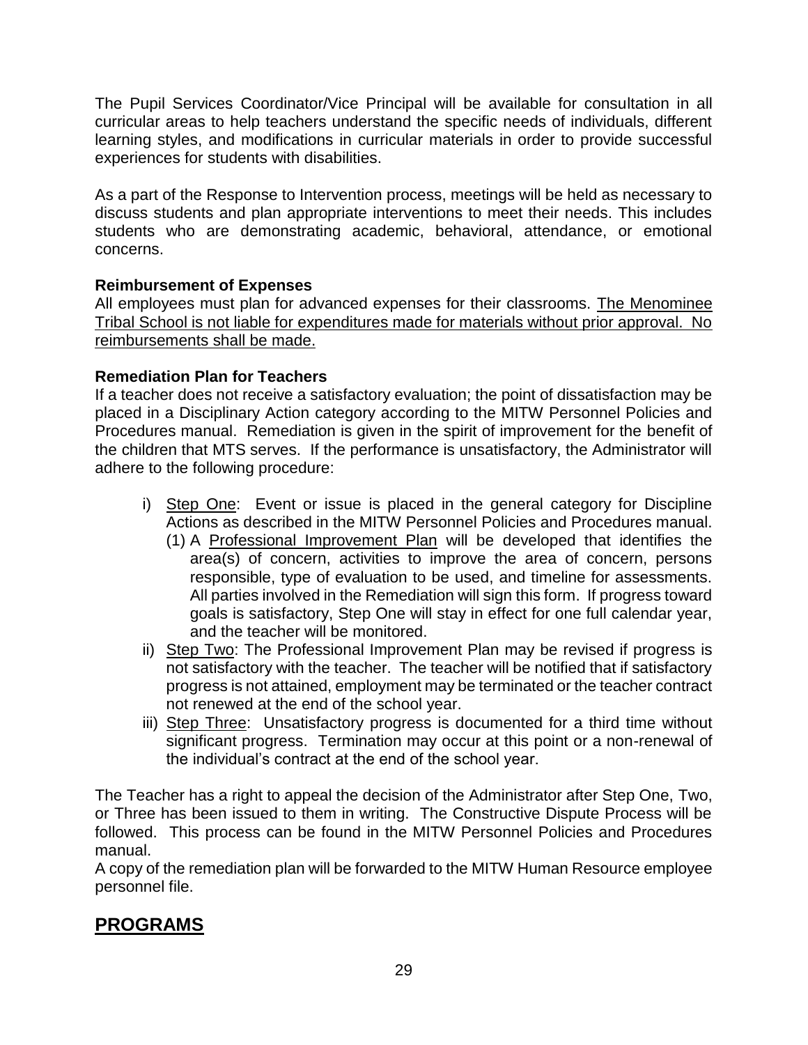The Pupil Services Coordinator/Vice Principal will be available for consultation in all curricular areas to help teachers understand the specific needs of individuals, different learning styles, and modifications in curricular materials in order to provide successful experiences for students with disabilities.

As a part of the Response to Intervention process, meetings will be held as necessary to discuss students and plan appropriate interventions to meet their needs. This includes students who are demonstrating academic, behavioral, attendance, or emotional concerns.

**Reimbursement of Expenses**

All employees must plan for advanced expenses for their classrooms. <u>The Menominee Tribal School is not liable for expenditures made for materials without prior approval. No reimbursements shall be made.</u>

**Remediation Plan for Teachers**

If a teacher does not receive a satisfactory evaluation; the point of dissatisfaction may be placed in a Disciplinary Action category according to the MITW Personnel Policies and Procedures manual. Remediation is given in the spirit of improvement for the benefit of the children that MTS serves. If the performance is unsatisfactory, the Administrator will adhere to the following procedure:

i) <u>Step One</u>: Event or issue is placed in the general category for Discipline Actions as described in the MITW Personnel Policies and Procedures manual.
   (1) A <u>Professional Improvement Plan</u> will be developed that identifies the area(s) of concern, activities to improve the area of concern, persons responsible, type of evaluation to be used, and timeline for assessments. All parties involved in the Remediation will sign this form. If progress toward goals is satisfactory, Step One will stay in effect for one full calendar year, and the teacher will be monitored.

ii) <u>Step Two</u>: The Professional Improvement Plan may be revised if progress is not satisfactory with the teacher. The teacher will be notified that if satisfactory progress is not attained, employment may be terminated or the teacher contract not renewed at the end of the school year.

iii) <u>Step Three</u>: Unsatisfactory progress is documented for a third time without significant progress. Termination may occur at this point or a non-renewal of the individual's contract at the end of the school year.

The Teacher has a right to appeal the decision of the Administrator after Step One, Two, or Three has been issued to them in writing. The Constructive Dispute Process will be followed. This process can be found in the MITW Personnel Policies and Procedures manual.

A copy of the remediation plan will be forwarded to the MITW Human Resource employee personnel file.

## PROGRAMS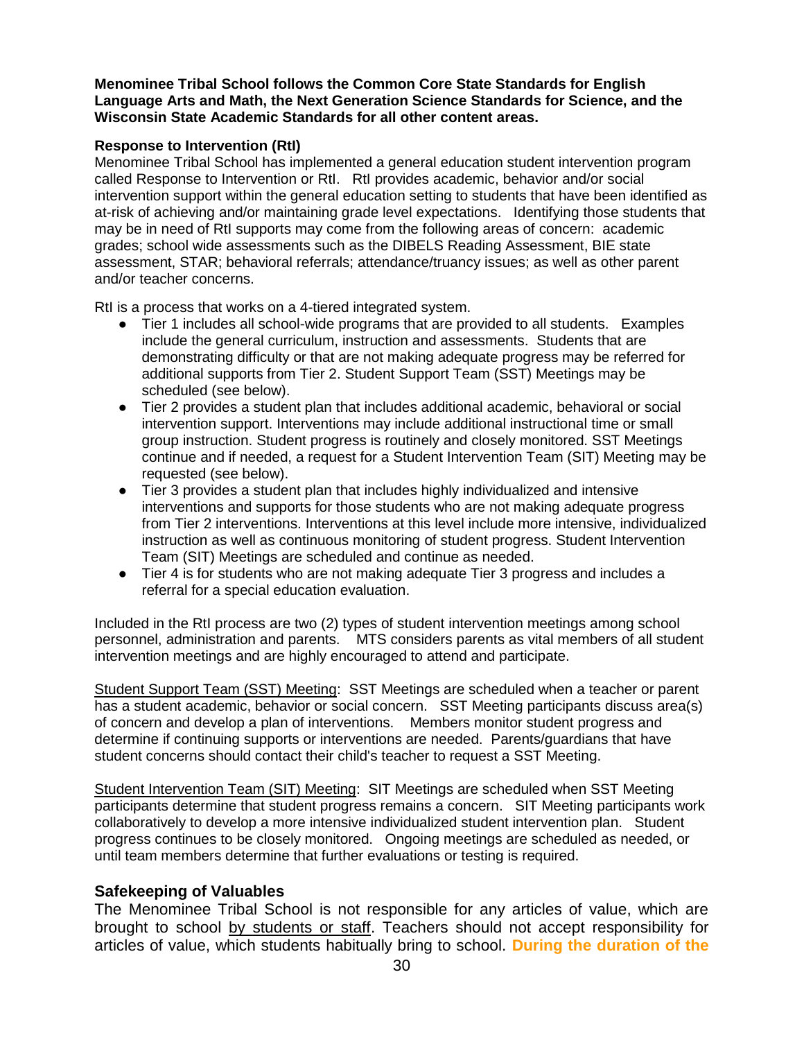**Menominee Tribal School follows the Common Core State Standards for English Language Arts and Math, the Next Generation Science Standards for Science, and the Wisconsin State Academic Standards for all other content areas.**

**Response to Intervention (RtI)**

Menominee Tribal School has implemented a general education student intervention program called Response to Intervention or RtI. RtI provides academic, behavior and/or social intervention support within the general education setting to students that have been identified as at-risk of achieving and/or maintaining grade level expectations. Identifying those students that may be in need of RtI supports may come from the following areas of concern: academic grades; school wide assessments such as the DIBELS Reading Assessment, BIE state assessment, STAR; behavioral referrals; attendance/truancy issues; as well as other parent and/or teacher concerns.

RtI is a process that works on a 4-tiered integrated system.

- Tier 1 includes all school-wide programs that are provided to all students. Examples include the general curriculum, instruction and assessments. Students that are demonstrating difficulty or that are not making adequate progress may be referred for additional supports from Tier 2. Student Support Team (SST) Meetings may be scheduled (see below).
- Tier 2 provides a student plan that includes additional academic, behavioral or social intervention support. Interventions may include additional instructional time or small group instruction. Student progress is routinely and closely monitored. SST Meetings continue and if needed, a request for a Student Intervention Team (SIT) Meeting may be requested (see below).
- Tier 3 provides a student plan that includes highly individualized and intensive interventions and supports for those students who are not making adequate progress from Tier 2 interventions. Interventions at this level include more intensive, individualized instruction as well as continuous monitoring of student progress. Student Intervention Team (SIT) Meetings are scheduled and continue as needed.
- Tier 4 is for students who are not making adequate Tier 3 progress and includes a referral for a special education evaluation.

Included in the RtI process are two (2) types of student intervention meetings among school personnel, administration and parents. MTS considers parents as vital members of all student intervention meetings and are highly encouraged to attend and participate.

<u>Student Support Team (SST) Meeting</u>: SST Meetings are scheduled when a teacher or parent has a student academic, behavior or social concern. SST Meeting participants discuss area(s) of concern and develop a plan of interventions. Members monitor student progress and determine if continuing supports or interventions are needed. Parents/guardians that have student concerns should contact their child's teacher to request a SST Meeting.

<u>Student Intervention Team (SIT) Meeting</u>: SIT Meetings are scheduled when SST Meeting participants determine that student progress remains a concern. SIT Meeting participants work collaboratively to develop a more intensive individualized student intervention plan. Student progress continues to be closely monitored. Ongoing meetings are scheduled as needed, or until team members determine that further evaluations or testing is required.

## Safekeeping of Valuables

The Menominee Tribal School is not responsible for any articles of value, which are brought to school <u>by students or staff</u>. Teachers should not accept responsibility for articles of value, which students habitually bring to school. **During the duration of the**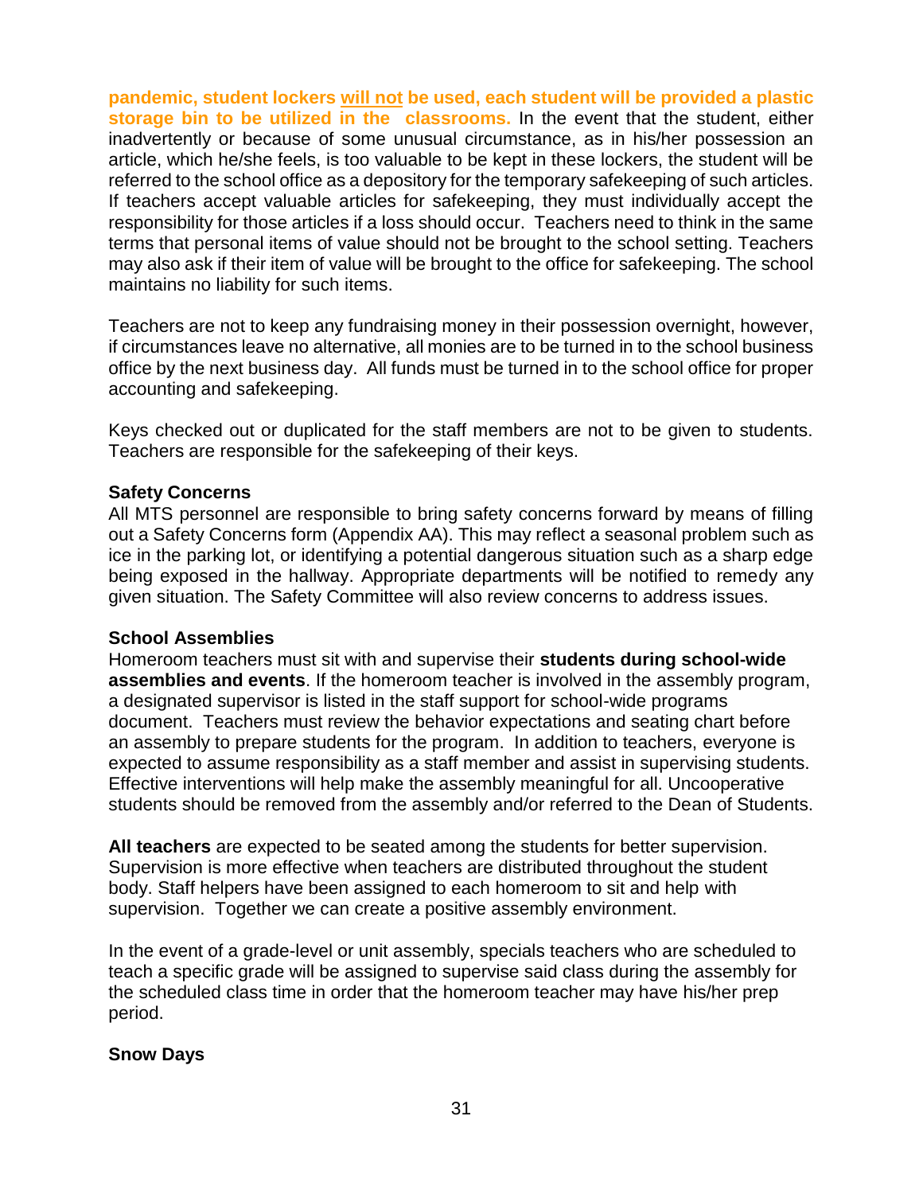**pandemic, student lockers <u>will not</u> be used, each student will be provided a plastic storage bin to be utilized in the classrooms.** In the event that the student, either inadvertently or because of some unusual circumstance, as in his/her possession an article, which he/she feels, is too valuable to be kept in these lockers, the student will be referred to the school office as a depository for the temporary safekeeping of such articles. If teachers accept valuable articles for safekeeping, they must individually accept the responsibility for those articles if a loss should occur. Teachers need to think in the same terms that personal items of value should not be brought to the school setting. Teachers may also ask if their item of value will be brought to the office for safekeeping. The school maintains no liability for such items.

Teachers are not to keep any fundraising money in their possession overnight, however, if circumstances leave no alternative, all monies are to be turned in to the school business office by the next business day. All funds must be turned in to the school office for proper accounting and safekeeping.

Keys checked out or duplicated for the staff members are not to be given to students. Teachers are responsible for the safekeeping of their keys.

**Safety Concerns**

All MTS personnel are responsible to bring safety concerns forward by means of filling out a Safety Concerns form (Appendix AA). This may reflect a seasonal problem such as ice in the parking lot, or identifying a potential dangerous situation such as a sharp edge being exposed in the hallway. Appropriate departments will be notified to remedy any given situation. The Safety Committee will also review concerns to address issues.

**School Assemblies**

Homeroom teachers must sit with and supervise their **students during school-wide assemblies and events**. If the homeroom teacher is involved in the assembly program, a designated supervisor is listed in the staff support for school-wide programs document. Teachers must review the behavior expectations and seating chart before an assembly to prepare students for the program. In addition to teachers, everyone is expected to assume responsibility as a staff member and assist in supervising students. Effective interventions will help make the assembly meaningful for all. Uncooperative students should be removed from the assembly and/or referred to the Dean of Students.

**All teachers** are expected to be seated among the students for better supervision. Supervision is more effective when teachers are distributed throughout the student body. Staff helpers have been assigned to each homeroom to sit and help with supervision. Together we can create a positive assembly environment.

In the event of a grade-level or unit assembly, specials teachers who are scheduled to teach a specific grade will be assigned to supervise said class during the assembly for the scheduled class time in order that the homeroom teacher may have his/her prep period.

**Snow Days**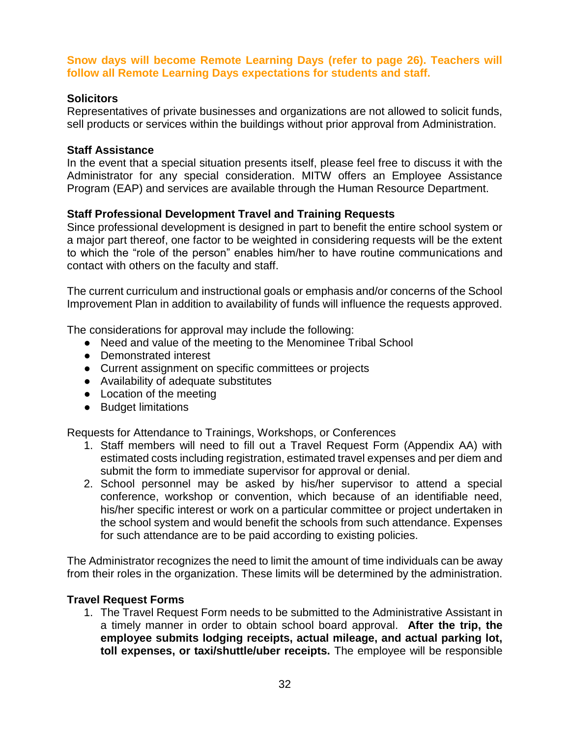**Snow days will become Remote Learning Days (refer to page 26). Teachers will follow all Remote Learning Days expectations for students and staff.**

**Solicitors**

Representatives of private businesses and organizations are not allowed to solicit funds, sell products or services within the buildings without prior approval from Administration.

**Staff Assistance**

In the event that a special situation presents itself, please feel free to discuss it with the Administrator for any special consideration. MITW offers an Employee Assistance Program (EAP) and services are available through the Human Resource Department.

**Staff Professional Development Travel and Training Requests**

Since professional development is designed in part to benefit the entire school system or a major part thereof, one factor to be weighted in considering requests will be the extent to which the "role of the person" enables him/her to have routine communications and contact with others on the faculty and staff.

The current curriculum and instructional goals or emphasis and/or concerns of the School Improvement Plan in addition to availability of funds will influence the requests approved.

The considerations for approval may include the following:

- Need and value of the meeting to the Menominee Tribal School
- Demonstrated interest
- Current assignment on specific committees or projects
- Availability of adequate substitutes
- Location of the meeting
- Budget limitations

Requests for Attendance to Trainings, Workshops, or Conferences

1. Staff members will need to fill out a Travel Request Form (Appendix AA) with estimated costs including registration, estimated travel expenses and per diem and submit the form to immediate supervisor for approval or denial.
2. School personnel may be asked by his/her supervisor to attend a special conference, workshop or convention, which because of an identifiable need, his/her specific interest or work on a particular committee or project undertaken in the school system and would benefit the schools from such attendance. Expenses for such attendance are to be paid according to existing policies.

The Administrator recognizes the need to limit the amount of time individuals can be away from their roles in the organization. These limits will be determined by the administration.

**Travel Request Forms**

1. The Travel Request Form needs to be submitted to the Administrative Assistant in a timely manner in order to obtain school board approval. **After the trip, the employee submits lodging receipts, actual mileage, and actual parking lot, toll expenses, or taxi/shuttle/uber receipts.** The employee will be responsible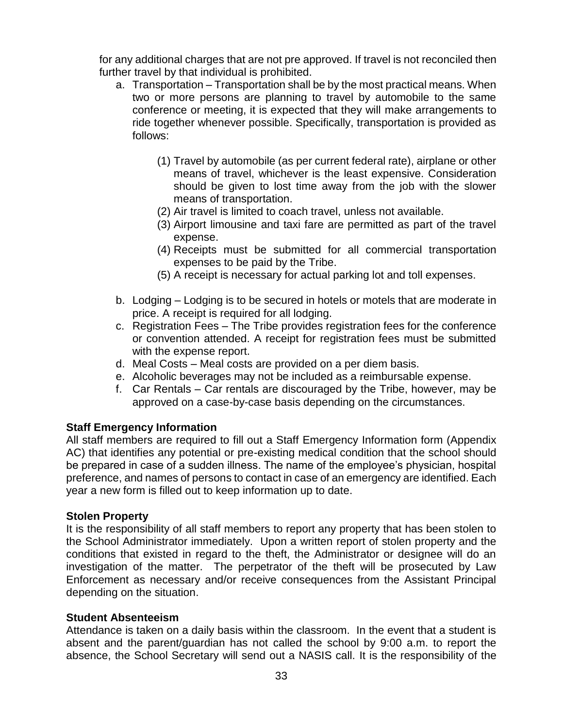for any additional charges that are not pre approved. If travel is not reconciled then further travel by that individual is prohibited.

a. Transportation – Transportation shall be by the most practical means. When two or more persons are planning to travel by automobile to the same conference or meeting, it is expected that they will make arrangements to ride together whenever possible. Specifically, transportation is provided as follows:

   (1) Travel by automobile (as per current federal rate), airplane or other means of travel, whichever is the least expensive. Consideration should be given to lost time away from the job with the slower means of transportation.
   (2) Air travel is limited to coach travel, unless not available.
   (3) Airport limousine and taxi fare are permitted as part of the travel expense.
   (4) Receipts must be submitted for all commercial transportation expenses to be paid by the Tribe.
   (5) A receipt is necessary for actual parking lot and toll expenses.

b. Lodging – Lodging is to be secured in hotels or motels that are moderate in price. A receipt is required for all lodging.
c. Registration Fees – The Tribe provides registration fees for the conference or convention attended. A receipt for registration fees must be submitted with the expense report.
d. Meal Costs – Meal costs are provided on a per diem basis.
e. Alcoholic beverages may not be included as a reimbursable expense.
f. Car Rentals – Car rentals are discouraged by the Tribe, however, may be approved on a case-by-case basis depending on the circumstances.

**Staff Emergency Information**

All staff members are required to fill out a Staff Emergency Information form (Appendix AC) that identifies any potential or pre-existing medical condition that the school should be prepared in case of a sudden illness. The name of the employee's physician, hospital preference, and names of persons to contact in case of an emergency are identified. Each year a new form is filled out to keep information up to date.

**Stolen Property**

It is the responsibility of all staff members to report any property that has been stolen to the School Administrator immediately. Upon a written report of stolen property and the conditions that existed in regard to the theft, the Administrator or designee will do an investigation of the matter. The perpetrator of the theft will be prosecuted by Law Enforcement as necessary and/or receive consequences from the Assistant Principal depending on the situation.

**Student Absenteeism**

Attendance is taken on a daily basis within the classroom. In the event that a student is absent and the parent/guardian has not called the school by 9:00 a.m. to report the absence, the School Secretary will send out a NASIS call. It is the responsibility of the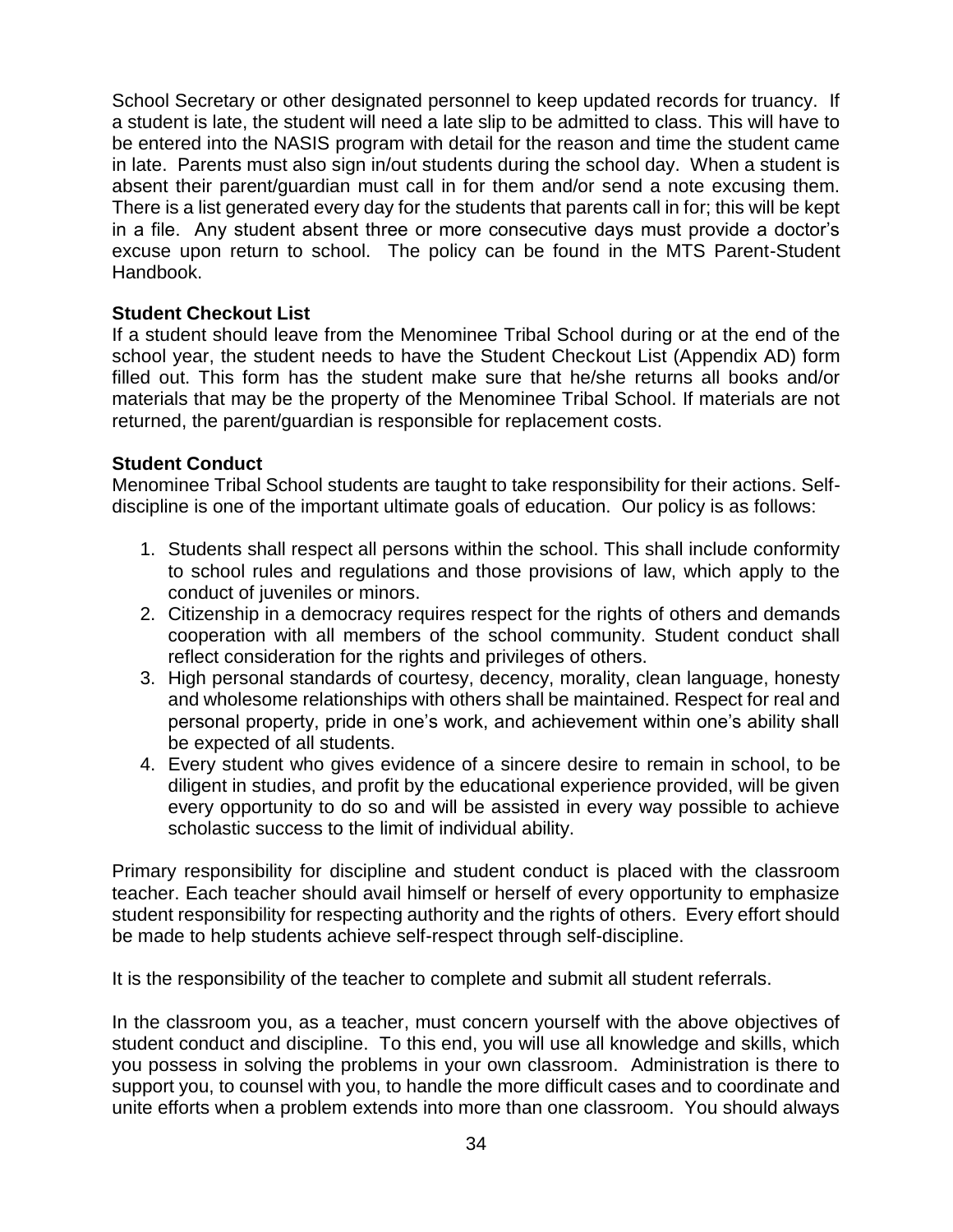School Secretary or other designated personnel to keep updated records for truancy. If a student is late, the student will need a late slip to be admitted to class. This will have to be entered into the NASIS program with detail for the reason and time the student came in late. Parents must also sign in/out students during the school day. When a student is absent their parent/guardian must call in for them and/or send a note excusing them. There is a list generated every day for the students that parents call in for; this will be kept in a file. Any student absent three or more consecutive days must provide a doctor's excuse upon return to school. The policy can be found in the MTS Parent-Student Handbook.

**Student Checkout List**

If a student should leave from the Menominee Tribal School during or at the end of the school year, the student needs to have the Student Checkout List (Appendix AD) form filled out. This form has the student make sure that he/she returns all books and/or materials that may be the property of the Menominee Tribal School. If materials are not returned, the parent/guardian is responsible for replacement costs.

**Student Conduct**

Menominee Tribal School students are taught to take responsibility for their actions. Self-discipline is one of the important ultimate goals of education. Our policy is as follows:

1. Students shall respect all persons within the school. This shall include conformity to school rules and regulations and those provisions of law, which apply to the conduct of juveniles or minors.
2. Citizenship in a democracy requires respect for the rights of others and demands cooperation with all members of the school community. Student conduct shall reflect consideration for the rights and privileges of others.
3. High personal standards of courtesy, decency, morality, clean language, honesty and wholesome relationships with others shall be maintained. Respect for real and personal property, pride in one's work, and achievement within one's ability shall be expected of all students.
4. Every student who gives evidence of a sincere desire to remain in school, to be diligent in studies, and profit by the educational experience provided, will be given every opportunity to do so and will be assisted in every way possible to achieve scholastic success to the limit of individual ability.

Primary responsibility for discipline and student conduct is placed with the classroom teacher. Each teacher should avail himself or herself of every opportunity to emphasize student responsibility for respecting authority and the rights of others. Every effort should be made to help students achieve self-respect through self-discipline.

It is the responsibility of the teacher to complete and submit all student referrals.

In the classroom you, as a teacher, must concern yourself with the above objectives of student conduct and discipline. To this end, you will use all knowledge and skills, which you possess in solving the problems in your own classroom. Administration is there to support you, to counsel with you, to handle the more difficult cases and to coordinate and unite efforts when a problem extends into more than one classroom. You should always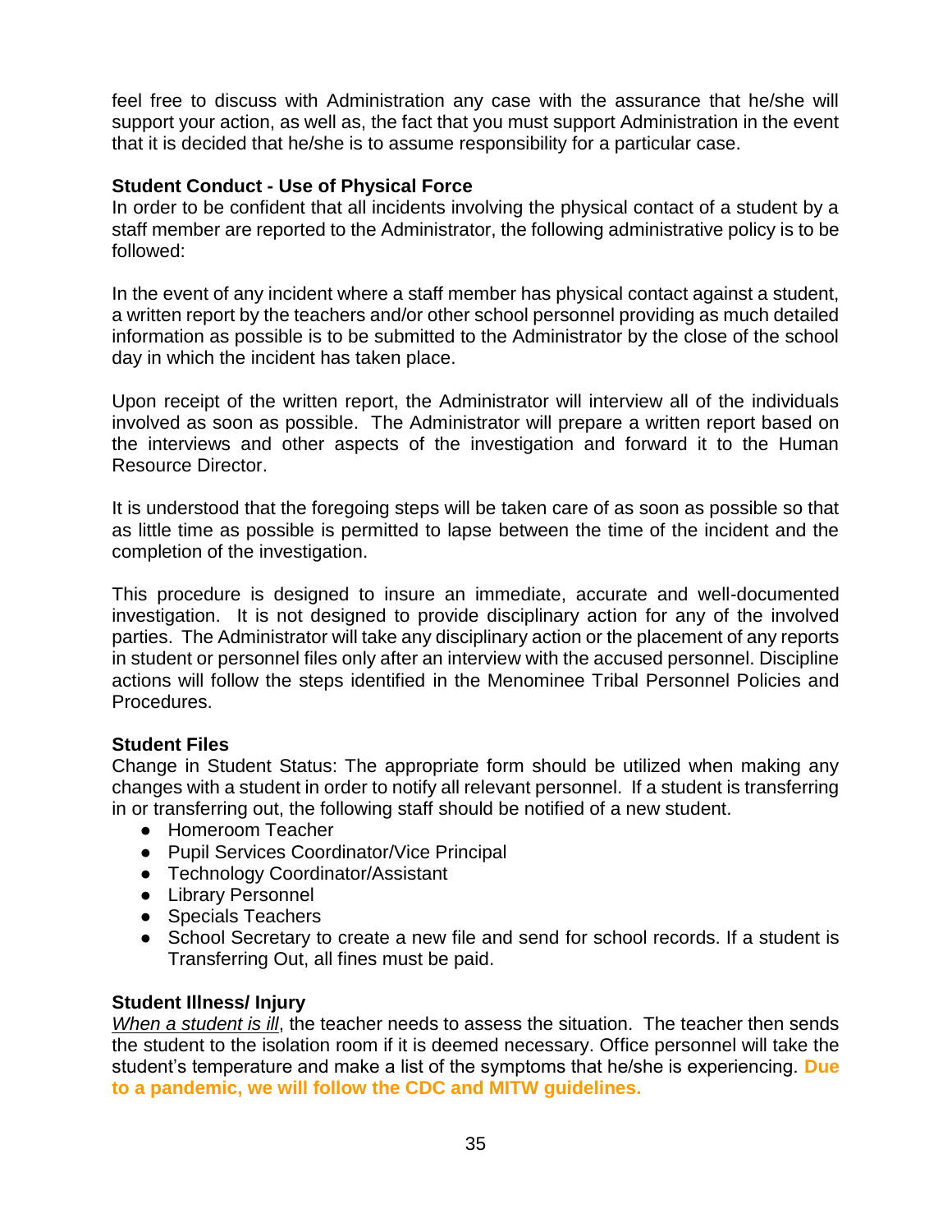feel free to discuss with Administration any case with the assurance that he/she will support your action, as well as, the fact that you must support Administration in the event that it is decided that he/she is to assume responsibility for a particular case.

**Student Conduct - Use of Physical Force**

In order to be confident that all incidents involving the physical contact of a student by a staff member are reported to the Administrator, the following administrative policy is to be followed:

In the event of any incident where a staff member has physical contact against a student, a written report by the teachers and/or other school personnel providing as much detailed information as possible is to be submitted to the Administrator by the close of the school day in which the incident has taken place.

Upon receipt of the written report, the Administrator will interview all of the individuals involved as soon as possible. The Administrator will prepare a written report based on the interviews and other aspects of the investigation and forward it to the Human Resource Director.

It is understood that the foregoing steps will be taken care of as soon as possible so that as little time as possible is permitted to lapse between the time of the incident and the completion of the investigation.

This procedure is designed to insure an immediate, accurate and well-documented investigation. It is not designed to provide disciplinary action for any of the involved parties. The Administrator will take any disciplinary action or the placement of any reports in student or personnel files only after an interview with the accused personnel. Discipline actions will follow the steps identified in the Menominee Tribal Personnel Policies and Procedures.

**Student Files**

Change in Student Status: The appropriate form should be utilized when making any changes with a student in order to notify all relevant personnel. If a student is transferring in or transferring out, the following staff should be notified of a new student.

- Homeroom Teacher
- Pupil Services Coordinator/Vice Principal
- Technology Coordinator/Assistant
- Library Personnel
- Specials Teachers
- School Secretary to create a new file and send for school records. If a student is Transferring Out, all fines must be paid.

**Student Illness/ Injury**

*When a student is ill*, the teacher needs to assess the situation. The teacher then sends the student to the isolation room if it is deemed necessary. Office personnel will take the student's temperature and make a list of the symptoms that he/she is experiencing. **Due to a pandemic, we will follow the CDC and MITW guidelines.**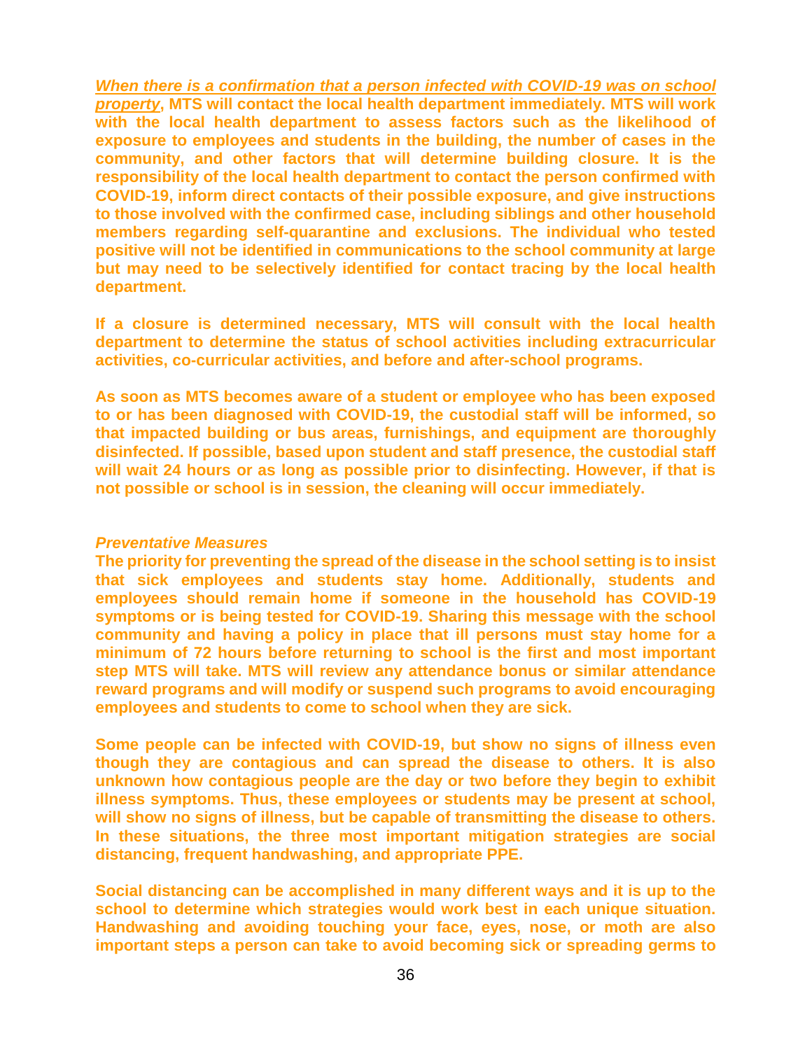***<u>When there is a confirmation that a person infected with COVID-19 was on school property</u>*****, MTS will contact the local health department immediately. MTS will work with the local health department to assess factors such as the likelihood of exposure to employees and students in the building, the number of cases in the community, and other factors that will determine building closure. It is the responsibility of the local health department to contact the person confirmed with COVID-19, inform direct contacts of their possible exposure, and give instructions to those involved with the confirmed case, including siblings and other household members regarding self-quarantine and exclusions. The individual who tested positive will not be identified in communications to the school community at large but may need to be selectively identified for contact tracing by the local health department.**

**If a closure is determined necessary, MTS will consult with the local health department to determine the status of school activities including extracurricular activities, co-curricular activities, and before and after-school programs.**

**As soon as MTS becomes aware of a student or employee who has been exposed to or has been diagnosed with COVID-19, the custodial staff will be informed, so that impacted building or bus areas, furnishings, and equipment are thoroughly disinfected. If possible, based upon student and staff presence, the custodial staff will wait 24 hours or as long as possible prior to disinfecting. However, if that is not possible or school is in session, the cleaning will occur immediately.**

***Preventative Measures***

**The priority for preventing the spread of the disease in the school setting is to insist that sick employees and students stay home. Additionally, students and employees should remain home if someone in the household has COVID-19 symptoms or is being tested for COVID-19. Sharing this message with the school community and having a policy in place that ill persons must stay home for a minimum of 72 hours before returning to school is the first and most important step MTS will take. MTS will review any attendance bonus or similar attendance reward programs and will modify or suspend such programs to avoid encouraging employees and students to come to school when they are sick.**

**Some people can be infected with COVID-19, but show no signs of illness even though they are contagious and can spread the disease to others. It is also unknown how contagious people are the day or two before they begin to exhibit illness symptoms. Thus, these employees or students may be present at school, will show no signs of illness, but be capable of transmitting the disease to others. In these situations, the three most important mitigation strategies are social distancing, frequent handwashing, and appropriate PPE.**

**Social distancing can be accomplished in many different ways and it is up to the school to determine which strategies would work best in each unique situation. Handwashing and avoiding touching your face, eyes, nose, or moth are also important steps a person can take to avoid becoming sick or spreading germs to**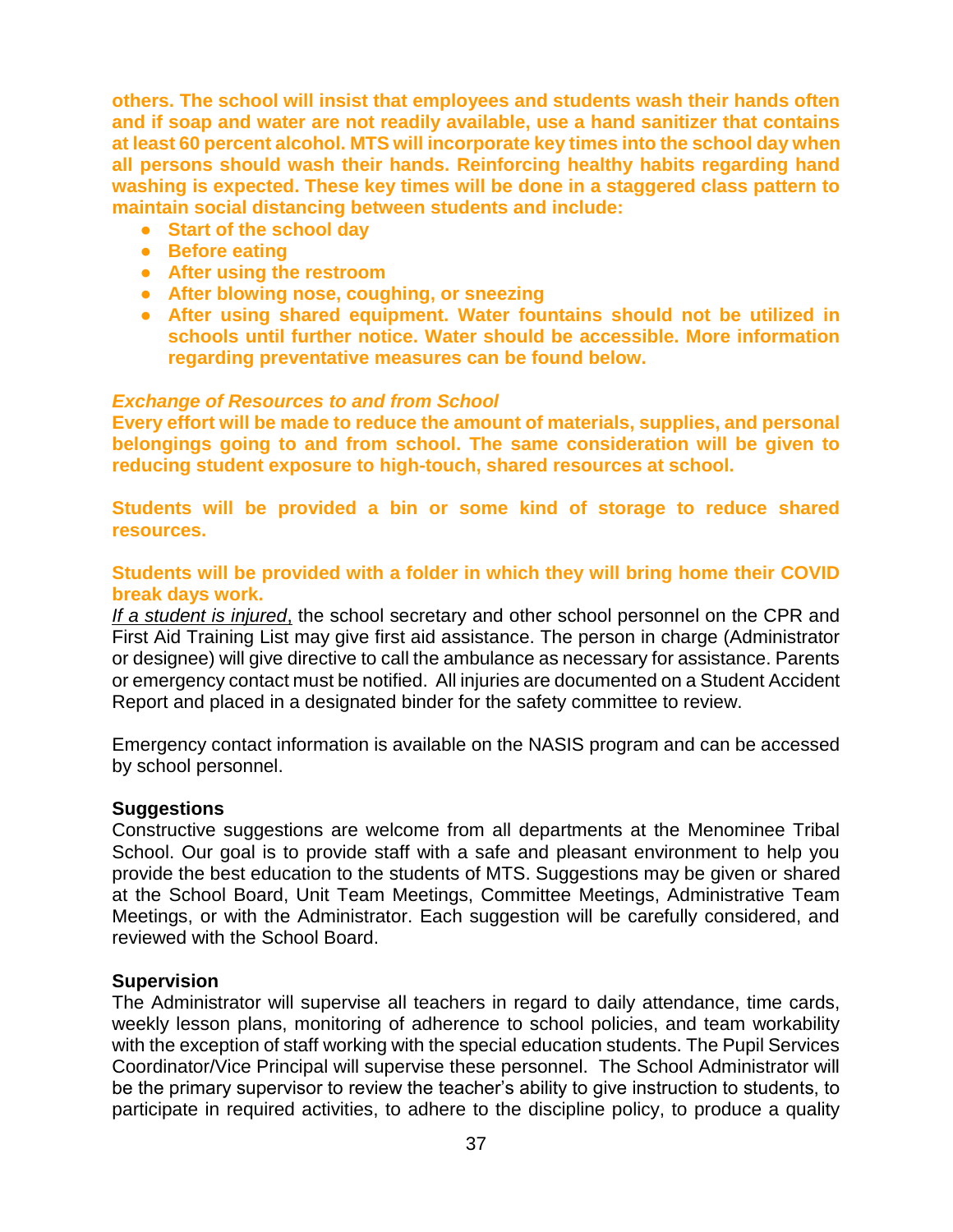**others. The school will insist that employees and students wash their hands often and if soap and water are not readily available, use a hand sanitizer that contains at least 60 percent alcohol. MTS will incorporate key times into the school day when all persons should wash their hands. Reinforcing healthy habits regarding hand washing is expected. These key times will be done in a staggered class pattern to maintain social distancing between students and include:**

- **Start of the school day**
- **Before eating**
- **After using the restroom**
- **After blowing nose, coughing, or sneezing**
- **After using shared equipment. Water fountains should not be utilized in schools until further notice. Water should be accessible. More information regarding preventative measures can be found below.**

***Exchange of Resources to and from School***

**Every effort will be made to reduce the amount of materials, supplies, and personal belongings going to and from school. The same consideration will be given to reducing student exposure to high-touch, shared resources at school.**

**Students will be provided a bin or some kind of storage to reduce shared resources.**

**Students will be provided with a folder in which they will bring home their COVID break days work.**

*If a student is injured*, the school secretary and other school personnel on the CPR and First Aid Training List may give first aid assistance. The person in charge (Administrator or designee) will give directive to call the ambulance as necessary for assistance. Parents or emergency contact must be notified. All injuries are documented on a Student Accident Report and placed in a designated binder for the safety committee to review.

Emergency contact information is available on the NASIS program and can be accessed by school personnel.

**Suggestions**

Constructive suggestions are welcome from all departments at the Menominee Tribal School. Our goal is to provide staff with a safe and pleasant environment to help you provide the best education to the students of MTS. Suggestions may be given or shared at the School Board, Unit Team Meetings, Committee Meetings, Administrative Team Meetings, or with the Administrator. Each suggestion will be carefully considered, and reviewed with the School Board.

**Supervision**

The Administrator will supervise all teachers in regard to daily attendance, time cards, weekly lesson plans, monitoring of adherence to school policies, and team workability with the exception of staff working with the special education students. The Pupil Services Coordinator/Vice Principal will supervise these personnel. The School Administrator will be the primary supervisor to review the teacher's ability to give instruction to students, to participate in required activities, to adhere to the discipline policy, to produce a quality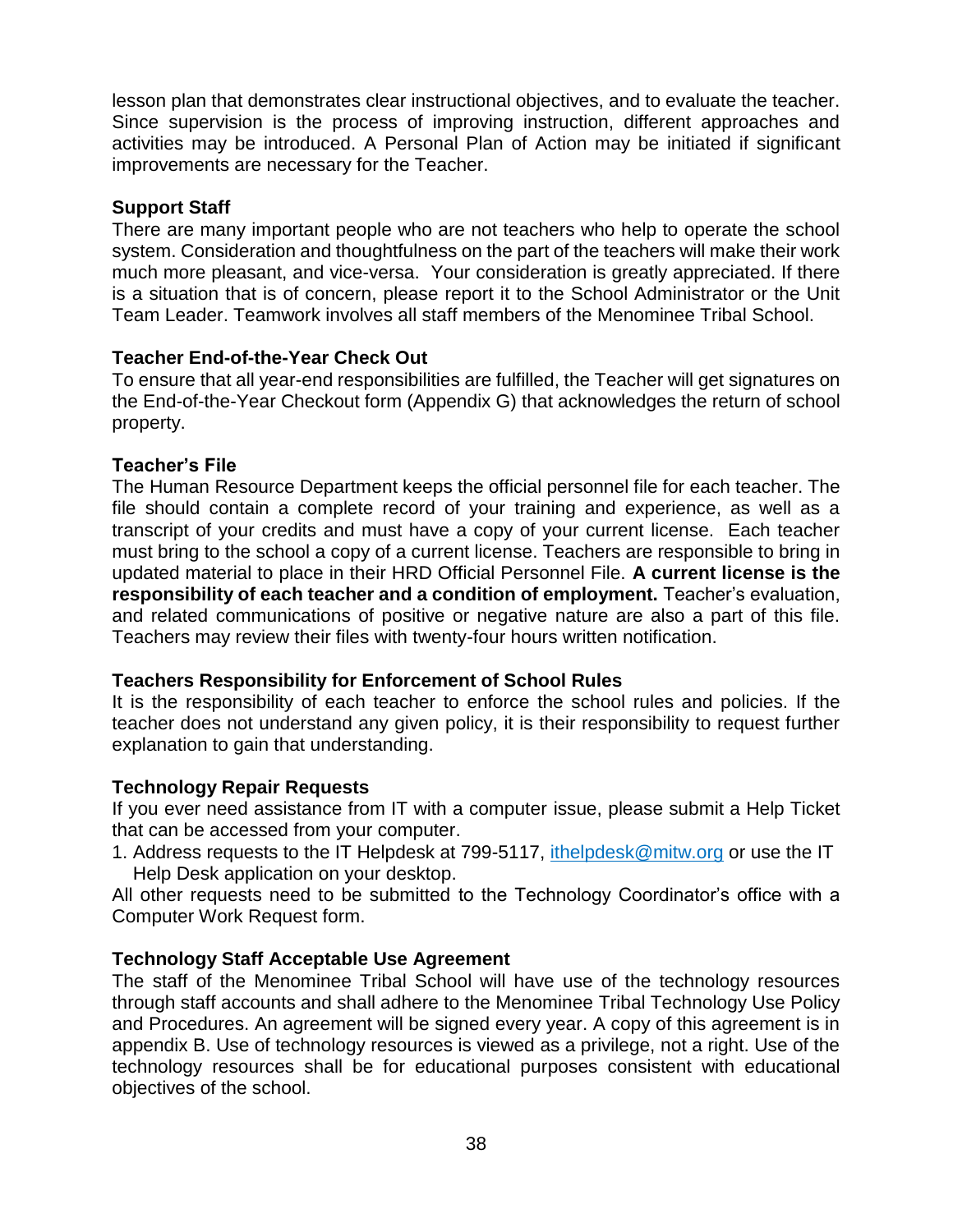lesson plan that demonstrates clear instructional objectives, and to evaluate the teacher. Since supervision is the process of improving instruction, different approaches and activities may be introduced. A Personal Plan of Action may be initiated if significant improvements are necessary for the Teacher.

**Support Staff**

There are many important people who are not teachers who help to operate the school system. Consideration and thoughtfulness on the part of the teachers will make their work much more pleasant, and vice-versa. Your consideration is greatly appreciated. If there is a situation that is of concern, please report it to the School Administrator or the Unit Team Leader. Teamwork involves all staff members of the Menominee Tribal School.

**Teacher End-of-the-Year Check Out**

To ensure that all year-end responsibilities are fulfilled, the Teacher will get signatures on the End-of-the-Year Checkout form (Appendix G) that acknowledges the return of school property.

**Teacher's File**

The Human Resource Department keeps the official personnel file for each teacher. The file should contain a complete record of your training and experience, as well as a transcript of your credits and must have a copy of your current license. Each teacher must bring to the school a copy of a current license. Teachers are responsible to bring in updated material to place in their HRD Official Personnel File. **A current license is the responsibility of each teacher and a condition of employment.** Teacher's evaluation, and related communications of positive or negative nature are also a part of this file. Teachers may review their files with twenty-four hours written notification.

**Teachers Responsibility for Enforcement of School Rules**

It is the responsibility of each teacher to enforce the school rules and policies. If the teacher does not understand any given policy, it is their responsibility to request further explanation to gain that understanding.

**Technology Repair Requests**

If you ever need assistance from IT with a computer issue, please submit a Help Ticket that can be accessed from your computer.

1. Address requests to the IT Helpdesk at 799-5117, ithelpdesk@mitw.org or use the IT Help Desk application on your desktop.

All other requests need to be submitted to the Technology Coordinator's office with a Computer Work Request form.

**Technology Staff Acceptable Use Agreement**

The staff of the Menominee Tribal School will have use of the technology resources through staff accounts and shall adhere to the Menominee Tribal Technology Use Policy and Procedures. An agreement will be signed every year. A copy of this agreement is in appendix B. Use of technology resources is viewed as a privilege, not a right. Use of the technology resources shall be for educational purposes consistent with educational objectives of the school.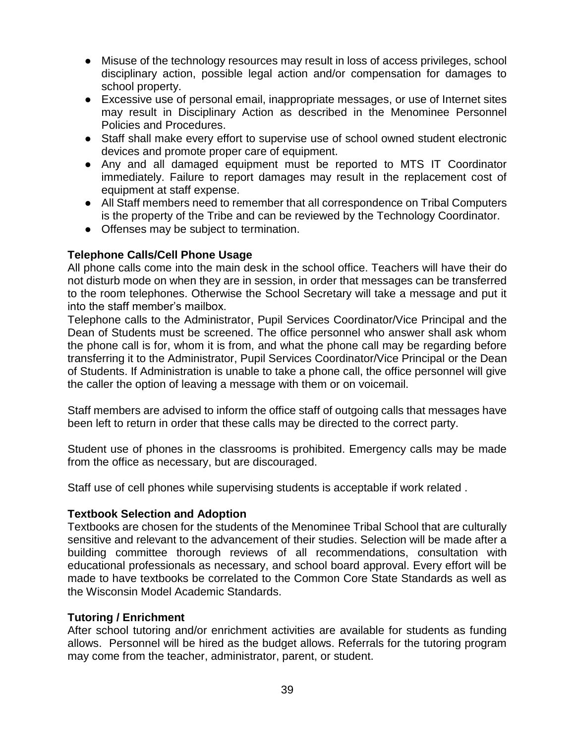- Misuse of the technology resources may result in loss of access privileges, school disciplinary action, possible legal action and/or compensation for damages to school property.
- Excessive use of personal email, inappropriate messages, or use of Internet sites may result in Disciplinary Action as described in the Menominee Personnel Policies and Procedures.
- Staff shall make every effort to supervise use of school owned student electronic devices and promote proper care of equipment.
- Any and all damaged equipment must be reported to MTS IT Coordinator immediately. Failure to report damages may result in the replacement cost of equipment at staff expense.
- All Staff members need to remember that all correspondence on Tribal Computers is the property of the Tribe and can be reviewed by the Technology Coordinator.
- Offenses may be subject to termination.

**Telephone Calls/Cell Phone Usage**

All phone calls come into the main desk in the school office. Teachers will have their do not disturb mode on when they are in session, in order that messages can be transferred to the room telephones. Otherwise the School Secretary will take a message and put it into the staff member's mailbox.

Telephone calls to the Administrator, Pupil Services Coordinator/Vice Principal and the Dean of Students must be screened. The office personnel who answer shall ask whom the phone call is for, whom it is from, and what the phone call may be regarding before transferring it to the Administrator, Pupil Services Coordinator/Vice Principal or the Dean of Students. If Administration is unable to take a phone call, the office personnel will give the caller the option of leaving a message with them or on voicemail.

Staff members are advised to inform the office staff of outgoing calls that messages have been left to return in order that these calls may be directed to the correct party.

Student use of phones in the classrooms is prohibited. Emergency calls may be made from the office as necessary, but are discouraged.

Staff use of cell phones while supervising students is acceptable if work related .

**Textbook Selection and Adoption**

Textbooks are chosen for the students of the Menominee Tribal School that are culturally sensitive and relevant to the advancement of their studies. Selection will be made after a building committee thorough reviews of all recommendations, consultation with educational professionals as necessary, and school board approval. Every effort will be made to have textbooks be correlated to the Common Core State Standards as well as the Wisconsin Model Academic Standards.

**Tutoring / Enrichment**

After school tutoring and/or enrichment activities are available for students as funding allows. Personnel will be hired as the budget allows. Referrals for the tutoring program may come from the teacher, administrator, parent, or student.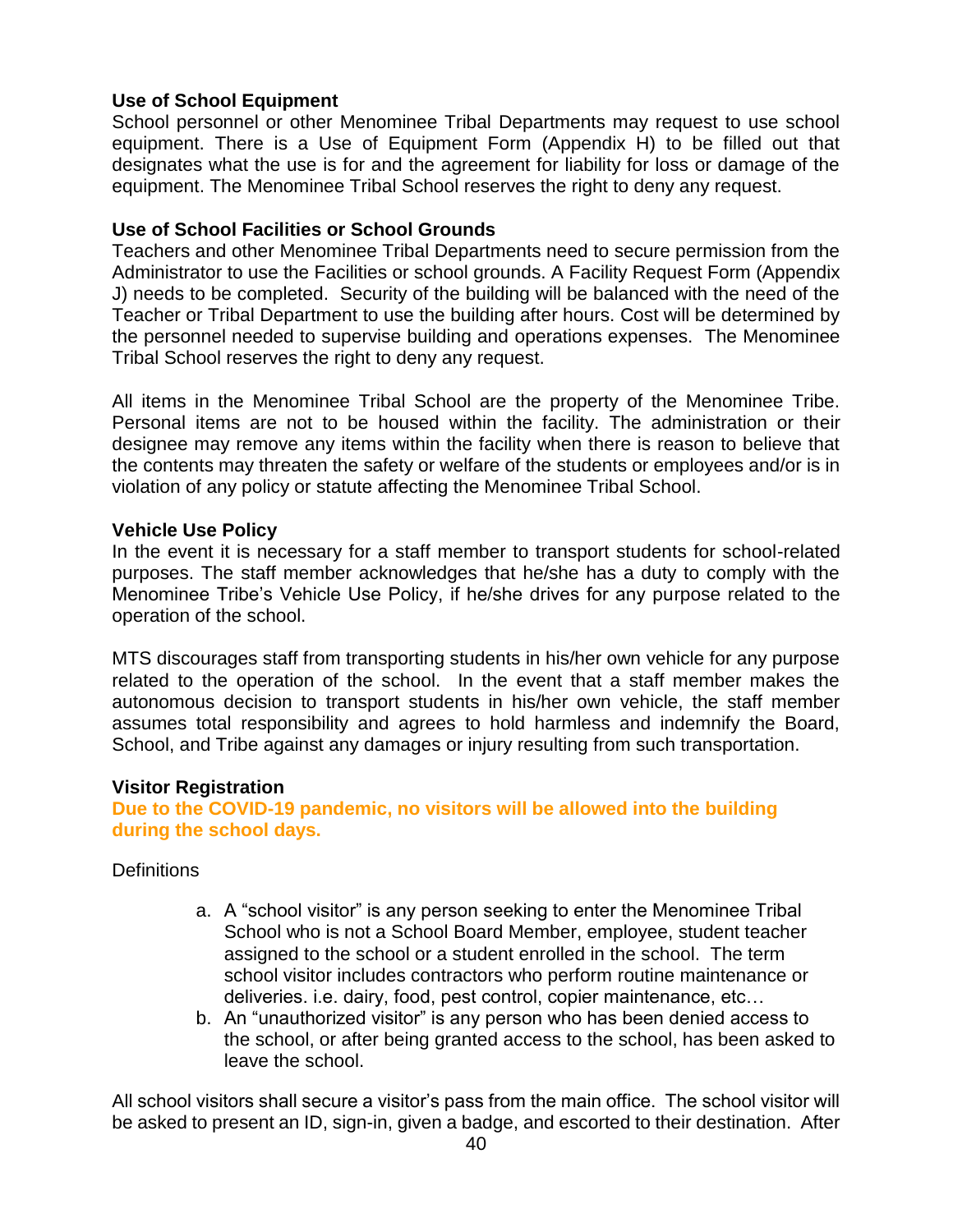**Use of School Equipment**

School personnel or other Menominee Tribal Departments may request to use school equipment. There is a Use of Equipment Form (Appendix H) to be filled out that designates what the use is for and the agreement for liability for loss or damage of the equipment. The Menominee Tribal School reserves the right to deny any request.

**Use of School Facilities or School Grounds**

Teachers and other Menominee Tribal Departments need to secure permission from the Administrator to use the Facilities or school grounds. A Facility Request Form (Appendix J) needs to be completed. Security of the building will be balanced with the need of the Teacher or Tribal Department to use the building after hours. Cost will be determined by the personnel needed to supervise building and operations expenses. The Menominee Tribal School reserves the right to deny any request.

All items in the Menominee Tribal School are the property of the Menominee Tribe. Personal items are not to be housed within the facility. The administration or their designee may remove any items within the facility when there is reason to believe that the contents may threaten the safety or welfare of the students or employees and/or is in violation of any policy or statute affecting the Menominee Tribal School.

**Vehicle Use Policy**

In the event it is necessary for a staff member to transport students for school-related purposes. The staff member acknowledges that he/she has a duty to comply with the Menominee Tribe's Vehicle Use Policy, if he/she drives for any purpose related to the operation of the school.

MTS discourages staff from transporting students in his/her own vehicle for any purpose related to the operation of the school. In the event that a staff member makes the autonomous decision to transport students in his/her own vehicle, the staff member assumes total responsibility and agrees to hold harmless and indemnify the Board, School, and Tribe against any damages or injury resulting from such transportation.

**Visitor Registration**

**Due to the COVID-19 pandemic, no visitors will be allowed into the building during the school days.**

Definitions

a. A "school visitor" is any person seeking to enter the Menominee Tribal School who is not a School Board Member, employee, student teacher assigned to the school or a student enrolled in the school. The term school visitor includes contractors who perform routine maintenance or deliveries. i.e. dairy, food, pest control, copier maintenance, etc…
b. An "unauthorized visitor" is any person who has been denied access to the school, or after being granted access to the school, has been asked to leave the school.

All school visitors shall secure a visitor's pass from the main office. The school visitor will be asked to present an ID, sign-in, given a badge, and escorted to their destination. After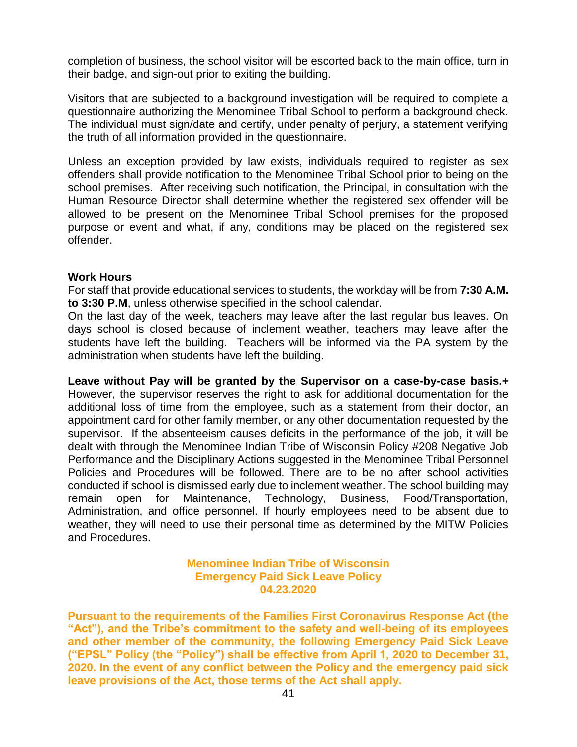completion of business, the school visitor will be escorted back to the main office, turn in their badge, and sign-out prior to exiting the building.

Visitors that are subjected to a background investigation will be required to complete a questionnaire authorizing the Menominee Tribal School to perform a background check. The individual must sign/date and certify, under penalty of perjury, a statement verifying the truth of all information provided in the questionnaire.

Unless an exception provided by law exists, individuals required to register as sex offenders shall provide notification to the Menominee Tribal School prior to being on the school premises. After receiving such notification, the Principal, in consultation with the Human Resource Director shall determine whether the registered sex offender will be allowed to be present on the Menominee Tribal School premises for the proposed purpose or event and what, if any, conditions may be placed on the registered sex offender.

**Work Hours**

For staff that provide educational services to students, the workday will be from **7:30 A.M. to 3:30 P.M**, unless otherwise specified in the school calendar.

On the last day of the week, teachers may leave after the last regular bus leaves. On days school is closed because of inclement weather, teachers may leave after the students have left the building. Teachers will be informed via the PA system by the administration when students have left the building.

**Leave without Pay will be granted by the Supervisor on a case-by-case basis.+** However, the supervisor reserves the right to ask for additional documentation for the additional loss of time from the employee, such as a statement from their doctor, an appointment card for other family member, or any other documentation requested by the supervisor. If the absenteeism causes deficits in the performance of the job, it will be dealt with through the Menominee Indian Tribe of Wisconsin Policy #208 Negative Job Performance and the Disciplinary Actions suggested in the Menominee Tribal Personnel Policies and Procedures will be followed. There are to be no after school activities conducted if school is dismissed early due to inclement weather. The school building may remain open for Maintenance, Technology, Business, Food/Transportation, Administration, and office personnel. If hourly employees need to be absent due to weather, they will need to use their personal time as determined by the MITW Policies and Procedures.

**Menominee Indian Tribe of Wisconsin**
**Emergency Paid Sick Leave Policy**
**04.23.2020**

**Pursuant to the requirements of the Families First Coronavirus Response Act (the "Act"), and the Tribe's commitment to the safety and well-being of its employees and other member of the community, the following Emergency Paid Sick Leave ("EPSL" Policy (the "Policy") shall be effective from April 1, 2020 to December 31, 2020. In the event of any conflict between the Policy and the emergency paid sick leave provisions of the Act, those terms of the Act shall apply.**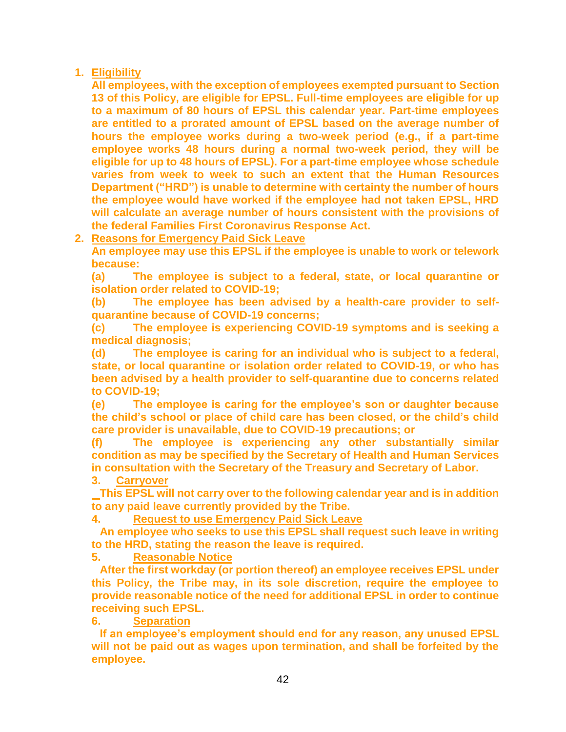1. **Eligibility**

   **All employees, with the exception of employees exempted pursuant to Section 13 of this Policy, are eligible for EPSL. Full-time employees are eligible for up to a maximum of 80 hours of EPSL this calendar year. Part-time employees are entitled to a prorated amount of EPSL based on the average number of hours the employee works during a two-week period (e.g., if a part-time employee works 48 hours during a normal two-week period, they will be eligible for up to 48 hours of EPSL). For a part-time employee whose schedule varies from week to week to such an extent that the Human Resources Department ("HRD") is unable to determine with certainty the number of hours the employee would have worked if the employee had not taken EPSL, HRD will calculate an average number of hours consistent with the provisions of the federal Families First Coronavirus Response Act.**

2. **Reasons for Emergency Paid Sick Leave**

   **An employee may use this EPSL if the employee is unable to work or telework because:**

   **(a) The employee is subject to a federal, state, or local quarantine or isolation order related to COVID-19;**

   **(b) The employee has been advised by a health-care provider to self-quarantine because of COVID-19 concerns;**

   **(c) The employee is experiencing COVID-19 symptoms and is seeking a medical diagnosis;**

   **(d) The employee is caring for an individual who is subject to a federal, state, or local quarantine or isolation order related to COVID-19, or who has been advised by a health provider to self-quarantine due to concerns related to COVID-19;**

   **(e) The employee is caring for the employee's son or daughter because the child's school or place of child care has been closed, or the child's child care provider is unavailable, due to COVID-19 precautions; or**

   **(f) The employee is experiencing any other substantially similar condition as may be specified by the Secretary of Health and Human Services in consultation with the Secretary of the Treasury and Secretary of Labor.**

3. **Carryover**

   **This EPSL will not carry over to the following calendar year and is in addition to any paid leave currently provided by the Tribe.**

4. **Request to use Emergency Paid Sick Leave**

   **An employee who seeks to use this EPSL shall request such leave in writing to the HRD, stating the reason the leave is required.**

5. **Reasonable Notice**

   **After the first workday (or portion thereof) an employee receives EPSL under this Policy, the Tribe may, in its sole discretion, require the employee to provide reasonable notice of the need for additional EPSL in order to continue receiving such EPSL.**

6. **Separation**

   **If an employee's employment should end for any reason, any unused EPSL will not be paid out as wages upon termination, and shall be forfeited by the employee.**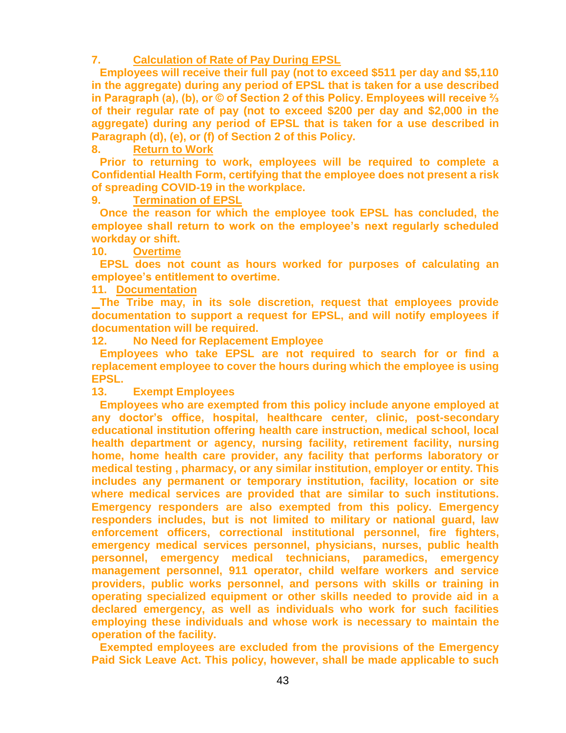**7. Calculation of Rate of Pay During EPSL**

**Employees will receive their full pay (not to exceed $511 per day and $5,110 in the aggregate) during any period of EPSL that is taken for a use described in Paragraph (a), (b), or © of Section 2 of this Policy. Employees will receive ⅔ of their regular rate of pay (not to exceed $200 per day and $2,000 in the aggregate) during any period of EPSL that is taken for a use described in Paragraph (d), (e), or (f) of Section 2 of this Policy.**

**8. Return to Work**

**Prior to returning to work, employees will be required to complete a Confidential Health Form, certifying that the employee does not present a risk of spreading COVID-19 in the workplace.**

**9. Termination of EPSL**

**Once the reason for which the employee took EPSL has concluded, the employee shall return to work on the employee's next regularly scheduled workday or shift.**

**10. Overtime**

**EPSL does not count as hours worked for purposes of calculating an employee's entitlement to overtime.**

**11. Documentation**

**The Tribe may, in its sole discretion, request that employees provide documentation to support a request for EPSL, and will notify employees if documentation will be required.**

**12. No Need for Replacement Employee**

**Employees who take EPSL are not required to search for or find a replacement employee to cover the hours during which the employee is using EPSL.**

**13. Exempt Employees**

**Employees who are exempted from this policy include anyone employed at any doctor's office, hospital, healthcare center, clinic, post-secondary educational institution offering health care instruction, medical school, local health department or agency, nursing facility, retirement facility, nursing home, home health care provider, any facility that performs laboratory or medical testing , pharmacy, or any similar institution, employer or entity. This includes any permanent or temporary institution, facility, location or site where medical services are provided that are similar to such institutions. Emergency responders are also exempted from this policy. Emergency responders includes, but is not limited to military or national guard, law enforcement officers, correctional institutional personnel, fire fighters, emergency medical services personnel, physicians, nurses, public health personnel, emergency medical technicians, paramedics, emergency management personnel, 911 operator, child welfare workers and service providers, public works personnel, and persons with skills or training in operating specialized equipment or other skills needed to provide aid in a declared emergency, as well as individuals who work for such facilities employing these individuals and whose work is necessary to maintain the operation of the facility.**

**Exempted employees are excluded from the provisions of the Emergency Paid Sick Leave Act. This policy, however, shall be made applicable to such**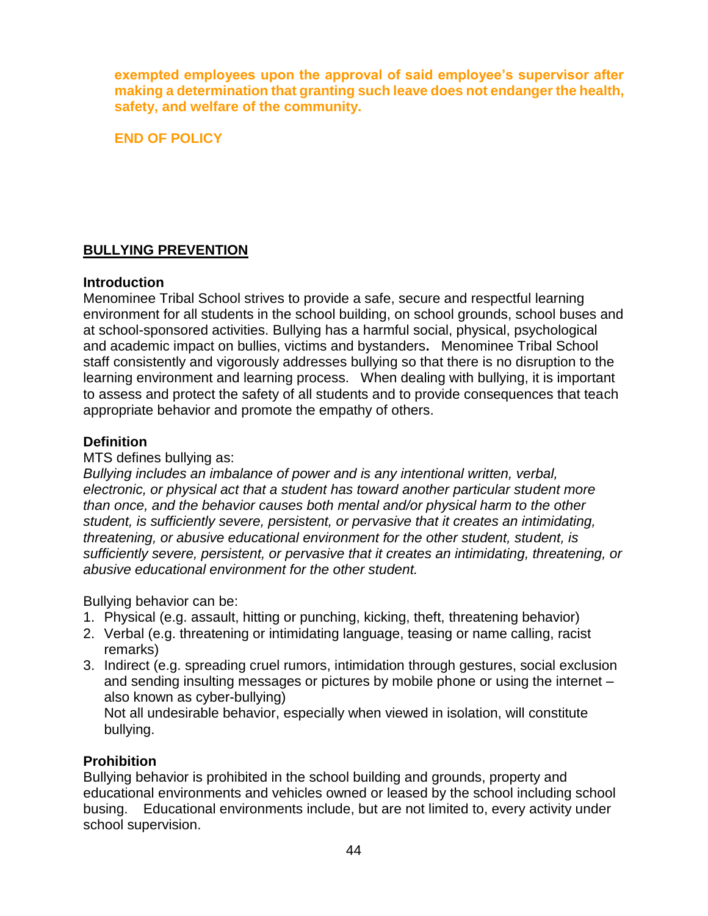**exempted employees upon the approval of said employee's supervisor after making a determination that granting such leave does not endanger the health, safety, and welfare of the community.**

**END OF POLICY**

## BULLYING PREVENTION

### Introduction

Menominee Tribal School strives to provide a safe, secure and respectful learning environment for all students in the school building, on school grounds, school buses and at school-sponsored activities. Bullying has a harmful social, physical, psychological and academic impact on bullies, victims and bystanders**.** Menominee Tribal School staff consistently and vigorously addresses bullying so that there is no disruption to the learning environment and learning process. When dealing with bullying, it is important to assess and protect the safety of all students and to provide consequences that teach appropriate behavior and promote the empathy of others.

### Definition

MTS defines bullying as:

*Bullying includes an imbalance of power and is any intentional written, verbal, electronic, or physical act that a student has toward another particular student more than once, and the behavior causes both mental and/or physical harm to the other student, is sufficiently severe, persistent, or pervasive that it creates an intimidating, threatening, or abusive educational environment for the other student, student, is sufficiently severe, persistent, or pervasive that it creates an intimidating, threatening, or abusive educational environment for the other student.*

Bullying behavior can be:

1. Physical (e.g. assault, hitting or punching, kicking, theft, threatening behavior)
2. Verbal (e.g. threatening or intimidating language, teasing or name calling, racist remarks)
3. Indirect (e.g. spreading cruel rumors, intimidation through gestures, social exclusion and sending insulting messages or pictures by mobile phone or using the internet – also known as cyber-bullying)

   Not all undesirable behavior, especially when viewed in isolation, will constitute bullying.

### Prohibition

Bullying behavior is prohibited in the school building and grounds, property and educational environments and vehicles owned or leased by the school including school busing. Educational environments include, but are not limited to, every activity under school supervision.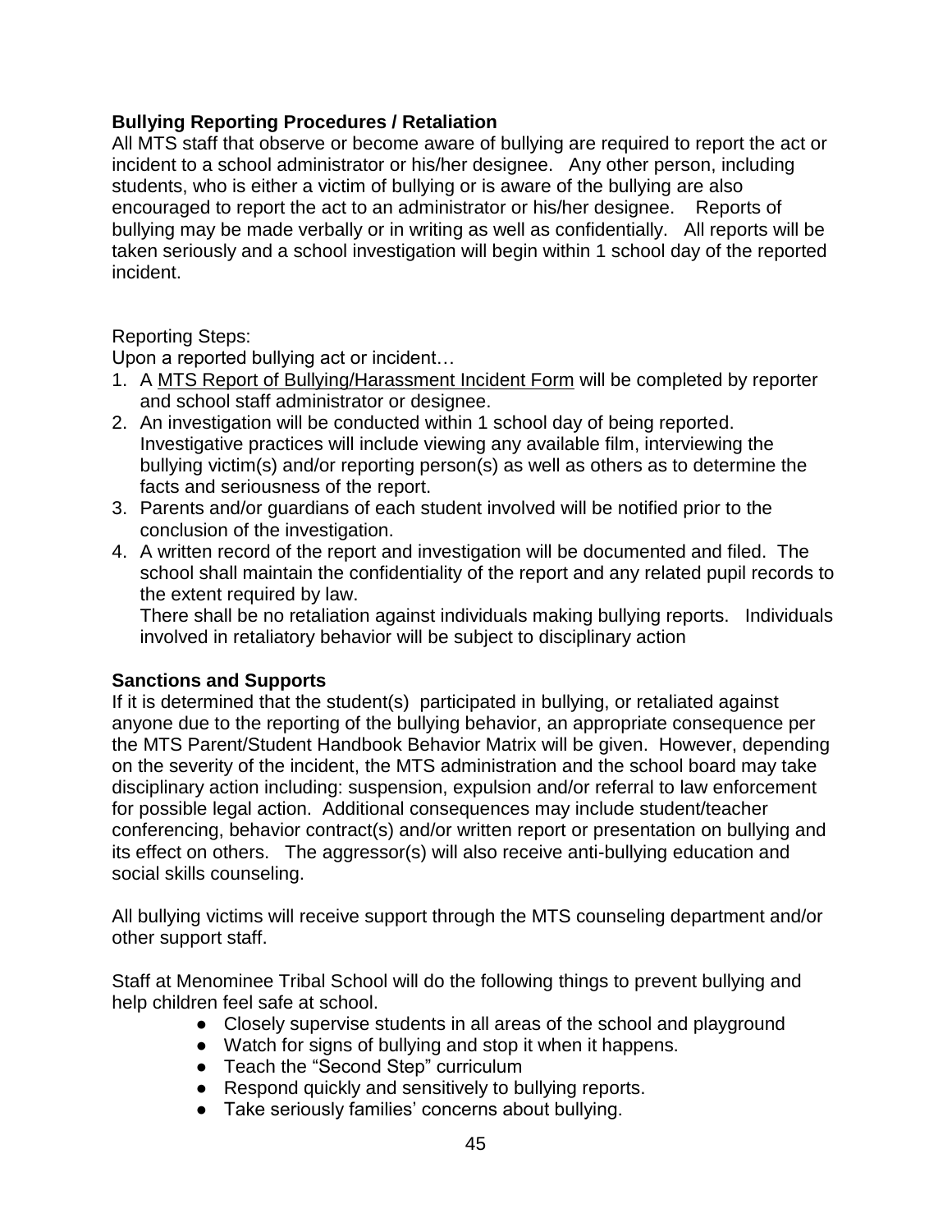**Bullying Reporting Procedures / Retaliation**

All MTS staff that observe or become aware of bullying are required to report the act or incident to a school administrator or his/her designee. Any other person, including students, who is either a victim of bullying or is aware of the bullying are also encouraged to report the act to an administrator or his/her designee. Reports of bullying may be made verbally or in writing as well as confidentially. All reports will be taken seriously and a school investigation will begin within 1 school day of the reported incident.

Reporting Steps:

Upon a reported bullying act or incident…

1. A <u>MTS Report of Bullying/Harassment Incident Form</u> will be completed by reporter and school staff administrator or designee.
2. An investigation will be conducted within 1 school day of being reported. Investigative practices will include viewing any available film, interviewing the bullying victim(s) and/or reporting person(s) as well as others as to determine the facts and seriousness of the report.
3. Parents and/or guardians of each student involved will be notified prior to the conclusion of the investigation.
4. A written record of the report and investigation will be documented and filed. The school shall maintain the confidentiality of the report and any related pupil records to the extent required by law.
   There shall be no retaliation against individuals making bullying reports. Individuals involved in retaliatory behavior will be subject to disciplinary action

**Sanctions and Supports**

If it is determined that the student(s) participated in bullying, or retaliated against anyone due to the reporting of the bullying behavior, an appropriate consequence per the MTS Parent/Student Handbook Behavior Matrix will be given. However, depending on the severity of the incident, the MTS administration and the school board may take disciplinary action including: suspension, expulsion and/or referral to law enforcement for possible legal action. Additional consequences may include student/teacher conferencing, behavior contract(s) and/or written report or presentation on bullying and its effect on others. The aggressor(s) will also receive anti-bullying education and social skills counseling.

All bullying victims will receive support through the MTS counseling department and/or other support staff.

Staff at Menominee Tribal School will do the following things to prevent bullying and help children feel safe at school.

- Closely supervise students in all areas of the school and playground
- Watch for signs of bullying and stop it when it happens.
- Teach the "Second Step" curriculum
- Respond quickly and sensitively to bullying reports.
- Take seriously families' concerns about bullying.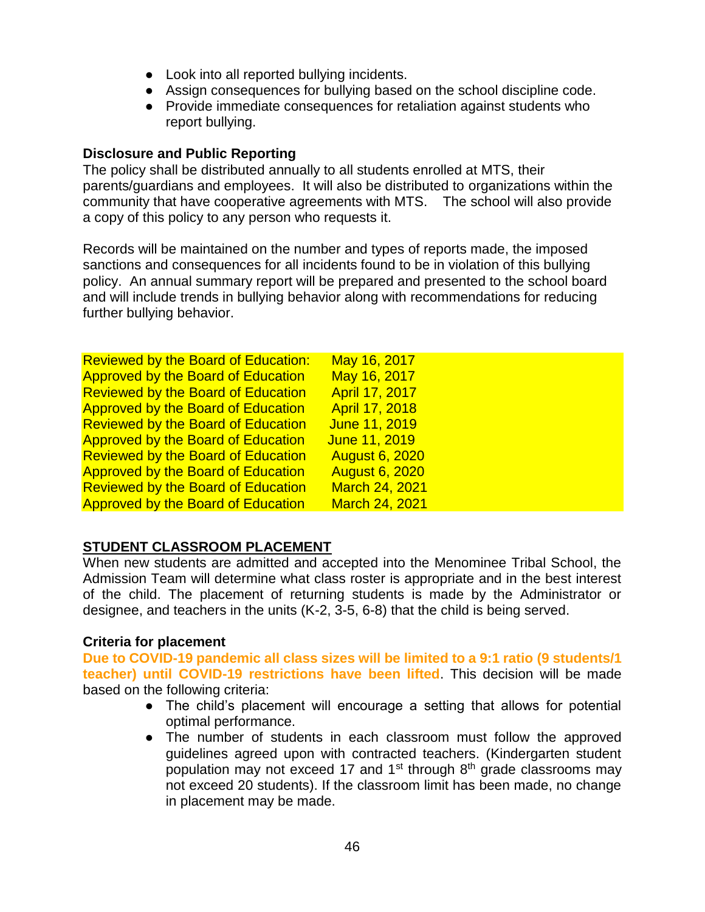- Look into all reported bullying incidents.
- Assign consequences for bullying based on the school discipline code.
- Provide immediate consequences for retaliation against students who report bullying.

**Disclosure and Public Reporting**

The policy shall be distributed annually to all students enrolled at MTS, their parents/guardians and employees. It will also be distributed to organizations within the community that have cooperative agreements with MTS. The school will also provide a copy of this policy to any person who requests it.

Records will be maintained on the number and types of reports made, the imposed sanctions and consequences for all incidents found to be in violation of this bullying policy. An annual summary report will be prepared and presented to the school board and will include trends in bullying behavior along with recommendations for reducing further bullying behavior.

| | |
|---|---|
| Reviewed by the Board of Education: | May 16, 2017 |
| Approved by the Board of Education | May 16, 2017 |
| Reviewed by the Board of Education | April 17, 2017 |
| Approved by the Board of Education | April 17, 2018 |
| Reviewed by the Board of Education | June 11, 2019 |
| Approved by the Board of Education | June 11, 2019 |
| Reviewed by the Board of Education | August 6, 2020 |
| Approved by the Board of Education | August 6, 2020 |
| Reviewed by the Board of Education | March 24, 2021 |
| Approved by the Board of Education | March 24, 2021 |

## STUDENT CLASSROOM PLACEMENT

When new students are admitted and accepted into the Menominee Tribal School, the Admission Team will determine what class roster is appropriate and in the best interest of the child. The placement of returning students is made by the Administrator or designee, and teachers in the units (K-2, 3-5, 6-8) that the child is being served.

**Criteria for placement**

**Due to COVID-19 pandemic all class sizes will be limited to a 9:1 ratio (9 students/1 teacher) until COVID-19 restrictions have been lifted**. This decision will be made based on the following criteria:

- The child's placement will encourage a setting that allows for potential optimal performance.
- The number of students in each classroom must follow the approved guidelines agreed upon with contracted teachers. (Kindergarten student population may not exceed 17 and 1st through 8th grade classrooms may not exceed 20 students). If the classroom limit has been made, no change in placement may be made.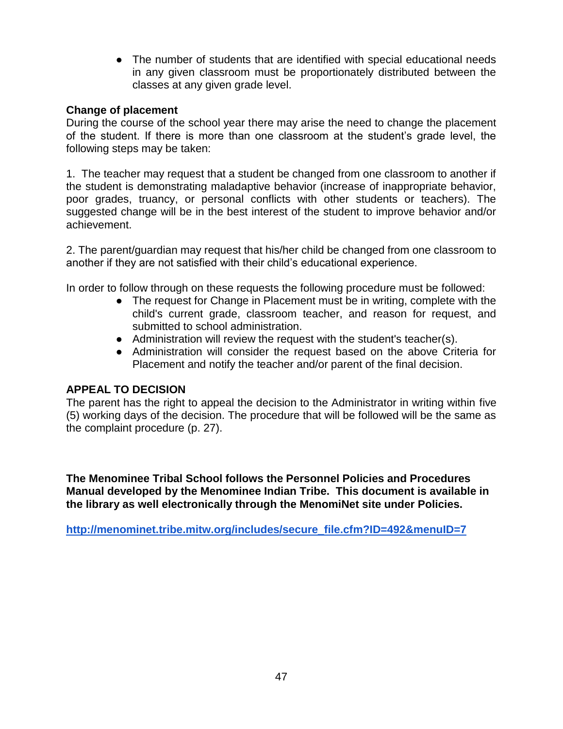- The number of students that are identified with special educational needs in any given classroom must be proportionately distributed between the classes at any given grade level.

**Change of placement**

During the course of the school year there may arise the need to change the placement of the student. If there is more than one classroom at the student's grade level, the following steps may be taken:

1. The teacher may request that a student be changed from one classroom to another if the student is demonstrating maladaptive behavior (increase of inappropriate behavior, poor grades, truancy, or personal conflicts with other students or teachers). The suggested change will be in the best interest of the student to improve behavior and/or achievement.

2. The parent/guardian may request that his/her child be changed from one classroom to another if they are not satisfied with their child's educational experience.

In order to follow through on these requests the following procedure must be followed:

- The request for Change in Placement must be in writing, complete with the child's current grade, classroom teacher, and reason for request, and submitted to school administration.
- Administration will review the request with the student's teacher(s).
- Administration will consider the request based on the above Criteria for Placement and notify the teacher and/or parent of the final decision.

**APPEAL TO DECISION**

The parent has the right to appeal the decision to the Administrator in writing within five (5) working days of the decision. The procedure that will be followed will be the same as the complaint procedure (p. 27).

**The Menominee Tribal School follows the Personnel Policies and Procedures Manual developed by the Menominee Indian Tribe. This document is available in the library as well electronically through the MenomiNet site under Policies.**

**http://menominet.tribe.mitw.org/includes/secure_file.cfm?ID=492&menuID=7**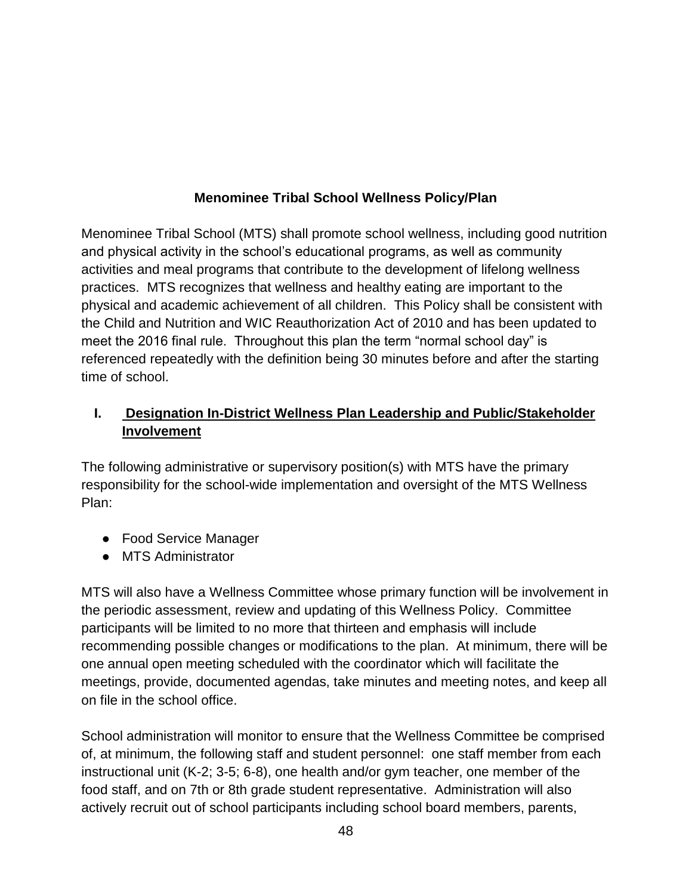**Menominee Tribal School Wellness Policy/Plan**

Menominee Tribal School (MTS) shall promote school wellness, including good nutrition and physical activity in the school's educational programs, as well as community activities and meal programs that contribute to the development of lifelong wellness practices. MTS recognizes that wellness and healthy eating are important to the physical and academic achievement of all children. This Policy shall be consistent with the Child and Nutrition and WIC Reauthorization Act of 2010 and has been updated to meet the 2016 final rule. Throughout this plan the term "normal school day" is referenced repeatedly with the definition being 30 minutes before and after the starting time of school.

## I. Designation In-District Wellness Plan Leadership and Public/Stakeholder Involvement

The following administrative or supervisory position(s) with MTS have the primary responsibility for the school-wide implementation and oversight of the MTS Wellness Plan:

- Food Service Manager
- MTS Administrator

MTS will also have a Wellness Committee whose primary function will be involvement in the periodic assessment, review and updating of this Wellness Policy. Committee participants will be limited to no more that thirteen and emphasis will include recommending possible changes or modifications to the plan. At minimum, there will be one annual open meeting scheduled with the coordinator which will facilitate the meetings, provide, documented agendas, take minutes and meeting notes, and keep all on file in the school office.

School administration will monitor to ensure that the Wellness Committee be comprised of, at minimum, the following staff and student personnel: one staff member from each instructional unit (K-2; 3-5; 6-8), one health and/or gym teacher, one member of the food staff, and on 7th or 8th grade student representative. Administration will also actively recruit out of school participants including school board members, parents,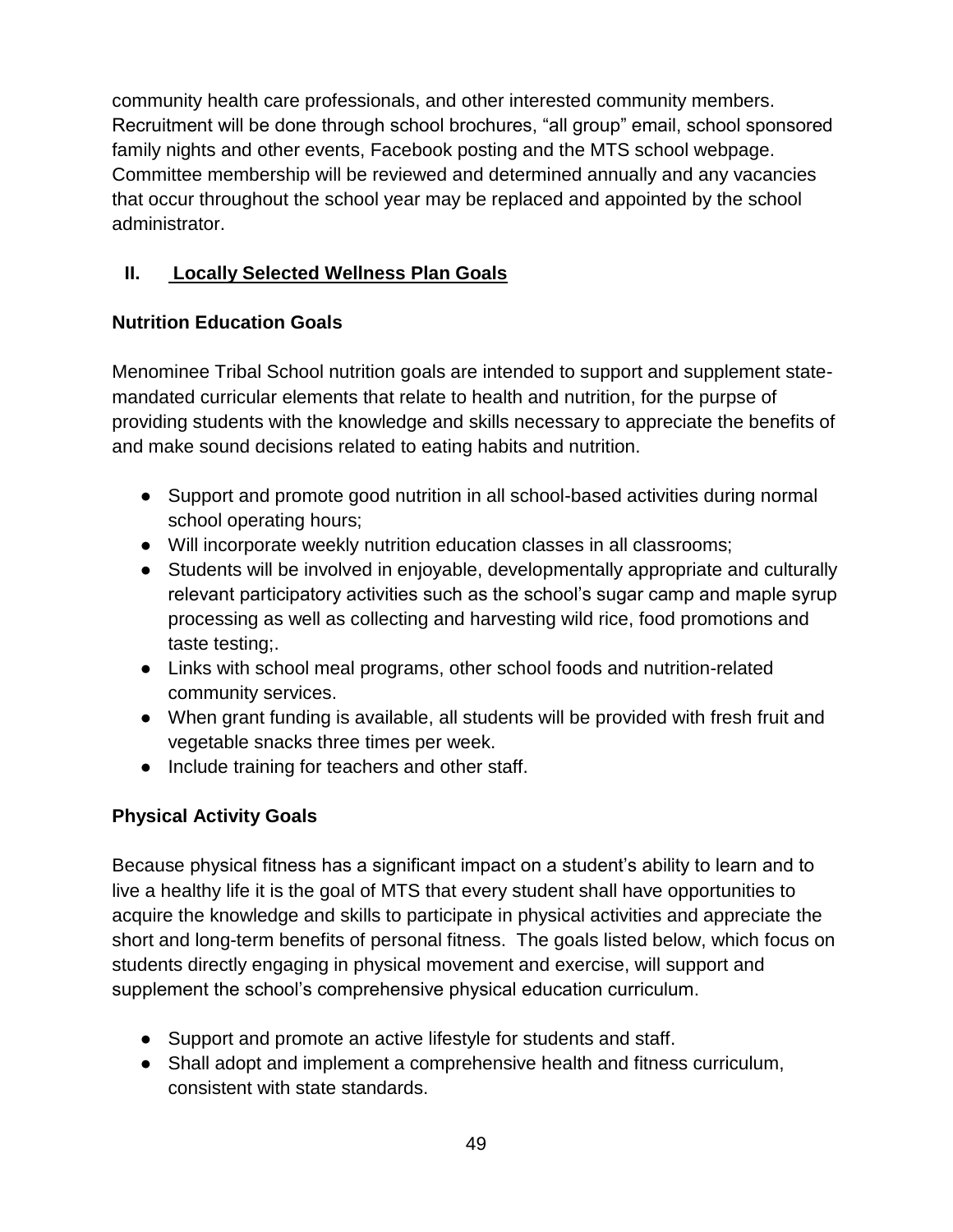community health care professionals, and other interested community members. Recruitment will be done through school brochures, “all group” email, school sponsored family nights and other events, Facebook posting and the MTS school webpage. Committee membership will be reviewed and determined annually and any vacancies that occur throughout the school year may be replaced and appointed by the school administrator.

## II. Locally Selected Wellness Plan Goals

### Nutrition Education Goals

Menominee Tribal School nutrition goals are intended to support and supplement state-mandated curricular elements that relate to health and nutrition, for the purpse of providing students with the knowledge and skills necessary to appreciate the benefits of and make sound decisions related to eating habits and nutrition.

- Support and promote good nutrition in all school-based activities during normal school operating hours;
- Will incorporate weekly nutrition education classes in all classrooms;
- Students will be involved in enjoyable, developmentally appropriate and culturally relevant participatory activities such as the school’s sugar camp and maple syrup processing as well as collecting and harvesting wild rice, food promotions and taste testing;.
- Links with school meal programs, other school foods and nutrition-related community services.
- When grant funding is available, all students will be provided with fresh fruit and vegetable snacks three times per week.
- Include training for teachers and other staff.

### Physical Activity Goals

Because physical fitness has a significant impact on a student’s ability to learn and to live a healthy life it is the goal of MTS that every student shall have opportunities to acquire the knowledge and skills to participate in physical activities and appreciate the short and long-term benefits of personal fitness. The goals listed below, which focus on students directly engaging in physical movement and exercise, will support and supplement the school’s comprehensive physical education curriculum.

- Support and promote an active lifestyle for students and staff.
- Shall adopt and implement a comprehensive health and fitness curriculum, consistent with state standards.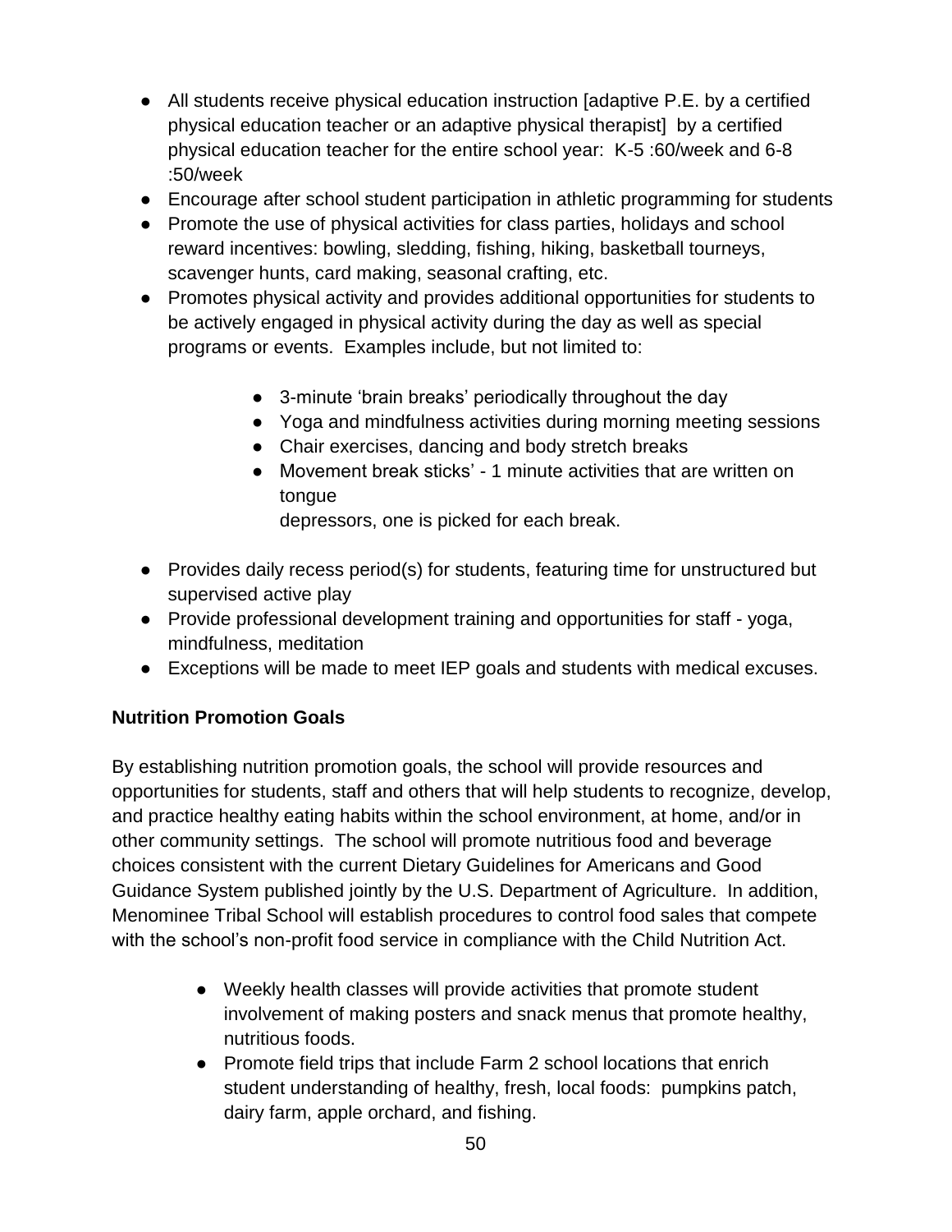- All students receive physical education instruction [adaptive P.E. by a certified physical education teacher or an adaptive physical therapist] by a certified physical education teacher for the entire school year: K-5 :60/week and 6-8 :50/week
- Encourage after school student participation in athletic programming for students
- Promote the use of physical activities for class parties, holidays and school reward incentives: bowling, sledding, fishing, hiking, basketball tourneys, scavenger hunts, card making, seasonal crafting, etc.
- Promotes physical activity and provides additional opportunities for students to be actively engaged in physical activity during the day as well as special programs or events. Examples include, but not limited to:
    - 3-minute 'brain breaks' periodically throughout the day
    - Yoga and mindfulness activities during morning meeting sessions
    - Chair exercises, dancing and body stretch breaks
    - Movement break sticks' - 1 minute activities that are written on tongue depressors, one is picked for each break.
- Provides daily recess period(s) for students, featuring time for unstructured but supervised active play
- Provide professional development training and opportunities for staff - yoga, mindfulness, meditation
- Exceptions will be made to meet IEP goals and students with medical excuses.

**Nutrition Promotion Goals**

By establishing nutrition promotion goals, the school will provide resources and opportunities for students, staff and others that will help students to recognize, develop, and practice healthy eating habits within the school environment, at home, and/or in other community settings. The school will promote nutritious food and beverage choices consistent with the current Dietary Guidelines for Americans and Good Guidance System published jointly by the U.S. Department of Agriculture. In addition, Menominee Tribal School will establish procedures to control food sales that compete with the school's non-profit food service in compliance with the Child Nutrition Act.

- Weekly health classes will provide activities that promote student involvement of making posters and snack menus that promote healthy, nutritious foods.
- Promote field trips that include Farm 2 school locations that enrich student understanding of healthy, fresh, local foods: pumpkins patch, dairy farm, apple orchard, and fishing.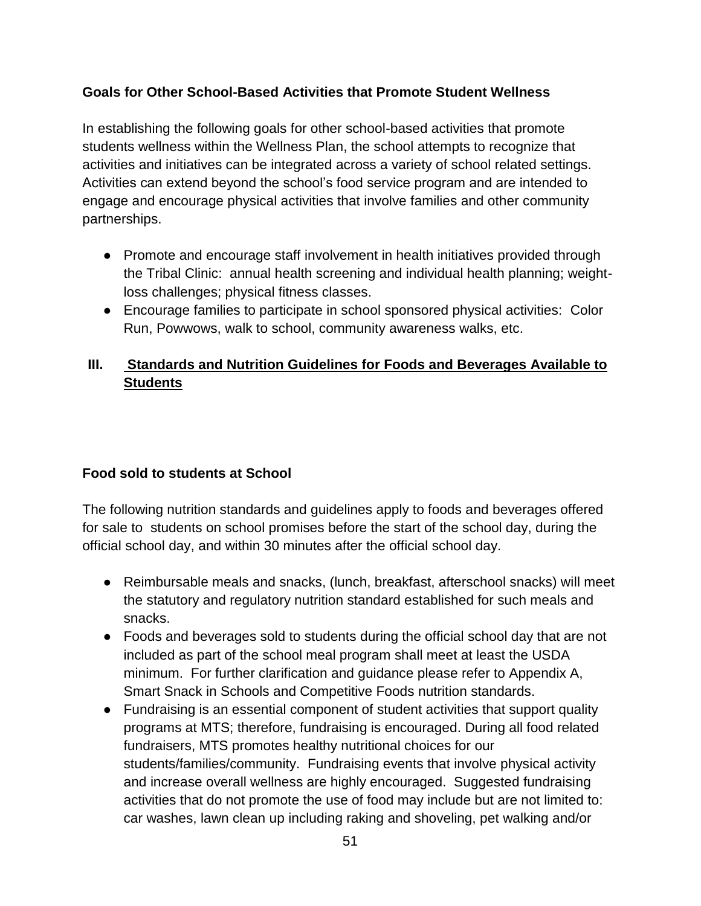**Goals for Other School-Based Activities that Promote Student Wellness**

In establishing the following goals for other school-based activities that promote students wellness within the Wellness Plan, the school attempts to recognize that activities and initiatives can be integrated across a variety of school related settings. Activities can extend beyond the school's food service program and are intended to engage and encourage physical activities that involve families and other community partnerships.

- Promote and encourage staff involvement in health initiatives provided through the Tribal Clinic: annual health screening and individual health planning; weight-loss challenges; physical fitness classes.
- Encourage families to participate in school sponsored physical activities: Color Run, Powwows, walk to school, community awareness walks, etc.

## III. Standards and Nutrition Guidelines for Foods and Beverages Available to Students

**Food sold to students at School**

The following nutrition standards and guidelines apply to foods and beverages offered for sale to students on school promises before the start of the school day, during the official school day, and within 30 minutes after the official school day.

- Reimbursable meals and snacks, (lunch, breakfast, afterschool snacks) will meet the statutory and regulatory nutrition standard established for such meals and snacks.
- Foods and beverages sold to students during the official school day that are not included as part of the school meal program shall meet at least the USDA minimum. For further clarification and guidance please refer to Appendix A, Smart Snack in Schools and Competitive Foods nutrition standards.
- Fundraising is an essential component of student activities that support quality programs at MTS; therefore, fundraising is encouraged. During all food related fundraisers, MTS promotes healthy nutritional choices for our students/families/community. Fundraising events that involve physical activity and increase overall wellness are highly encouraged. Suggested fundraising activities that do not promote the use of food may include but are not limited to: car washes, lawn clean up including raking and shoveling, pet walking and/or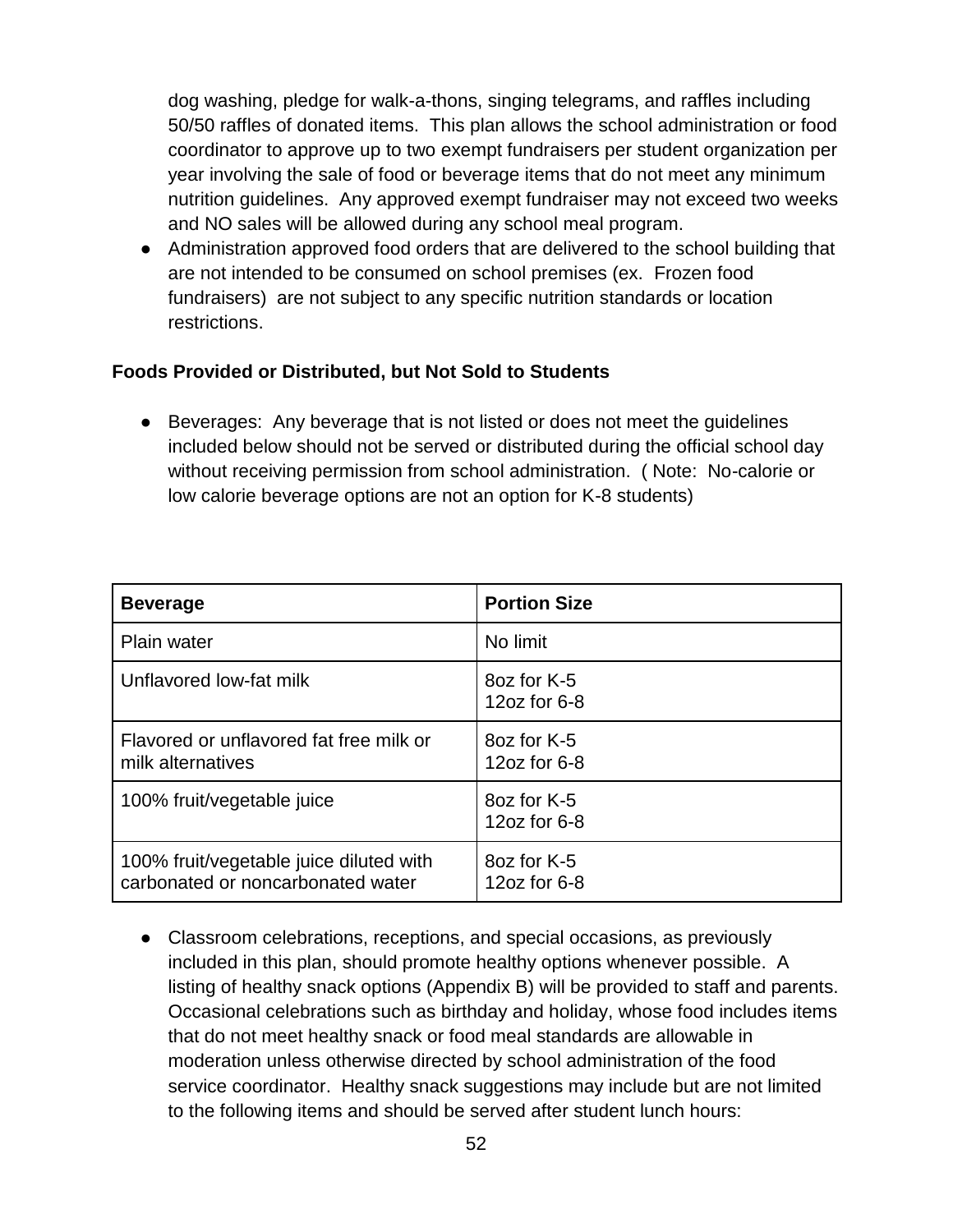dog washing, pledge for walk-a-thons, singing telegrams, and raffles including 50/50 raffles of donated items. This plan allows the school administration or food coordinator to approve up to two exempt fundraisers per student organization per year involving the sale of food or beverage items that do not meet any minimum nutrition guidelines. Any approved exempt fundraiser may not exceed two weeks and NO sales will be allowed during any school meal program.

- Administration approved food orders that are delivered to the school building that are not intended to be consumed on school premises (ex. Frozen food fundraisers) are not subject to any specific nutrition standards or location restrictions.

**Foods Provided or Distributed, but Not Sold to Students**

- Beverages: Any beverage that is not listed or does not meet the guidelines included below should not be served or distributed during the official school day without receiving permission from school administration. ( Note: No-calorie or low calorie beverage options are not an option for K-8 students)

| Beverage | Portion Size |
|---|---|
| Plain water | No limit |
| Unflavored low-fat milk | 8oz for K-5<br>12oz for 6-8 |
| Flavored or unflavored fat free milk or milk alternatives | 8oz for K-5<br>12oz for 6-8 |
| 100% fruit/vegetable juice | 8oz for K-5<br>12oz for 6-8 |
| 100% fruit/vegetable juice diluted with carbonated or noncarbonated water | 8oz for K-5<br>12oz for 6-8 |

- Classroom celebrations, receptions, and special occasions, as previously included in this plan, should promote healthy options whenever possible. A listing of healthy snack options (Appendix B) will be provided to staff and parents. Occasional celebrations such as birthday and holiday, whose food includes items that do not meet healthy snack or food meal standards are allowable in moderation unless otherwise directed by school administration of the food service coordinator. Healthy snack suggestions may include but are not limited to the following items and should be served after student lunch hours: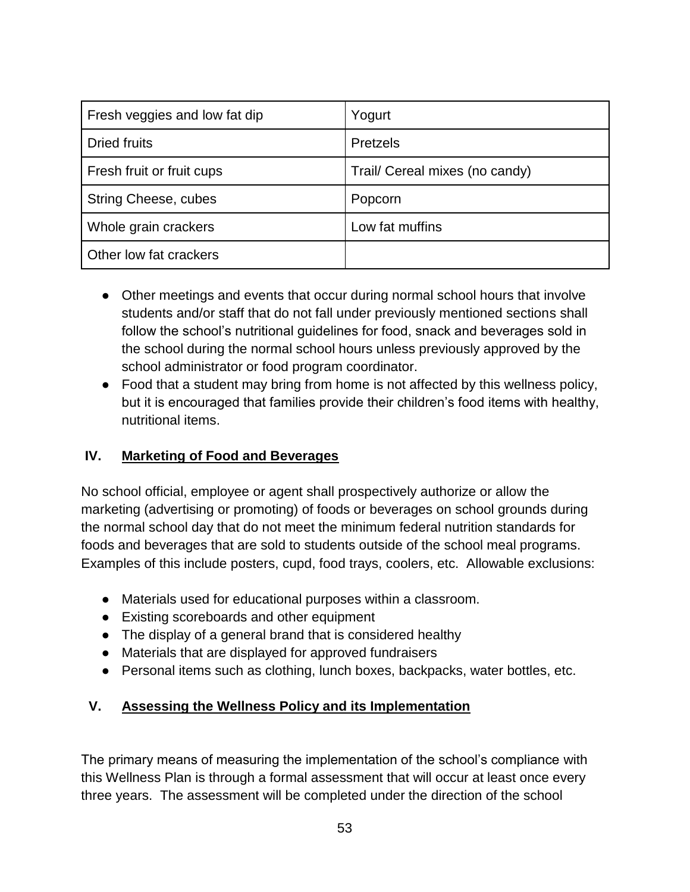| Fresh veggies and low fat dip | Yogurt |
| --- | --- |
| Dried fruits | Pretzels |
| Fresh fruit or fruit cups | Trail/ Cereal mixes (no candy) |
| String Cheese, cubes | Popcorn |
| Whole grain crackers | Low fat muffins |
| Other low fat crackers | |

- Other meetings and events that occur during normal school hours that involve students and/or staff that do not fall under previously mentioned sections shall follow the school's nutritional guidelines for food, snack and beverages sold in the school during the normal school hours unless previously approved by the school administrator or food program coordinator.
- Food that a student may bring from home is not affected by this wellness policy, but it is encouraged that families provide their children's food items with healthy, nutritional items.

## IV. Marketing of Food and Beverages

No school official, employee or agent shall prospectively authorize or allow the marketing (advertising or promoting) of foods or beverages on school grounds during the normal school day that do not meet the minimum federal nutrition standards for foods and beverages that are sold to students outside of the school meal programs. Examples of this include posters, cupd, food trays, coolers, etc. Allowable exclusions:

- Materials used for educational purposes within a classroom.
- Existing scoreboards and other equipment
- The display of a general brand that is considered healthy
- Materials that are displayed for approved fundraisers
- Personal items such as clothing, lunch boxes, backpacks, water bottles, etc.

## V. Assessing the Wellness Policy and its Implementation

The primary means of measuring the implementation of the school's compliance with this Wellness Plan is through a formal assessment that will occur at least once every three years. The assessment will be completed under the direction of the school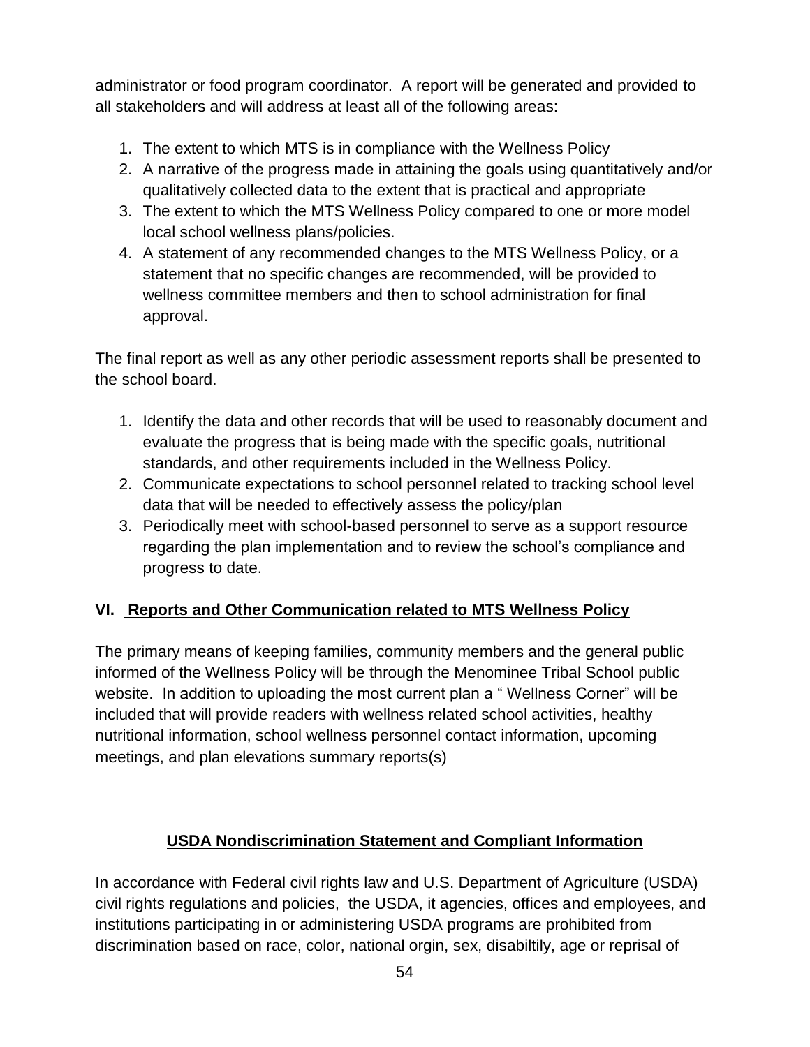administrator or food program coordinator. A report will be generated and provided to all stakeholders and will address at least all of the following areas:

1. The extent to which MTS is in compliance with the Wellness Policy
2. A narrative of the progress made in attaining the goals using quantitatively and/or qualitatively collected data to the extent that is practical and appropriate
3. The extent to which the MTS Wellness Policy compared to one or more model local school wellness plans/policies.
4. A statement of any recommended changes to the MTS Wellness Policy, or a statement that no specific changes are recommended, will be provided to wellness committee members and then to school administration for final approval.

The final report as well as any other periodic assessment reports shall be presented to the school board.

1. Identify the data and other records that will be used to reasonably document and evaluate the progress that is being made with the specific goals, nutritional standards, and other requirements included in the Wellness Policy.
2. Communicate expectations to school personnel related to tracking school level data that will be needed to effectively assess the policy/plan
3. Periodically meet with school-based personnel to serve as a support resource regarding the plan implementation and to review the school's compliance and progress to date.

## VI. Reports and Other Communication related to MTS Wellness Policy

The primary means of keeping families, community members and the general public informed of the Wellness Policy will be through the Menominee Tribal School public website. In addition to uploading the most current plan a " Wellness Corner" will be included that will provide readers with wellness related school activities, healthy nutritional information, school wellness personnel contact information, upcoming meetings, and plan elevations summary reports(s)

## USDA Nondiscrimination Statement and Compliant Information

In accordance with Federal civil rights law and U.S. Department of Agriculture (USDA) civil rights regulations and policies, the USDA, it agencies, offices and employees, and institutions participating in or administering USDA programs are prohibited from discrimination based on race, color, national orgin, sex, disabiltily, age or reprisal of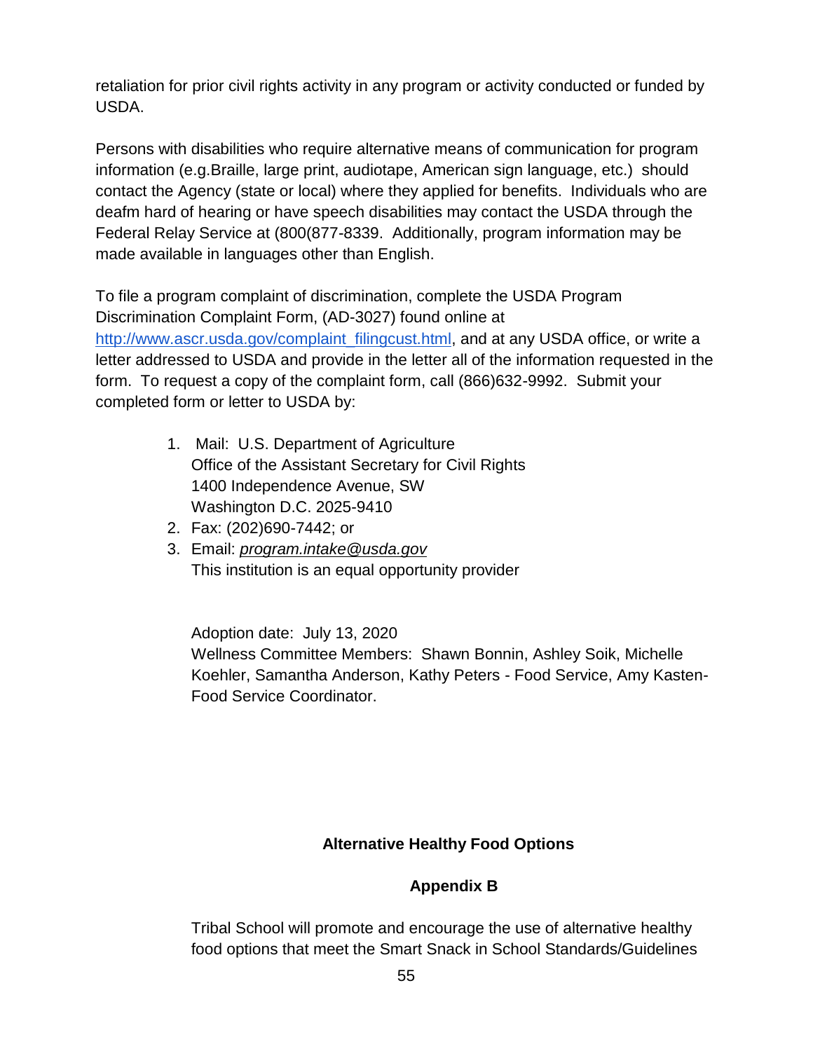retaliation for prior civil rights activity in any program or activity conducted or funded by USDA.

Persons with disabilities who require alternative means of communication for program information (e.g.Braille, large print, audiotape, American sign language, etc.) should contact the Agency (state or local) where they applied for benefits. Individuals who are deafm hard of hearing or have speech disabilities may contact the USDA through the Federal Relay Service at (800(877-8339. Additionally, program information may be made available in languages other than English.

To file a program complaint of discrimination, complete the USDA Program Discrimination Complaint Form, (AD-3027) found online at http://www.ascr.usda.gov/complaint_filingcust.html, and at any USDA office, or write a letter addressed to USDA and provide in the letter all of the information requested in the form. To request a copy of the complaint form, call (866)632-9992. Submit your completed form or letter to USDA by:

1. Mail: U.S. Department of Agriculture
   Office of the Assistant Secretary for Civil Rights
   1400 Independence Avenue, SW
   Washington D.C. 2025-9410
2. Fax: (202)690-7442; or
3. Email: *program.intake@usda.gov*
   This institution is an equal opportunity provider

Adoption date: July 13, 2020
Wellness Committee Members: Shawn Bonnin, Ashley Soik, Michelle Koehler, Samantha Anderson, Kathy Peters - Food Service, Amy Kasten- Food Service Coordinator.

**Alternative Healthy Food Options**

**Appendix B**

Tribal School will promote and encourage the use of alternative healthy food options that meet the Smart Snack in School Standards/Guidelines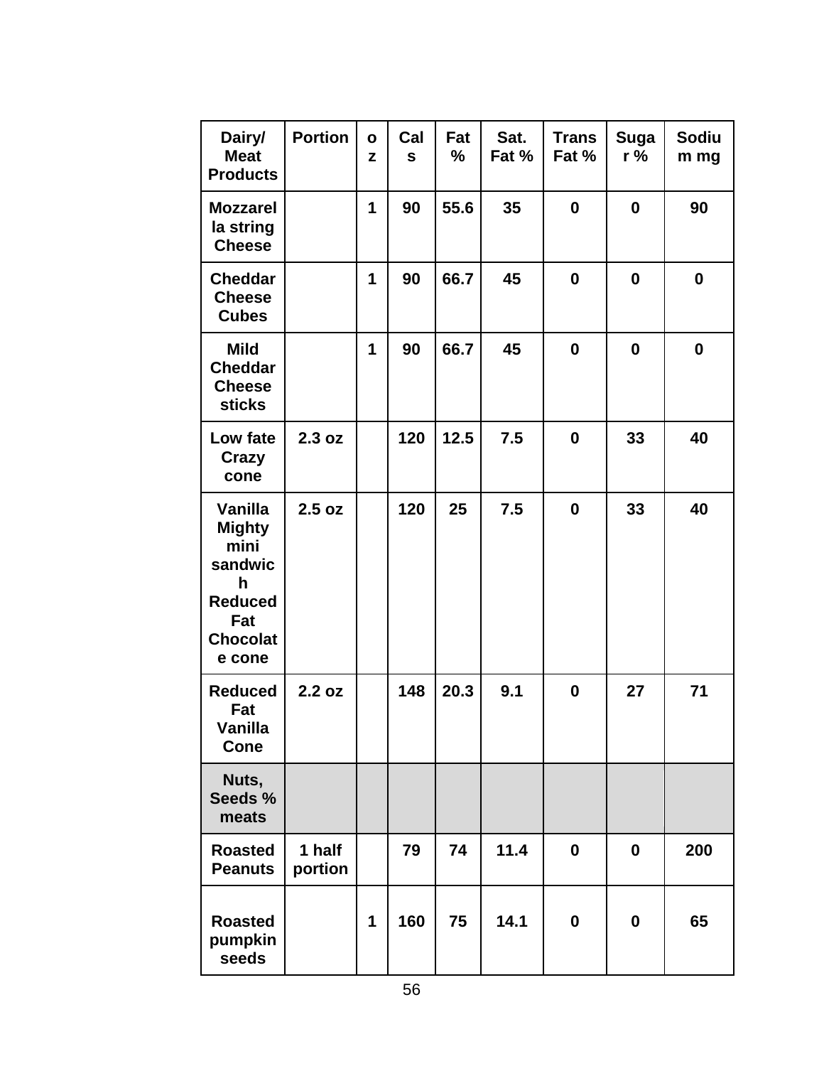| Dairy/ Meat Products | Portion | oz | Cals | Fat % | Sat. Fat % | Trans Fat % | Sugar % | Sodium mg |
|---|---|---|---|---|---|---|---|---|
| Mozzarella string Cheese | | 1 | 90 | 55.6 | 35 | 0 | 0 | 90 |
| Cheddar Cheese Cubes | | 1 | 90 | 66.7 | 45 | 0 | 0 | 0 |
| Mild Cheddar Cheese sticks | | 1 | 90 | 66.7 | 45 | 0 | 0 | 0 |
| Low fate Crazy cone | 2.3 oz | | 120 | 12.5 | 7.5 | 0 | 33 | 40 |
| Vanilla Mighty mini sandwich Reduced Fat Chocolate cone | 2.5 oz | | 120 | 25 | 7.5 | 0 | 33 | 40 |
| Reduced Fat Vanilla Cone | 2.2 oz | | 148 | 20.3 | 9.1 | 0 | 27 | 71 |
| Nuts, Seeds % meats | | | | | | | | |
| Roasted Peanuts | 1 half portion | | 79 | 74 | 11.4 | 0 | 0 | 200 |
| Roasted pumpkin seeds | | 1 | 160 | 75 | 14.1 | 0 | 0 | 65 |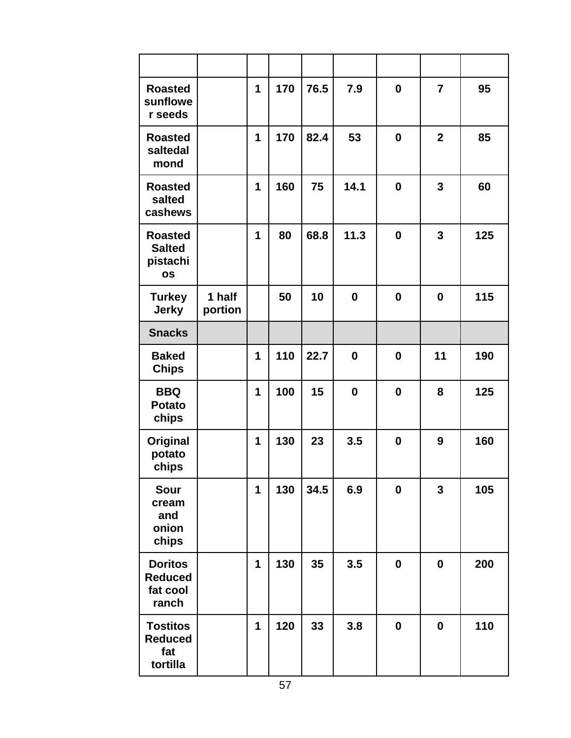| | | | | | | | | |
|---|---|---|---|---|---|---|---|---|
| **Roasted sunflower seeds** | | **1** | **170** | **76.5** | **7.9** | **0** | **7** | **95** |
| **Roasted saltedal mond** | | **1** | **170** | **82.4** | **53** | **0** | **2** | **85** |
| **Roasted salted cashews** | | **1** | **160** | **75** | **14.1** | **0** | **3** | **60** |
| **Roasted Salted pistachios** | | **1** | **80** | **68.8** | **11.3** | **0** | **3** | **125** |
| **Turkey Jerky** | **1 half portion** | | **50** | **10** | **0** | **0** | **0** | **115** |
| **Snacks** | | | | | | | | |
| **Baked Chips** | | **1** | **110** | **22.7** | **0** | **0** | **11** | **190** |
| **BBQ Potato chips** | | **1** | **100** | **15** | **0** | **0** | **8** | **125** |
| **Original potato chips** | | **1** | **130** | **23** | **3.5** | **0** | **9** | **160** |
| **Sour cream and onion chips** | | **1** | **130** | **34.5** | **6.9** | **0** | **3** | **105** |
| **Doritos Reduced fat cool ranch** | | **1** | **130** | **35** | **3.5** | **0** | **0** | **200** |
| **Tostitos Reduced fat tortilla** | | **1** | **120** | **33** | **3.8** | **0** | **0** | **110** |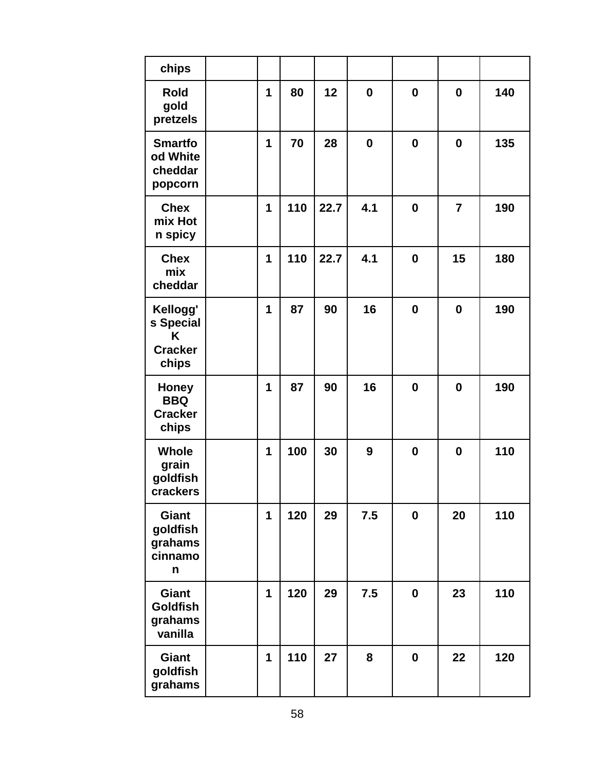| chips | | | | | | | | |
|---|---|---|---|---|---|---|---|---|
| Rold gold pretzels | | 1 | 80 | 12 | 0 | 0 | 0 | 140 |
| Smartfood White cheddar popcorn | | 1 | 70 | 28 | 0 | 0 | 0 | 135 |
| Chex mix Hot n spicy | | 1 | 110 | 22.7 | 4.1 | 0 | 7 | 190 |
| Chex mix cheddar | | 1 | 110 | 22.7 | 4.1 | 0 | 15 | 180 |
| Kellogg's Special K Cracker chips | | 1 | 87 | 90 | 16 | 0 | 0 | 190 |
| Honey BBQ Cracker chips | | 1 | 87 | 90 | 16 | 0 | 0 | 190 |
| Whole grain goldfish crackers | | 1 | 100 | 30 | 9 | 0 | 0 | 110 |
| Giant goldfish grahams cinnamon | | 1 | 120 | 29 | 7.5 | 0 | 20 | 110 |
| Giant Goldfish grahams vanilla | | 1 | 120 | 29 | 7.5 | 0 | 23 | 110 |
| Giant goldfish grahams | | 1 | 110 | 27 | 8 | 0 | 22 | 120 |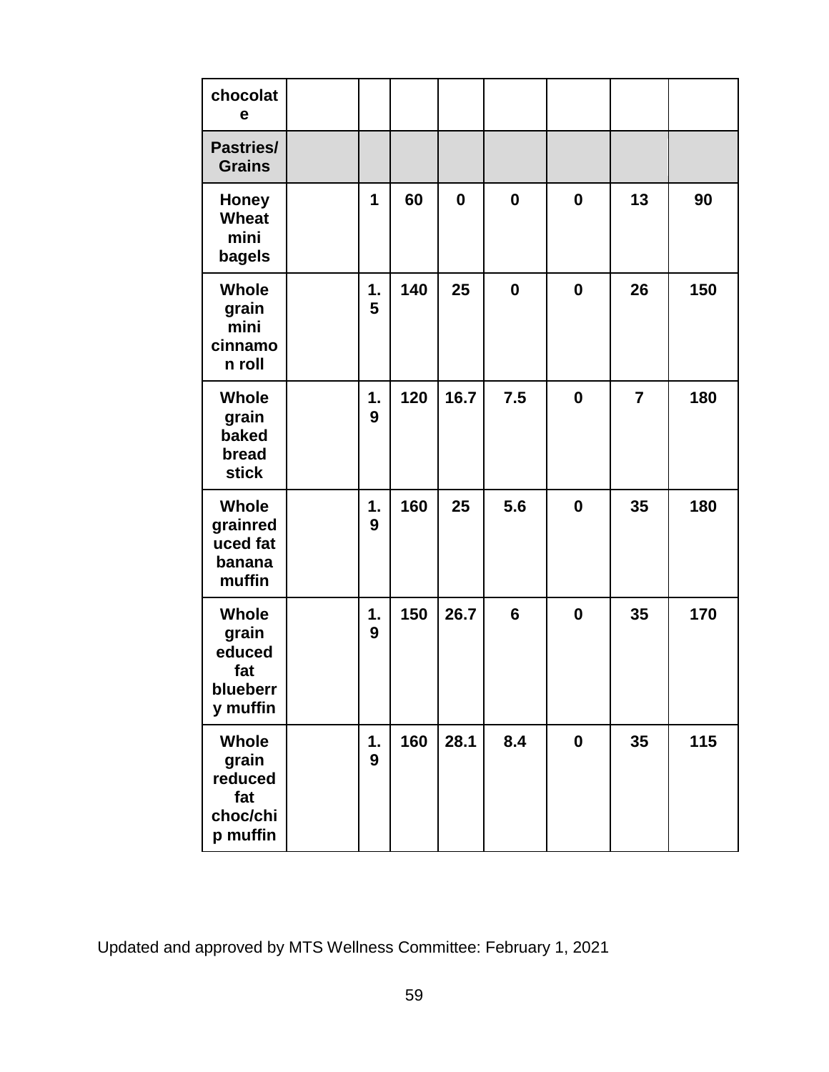| chocolate | | | | | | | | |
|---|---|---|---|---|---|---|---|---|
| **Pastries/ Grains** | | | | | | | | |
| **Honey Wheat mini bagels** | | **1** | **60** | **0** | **0** | **0** | **13** | **90** |
| **Whole grain mini cinnamon roll** | | **1.5** | **140** | **25** | **0** | **0** | **26** | **150** |
| **Whole grain baked bread stick** | | **1.9** | **120** | **16.7** | **7.5** | **0** | **7** | **180** |
| **Whole grainreduced fat banana muffin** | | **1.9** | **160** | **25** | **5.6** | **0** | **35** | **180** |
| **Whole grain educed fat blueberry muffin** | | **1.9** | **150** | **26.7** | **6** | **0** | **35** | **170** |
| **Whole grain reduced fat choc/chip muffin** | | **1.9** | **160** | **28.1** | **8.4** | **0** | **35** | **115** |

Updated and approved by MTS Wellness Committee: February 1, 2021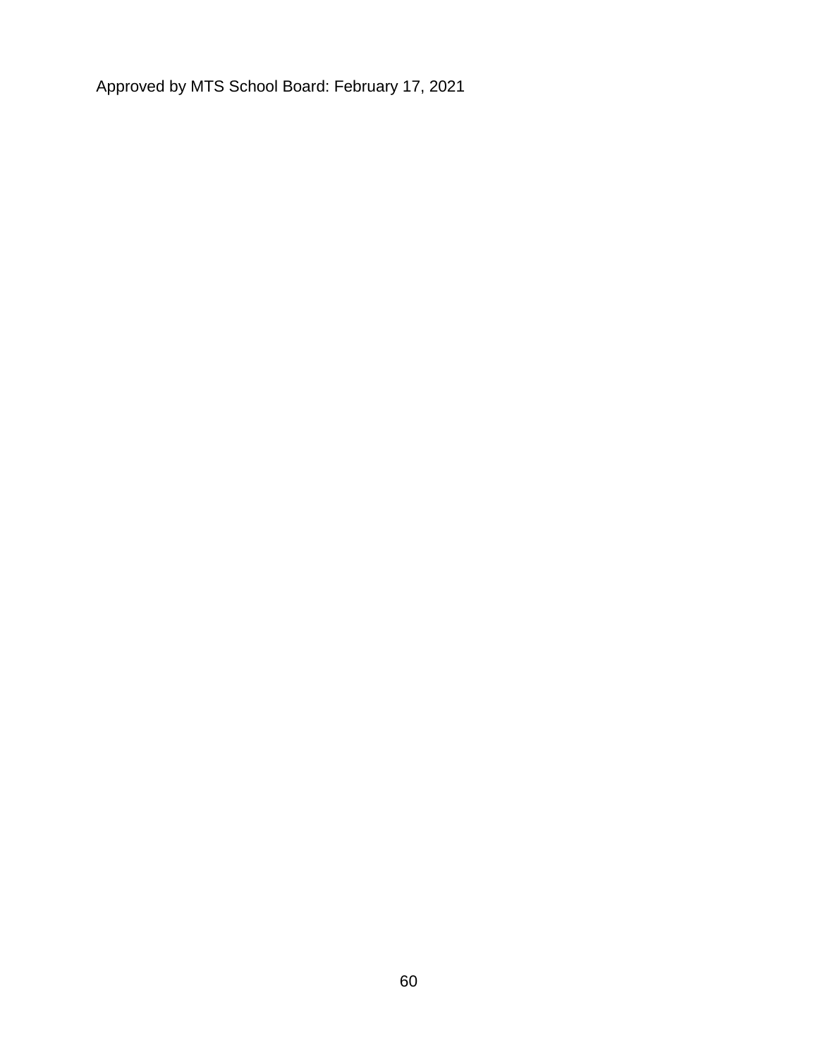Approved by MTS School Board: February 17, 2021